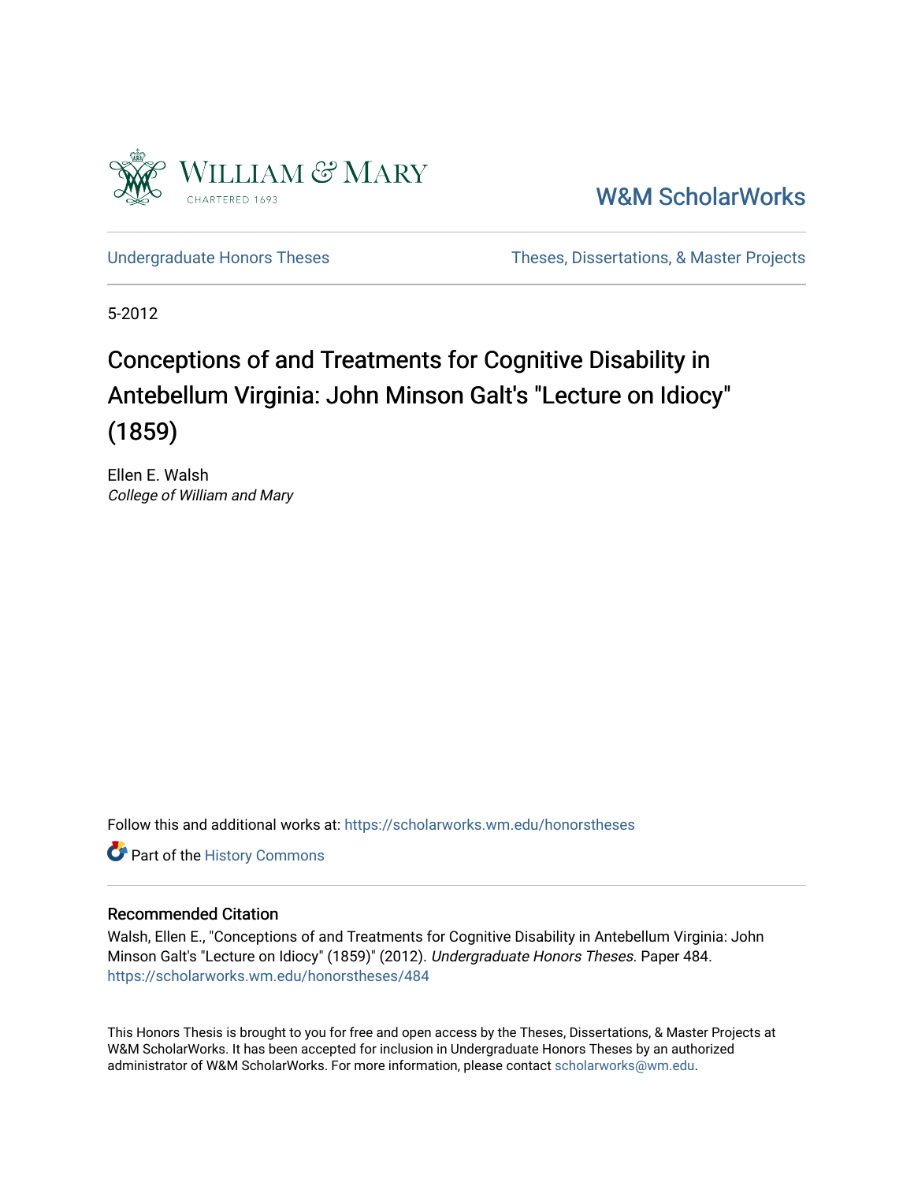William & Mary

CHARTERED 1693

W&M ScholarWorks

Undergraduate Honors Theses

Theses, Dissertations, & Master Projects

5-2012

# Conceptions of and Treatments for Cognitive Disability in Antebellum Virginia: John Minson Galt's "Lecture on Idiocy" (1859)

Ellen E. Walsh
*College of William and Mary*

Follow this and additional works at: https://scholarworks.wm.edu/honorstheses

Part of the History Commons

## Recommended Citation

Walsh, Ellen E., "Conceptions of and Treatments for Cognitive Disability in Antebellum Virginia: John Minson Galt's "Lecture on Idiocy" (1859)" (2012). *Undergraduate Honors Theses.* Paper 484.
https://scholarworks.wm.edu/honorstheses/484

This Honors Thesis is brought to you for free and open access by the Theses, Dissertations, & Master Projects at W&M ScholarWorks. It has been accepted for inclusion in Undergraduate Honors Theses by an authorized administrator of W&M ScholarWorks. For more information, please contact scholarworks@wm.edu.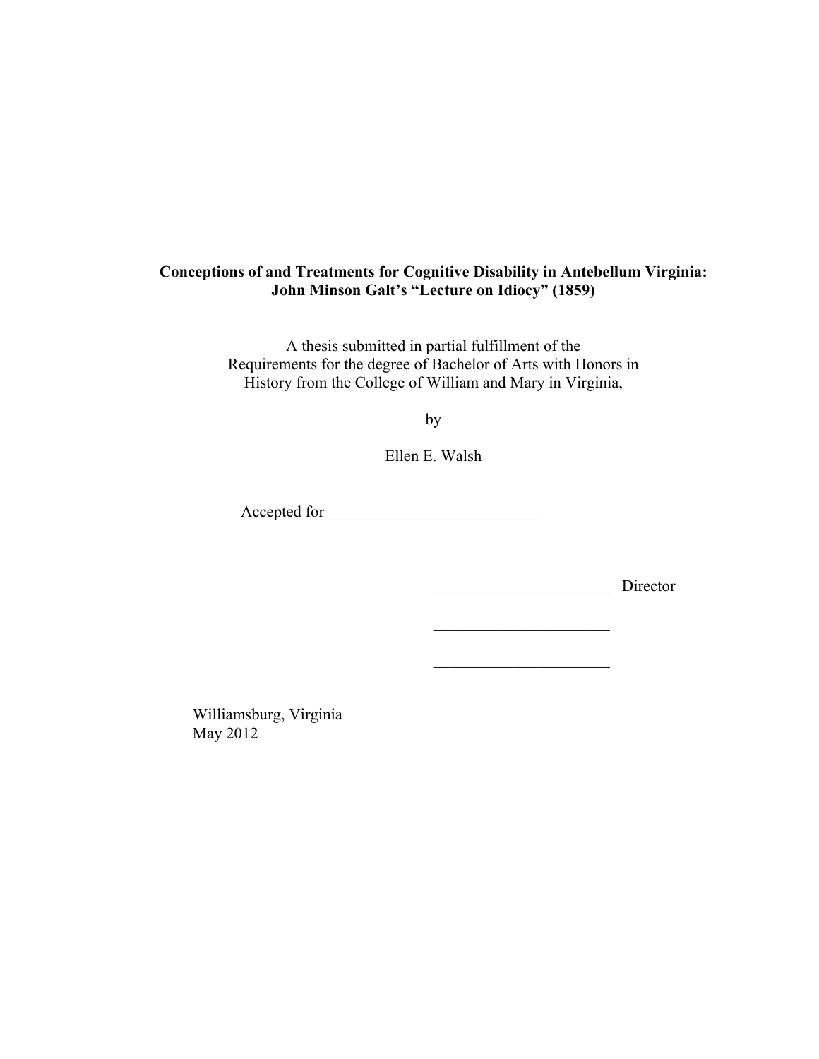**Conceptions of and Treatments for Cognitive Disability in Antebellum Virginia: John Minson Galt's "Lecture on Idiocy" (1859)**

A thesis submitted in partial fulfillment of the
Requirements for the degree of Bachelor of Arts with Honors in
History from the College of William and Mary in Virginia,

by

Ellen E. Walsh

Accepted for __________________________

______________________ Director

______________________

______________________

Williamsburg, Virginia
May 2012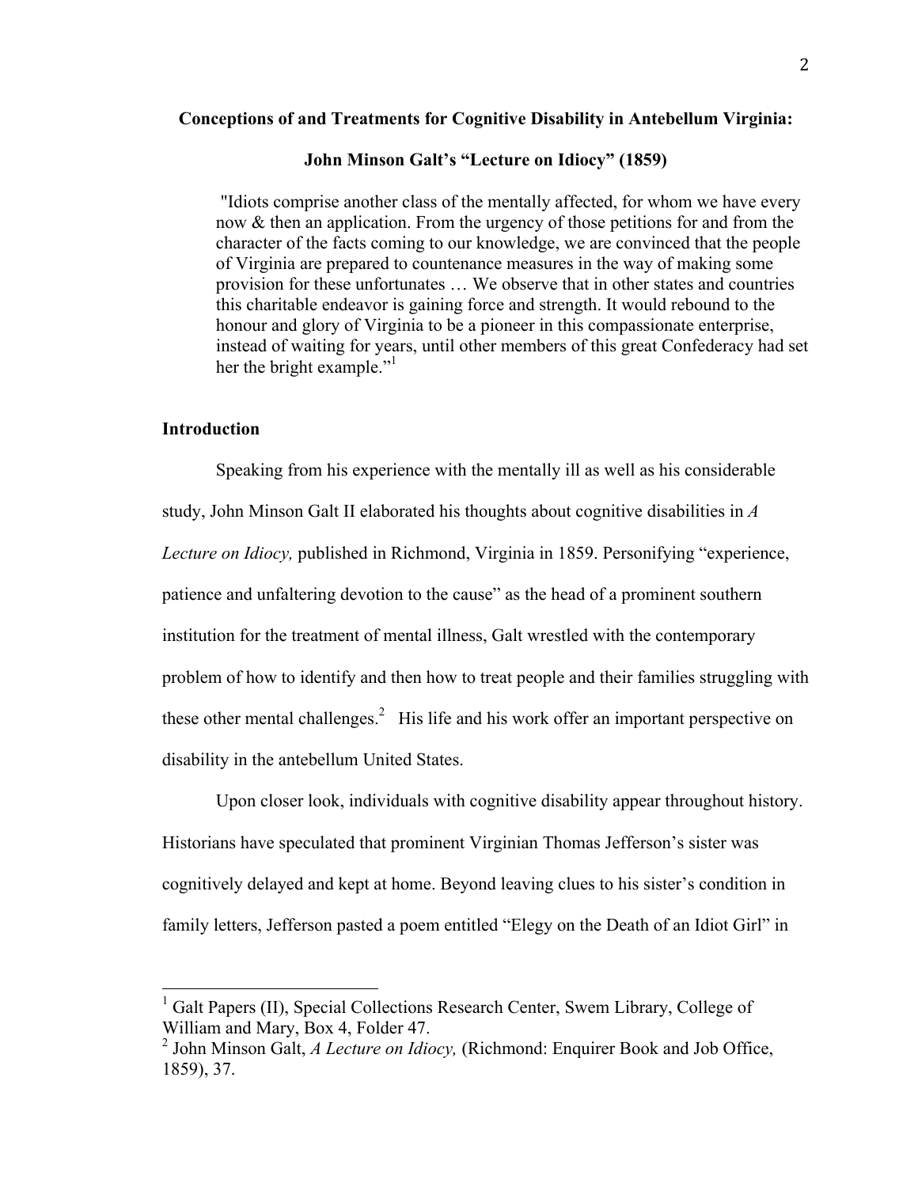**Conceptions of and Treatments for Cognitive Disability in Antebellum Virginia:**

**John Minson Galt's "Lecture on Idiocy" (1859)**

> "Idiots comprise another class of the mentally affected, for whom we have every now & then an application. From the urgency of those petitions for and from the character of the facts coming to our knowledge, we are convinced that the people of Virginia are prepared to countenance measures in the way of making some provision for these unfortunates … We observe that in other states and countries this charitable endeavor is gaining force and strength. It would rebound to the honour and glory of Virginia to be a pioneer in this compassionate enterprise, instead of waiting for years, until other members of this great Confederacy had set her the bright example."[1]

## Introduction

Speaking from his experience with the mentally ill as well as his considerable study, John Minson Galt II elaborated his thoughts about cognitive disabilities in *A Lecture on Idiocy,* published in Richmond, Virginia in 1859. Personifying "experience, patience and unfaltering devotion to the cause" as the head of a prominent southern institution for the treatment of mental illness, Galt wrestled with the contemporary problem of how to identify and then how to treat people and their families struggling with these other mental challenges.[2] His life and his work offer an important perspective on disability in the antebellum United States.

Upon closer look, individuals with cognitive disability appear throughout history. Historians have speculated that prominent Virginian Thomas Jefferson's sister was cognitively delayed and kept at home. Beyond leaving clues to his sister's condition in family letters, Jefferson pasted a poem entitled "Elegy on the Death of an Idiot Girl" in

---

[1] Galt Papers (II), Special Collections Research Center, Swem Library, College of William and Mary, Box 4, Folder 47.

[2] John Minson Galt, *A Lecture on Idiocy,* (Richmond: Enquirer Book and Job Office, 1859), 37.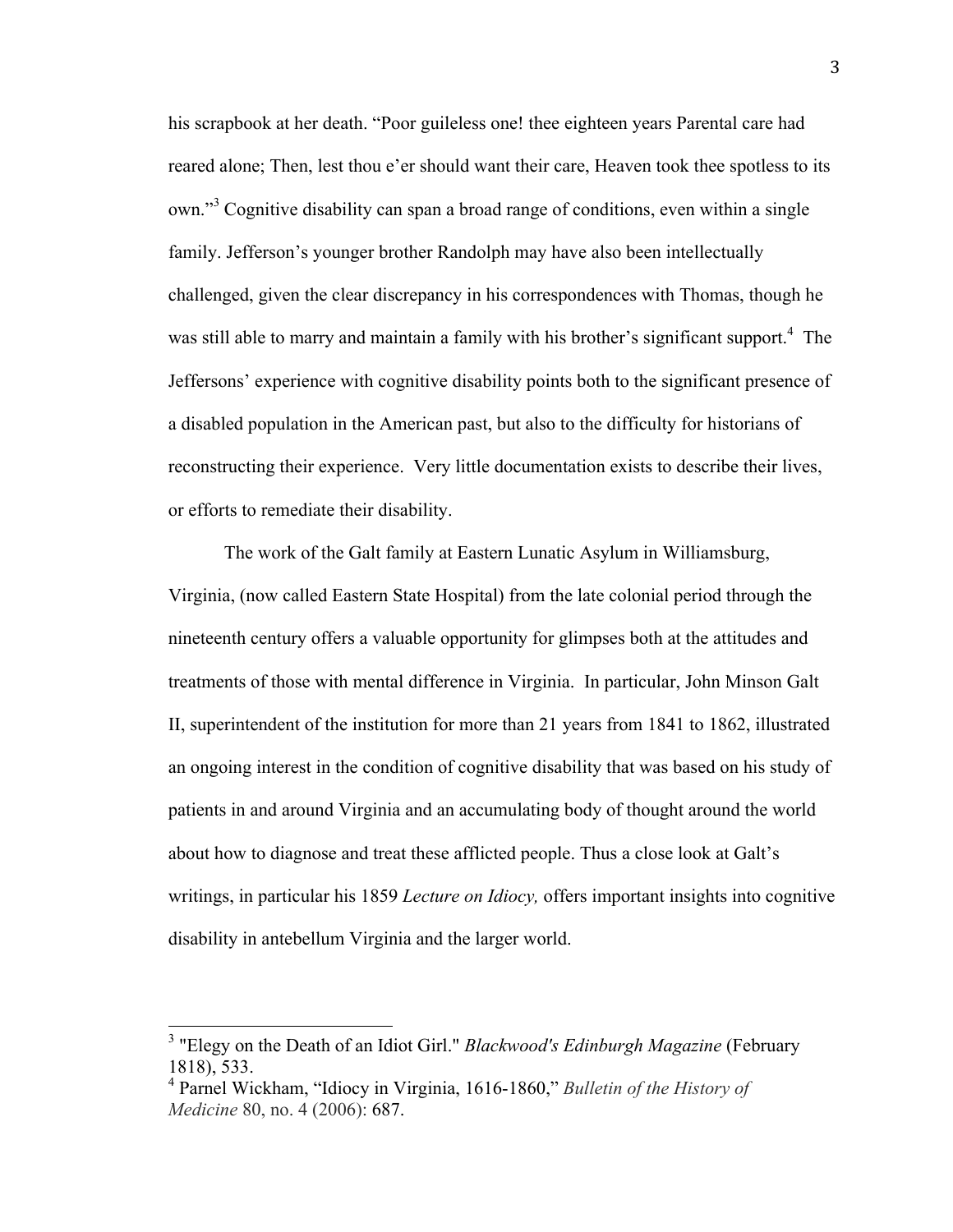his scrapbook at her death. "Poor guileless one! thee eighteen years Parental care had reared alone; Then, lest thou e'er should want their care, Heaven took thee spotless to its own."[3] Cognitive disability can span a broad range of conditions, even within a single family. Jefferson's younger brother Randolph may have also been intellectually challenged, given the clear discrepancy in his correspondences with Thomas, though he was still able to marry and maintain a family with his brother's significant support.[4] The Jeffersons' experience with cognitive disability points both to the significant presence of a disabled population in the American past, but also to the difficulty for historians of reconstructing their experience. Very little documentation exists to describe their lives, or efforts to remediate their disability.

The work of the Galt family at Eastern Lunatic Asylum in Williamsburg, Virginia, (now called Eastern State Hospital) from the late colonial period through the nineteenth century offers a valuable opportunity for glimpses both at the attitudes and treatments of those with mental difference in Virginia. In particular, John Minson Galt II, superintendent of the institution for more than 21 years from 1841 to 1862, illustrated an ongoing interest in the condition of cognitive disability that was based on his study of patients in and around Virginia and an accumulating body of thought around the world about how to diagnose and treat these afflicted people. Thus a close look at Galt's writings, in particular his 1859 *Lecture on Idiocy,* offers important insights into cognitive disability in antebellum Virginia and the larger world.

---

[3] "Elegy on the Death of an Idiot Girl." *Blackwood's Edinburgh Magazine* (February 1818), 533.

[4] Parnel Wickham, "Idiocy in Virginia, 1616-1860," *Bulletin of the History of Medicine* 80, no. 4 (2006): 687.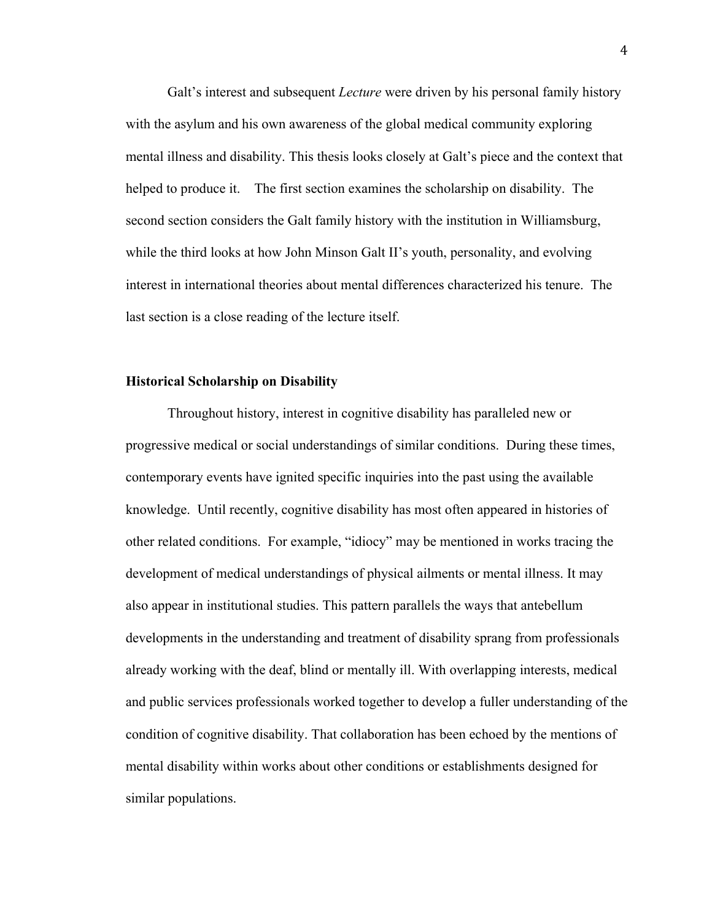Galt's interest and subsequent *Lecture* were driven by his personal family history with the asylum and his own awareness of the global medical community exploring mental illness and disability. This thesis looks closely at Galt's piece and the context that helped to produce it. The first section examines the scholarship on disability. The second section considers the Galt family history with the institution in Williamsburg, while the third looks at how John Minson Galt II's youth, personality, and evolving interest in international theories about mental differences characterized his tenure. The last section is a close reading of the lecture itself.

**Historical Scholarship on Disability**

Throughout history, interest in cognitive disability has paralleled new or progressive medical or social understandings of similar conditions. During these times, contemporary events have ignited specific inquiries into the past using the available knowledge. Until recently, cognitive disability has most often appeared in histories of other related conditions. For example, "idiocy" may be mentioned in works tracing the development of medical understandings of physical ailments or mental illness. It may also appear in institutional studies. This pattern parallels the ways that antebellum developments in the understanding and treatment of disability sprang from professionals already working with the deaf, blind or mentally ill. With overlapping interests, medical and public services professionals worked together to develop a fuller understanding of the condition of cognitive disability. That collaboration has been echoed by the mentions of mental disability within works about other conditions or establishments designed for similar populations.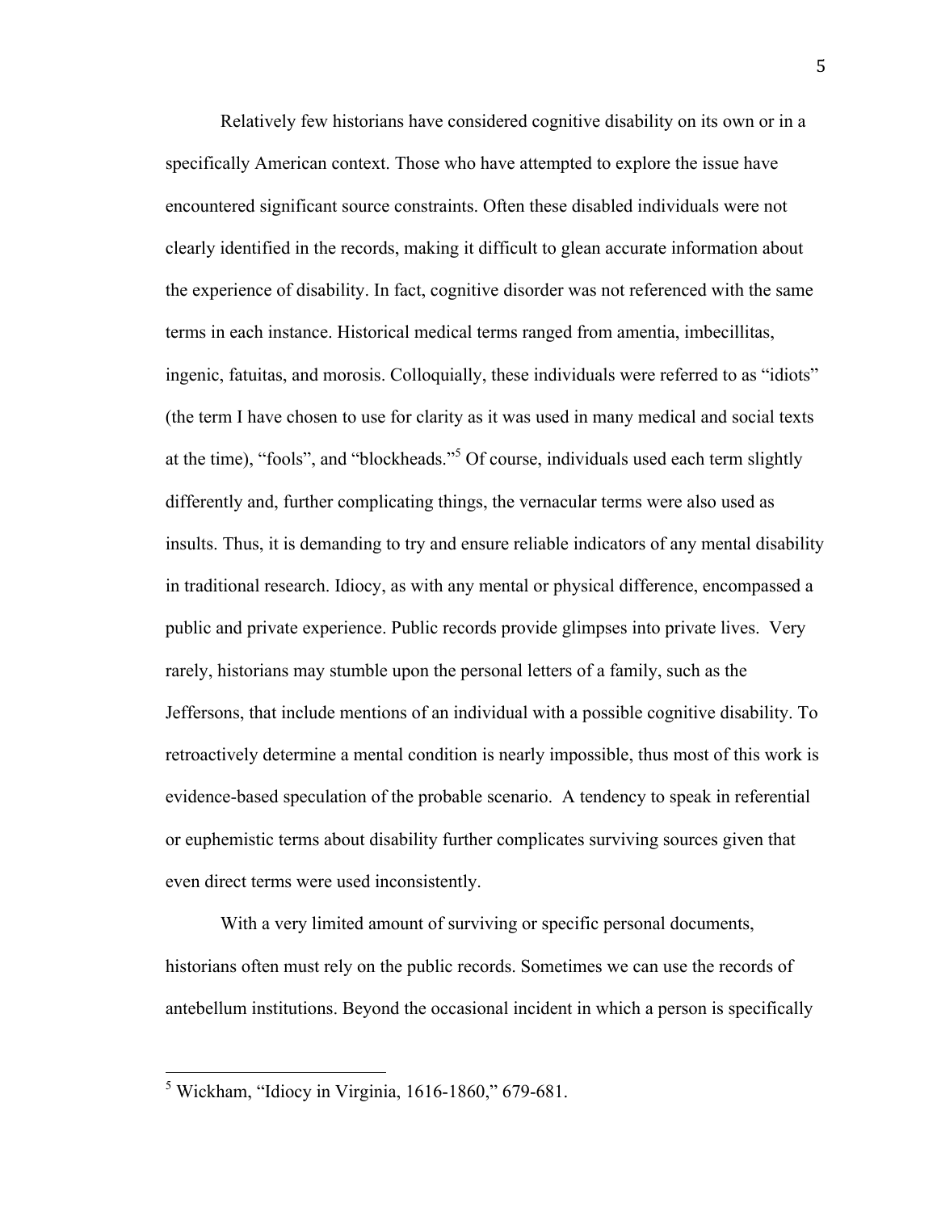Relatively few historians have considered cognitive disability on its own or in a specifically American context. Those who have attempted to explore the issue have encountered significant source constraints. Often these disabled individuals were not clearly identified in the records, making it difficult to glean accurate information about the experience of disability. In fact, cognitive disorder was not referenced with the same terms in each instance. Historical medical terms ranged from amentia, imbecillitas, ingenic, fatuitas, and morosis. Colloquially, these individuals were referred to as "idiots" (the term I have chosen to use for clarity as it was used in many medical and social texts at the time), "fools", and "blockheads."[5] Of course, individuals used each term slightly differently and, further complicating things, the vernacular terms were also used as insults. Thus, it is demanding to try and ensure reliable indicators of any mental disability in traditional research. Idiocy, as with any mental or physical difference, encompassed a public and private experience. Public records provide glimpses into private lives. Very rarely, historians may stumble upon the personal letters of a family, such as the Jeffersons, that include mentions of an individual with a possible cognitive disability. To retroactively determine a mental condition is nearly impossible, thus most of this work is evidence-based speculation of the probable scenario. A tendency to speak in referential or euphemistic terms about disability further complicates surviving sources given that even direct terms were used inconsistently.

With a very limited amount of surviving or specific personal documents, historians often must rely on the public records. Sometimes we can use the records of antebellum institutions. Beyond the occasional incident in which a person is specifically

---

[5] Wickham, "Idiocy in Virginia, 1616-1860," 679-681.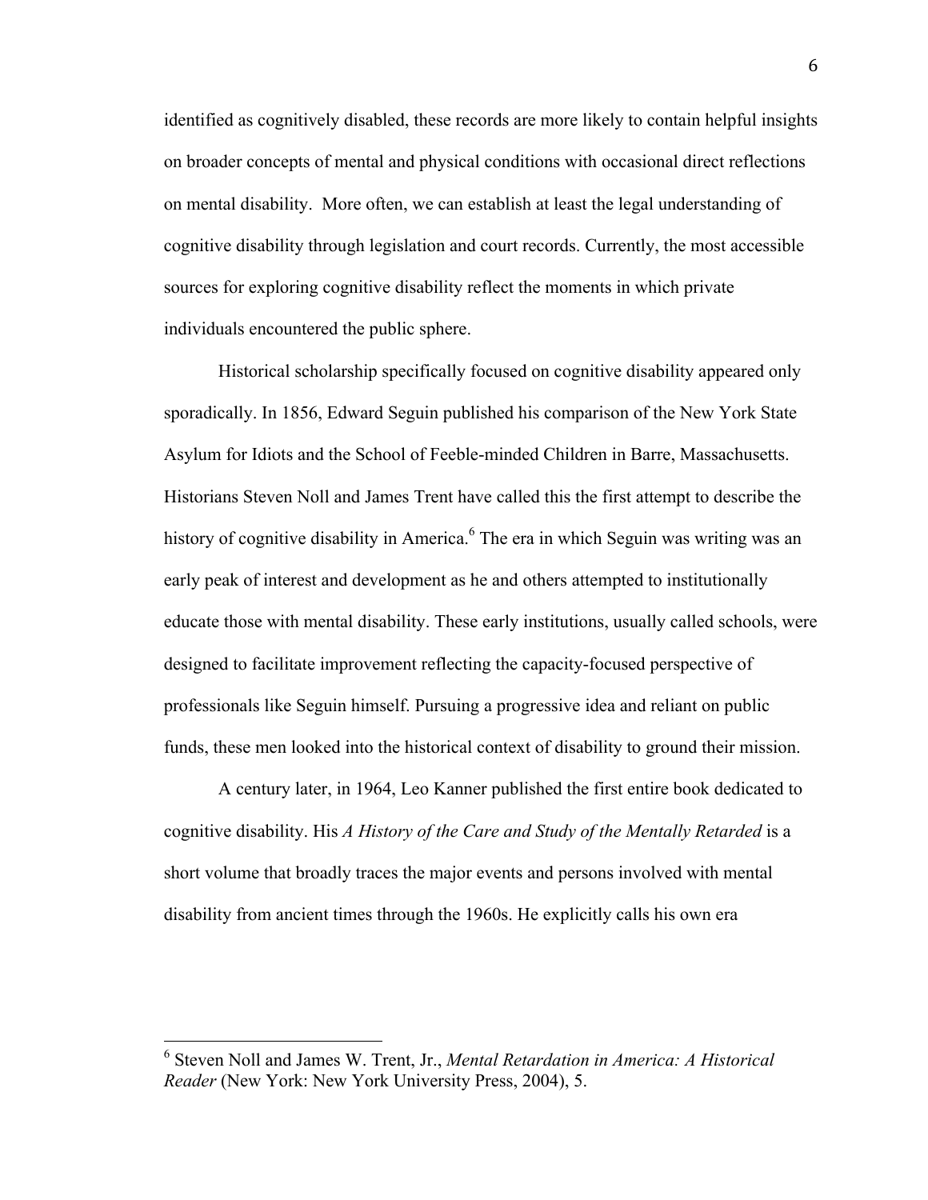identified as cognitively disabled, these records are more likely to contain helpful insights on broader concepts of mental and physical conditions with occasional direct reflections on mental disability. More often, we can establish at least the legal understanding of cognitive disability through legislation and court records. Currently, the most accessible sources for exploring cognitive disability reflect the moments in which private individuals encountered the public sphere.

Historical scholarship specifically focused on cognitive disability appeared only sporadically. In 1856, Edward Seguin published his comparison of the New York State Asylum for Idiots and the School of Feeble-minded Children in Barre, Massachusetts. Historians Steven Noll and James Trent have called this the first attempt to describe the history of cognitive disability in America.[6] The era in which Seguin was writing was an early peak of interest and development as he and others attempted to institutionally educate those with mental disability. These early institutions, usually called schools, were designed to facilitate improvement reflecting the capacity-focused perspective of professionals like Seguin himself. Pursuing a progressive idea and reliant on public funds, these men looked into the historical context of disability to ground their mission.

A century later, in 1964, Leo Kanner published the first entire book dedicated to cognitive disability. His *A History of the Care and Study of the Mentally Retarded* is a short volume that broadly traces the major events and persons involved with mental disability from ancient times through the 1960s. He explicitly calls his own era

---

[6] Steven Noll and James W. Trent, Jr., *Mental Retardation in America: A Historical Reader* (New York: New York University Press, 2004), 5.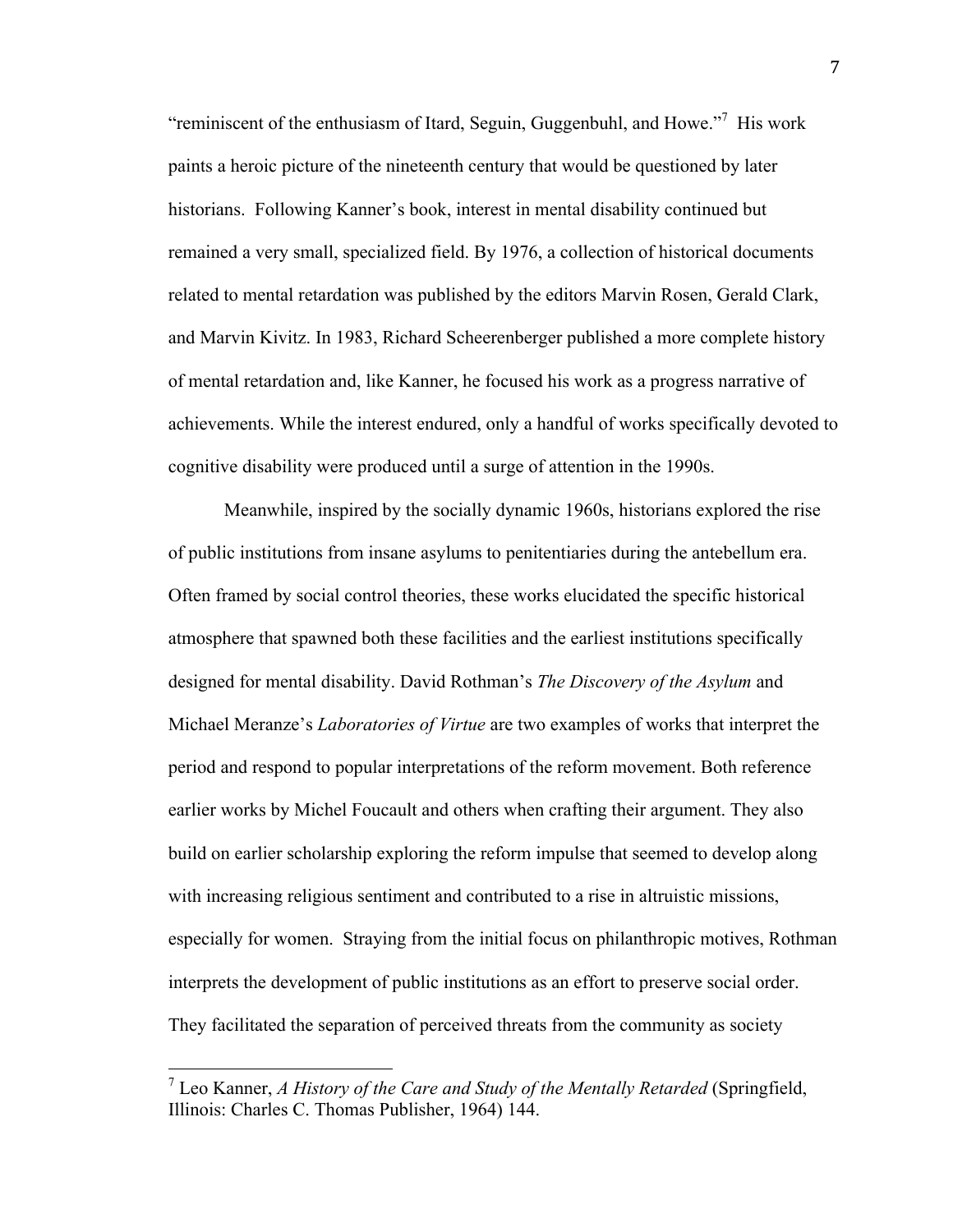"reminiscent of the enthusiasm of Itard, Seguin, Guggenbuhl, and Howe."[7] His work paints a heroic picture of the nineteenth century that would be questioned by later historians. Following Kanner's book, interest in mental disability continued but remained a very small, specialized field. By 1976, a collection of historical documents related to mental retardation was published by the editors Marvin Rosen, Gerald Clark, and Marvin Kivitz. In 1983, Richard Scheerenberger published a more complete history of mental retardation and, like Kanner, he focused his work as a progress narrative of achievements. While the interest endured, only a handful of works specifically devoted to cognitive disability were produced until a surge of attention in the 1990s.

Meanwhile, inspired by the socially dynamic 1960s, historians explored the rise of public institutions from insane asylums to penitentiaries during the antebellum era. Often framed by social control theories, these works elucidated the specific historical atmosphere that spawned both these facilities and the earliest institutions specifically designed for mental disability. David Rothman's *The Discovery of the Asylum* and Michael Meranze's *Laboratories of Virtue* are two examples of works that interpret the period and respond to popular interpretations of the reform movement. Both reference earlier works by Michel Foucault and others when crafting their argument. They also build on earlier scholarship exploring the reform impulse that seemed to develop along with increasing religious sentiment and contributed to a rise in altruistic missions, especially for women. Straying from the initial focus on philanthropic motives, Rothman interprets the development of public institutions as an effort to preserve social order. They facilitated the separation of perceived threats from the community as society

---

[7] Leo Kanner, *A History of the Care and Study of the Mentally Retarded* (Springfield, Illinois: Charles C. Thomas Publisher, 1964) 144.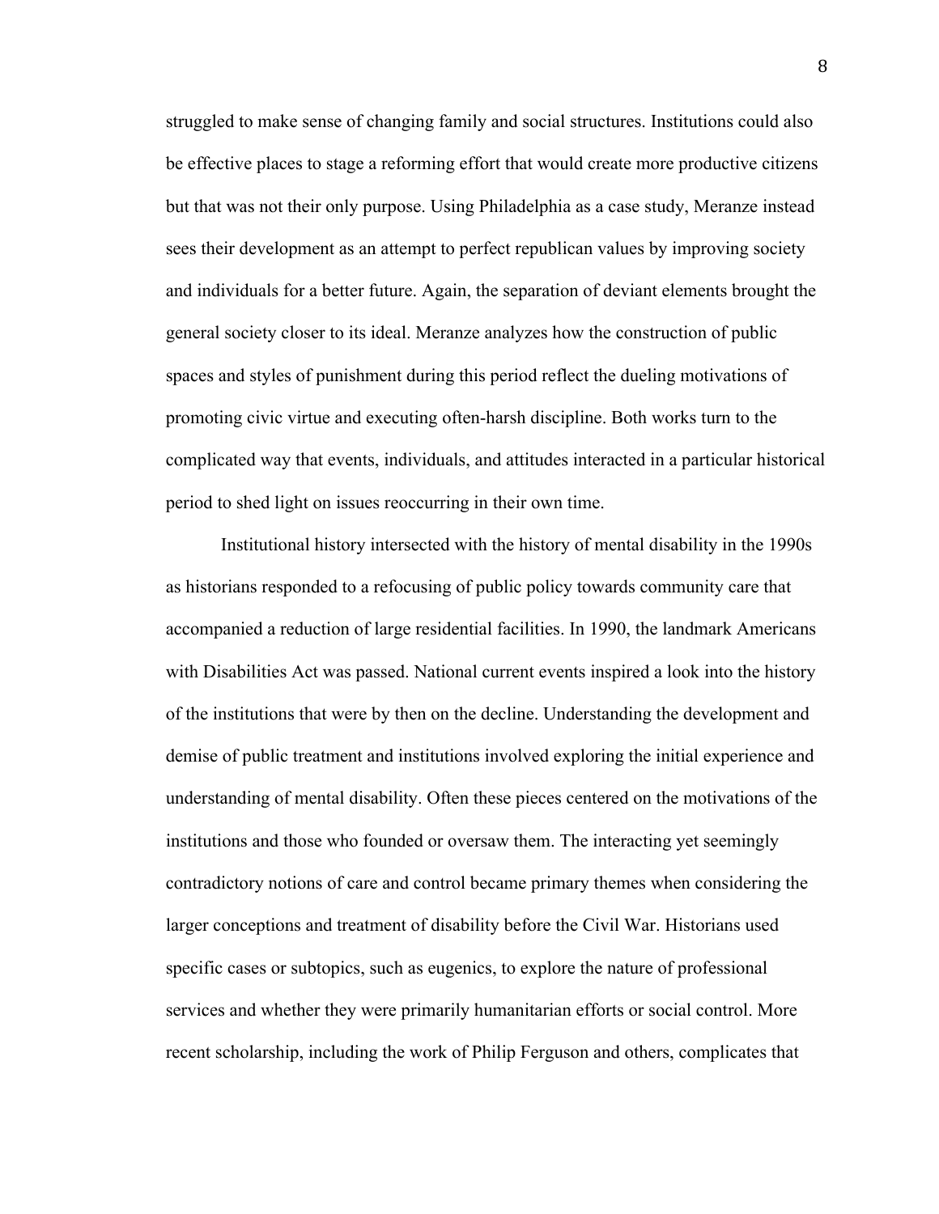struggled to make sense of changing family and social structures. Institutions could also be effective places to stage a reforming effort that would create more productive citizens but that was not their only purpose. Using Philadelphia as a case study, Meranze instead sees their development as an attempt to perfect republican values by improving society and individuals for a better future. Again, the separation of deviant elements brought the general society closer to its ideal. Meranze analyzes how the construction of public spaces and styles of punishment during this period reflect the dueling motivations of promoting civic virtue and executing often-harsh discipline. Both works turn to the complicated way that events, individuals, and attitudes interacted in a particular historical period to shed light on issues reoccurring in their own time.

Institutional history intersected with the history of mental disability in the 1990s as historians responded to a refocusing of public policy towards community care that accompanied a reduction of large residential facilities. In 1990, the landmark Americans with Disabilities Act was passed. National current events inspired a look into the history of the institutions that were by then on the decline. Understanding the development and demise of public treatment and institutions involved exploring the initial experience and understanding of mental disability. Often these pieces centered on the motivations of the institutions and those who founded or oversaw them. The interacting yet seemingly contradictory notions of care and control became primary themes when considering the larger conceptions and treatment of disability before the Civil War. Historians used specific cases or subtopics, such as eugenics, to explore the nature of professional services and whether they were primarily humanitarian efforts or social control. More recent scholarship, including the work of Philip Ferguson and others, complicates that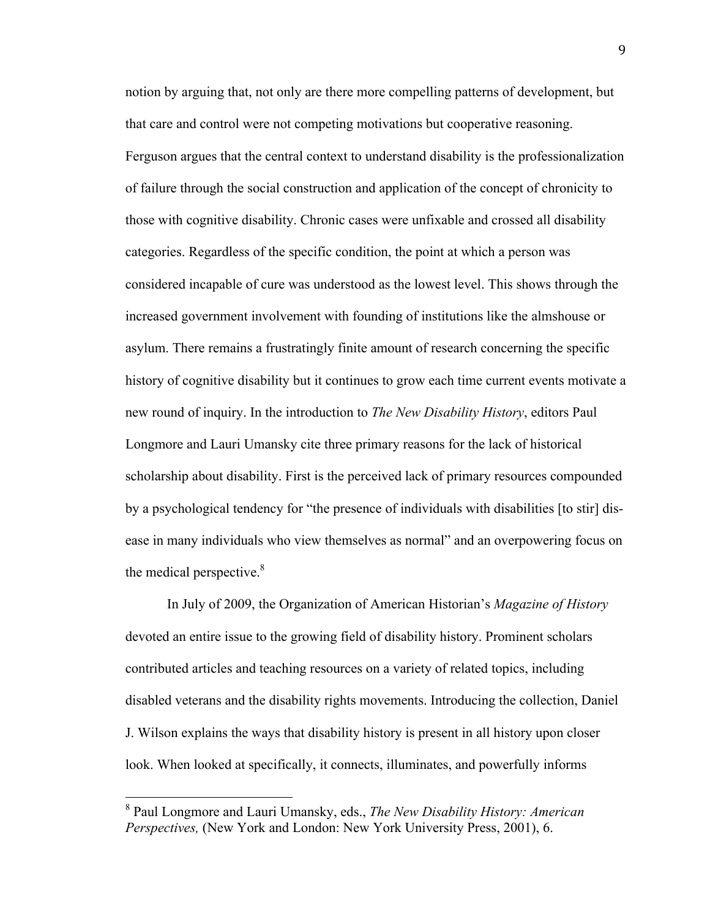notion by arguing that, not only are there more compelling patterns of development, but that care and control were not competing motivations but cooperative reasoning. Ferguson argues that the central context to understand disability is the professionalization of failure through the social construction and application of the concept of chronicity to those with cognitive disability. Chronic cases were unfixable and crossed all disability categories. Regardless of the specific condition, the point at which a person was considered incapable of cure was understood as the lowest level. This shows through the increased government involvement with founding of institutions like the almshouse or asylum. There remains a frustratingly finite amount of research concerning the specific history of cognitive disability but it continues to grow each time current events motivate a new round of inquiry. In the introduction to *The New Disability History*, editors Paul Longmore and Lauri Umansky cite three primary reasons for the lack of historical scholarship about disability. First is the perceived lack of primary resources compounded by a psychological tendency for "the presence of individuals with disabilities [to stir] dis-ease in many individuals who view themselves as normal" and an overpowering focus on the medical perspective.[8]

In July of 2009, the Organization of American Historian's *Magazine of History* devoted an entire issue to the growing field of disability history. Prominent scholars contributed articles and teaching resources on a variety of related topics, including disabled veterans and the disability rights movements. Introducing the collection, Daniel J. Wilson explains the ways that disability history is present in all history upon closer look. When looked at specifically, it connects, illuminates, and powerfully informs

---

[8] Paul Longmore and Lauri Umansky, eds., *The New Disability History: American Perspectives,* (New York and London: New York University Press, 2001), 6.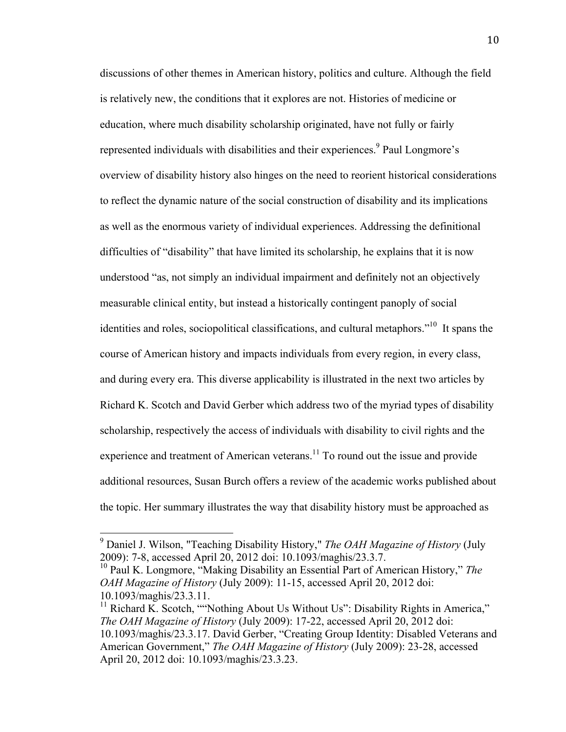discussions of other themes in American history, politics and culture. Although the field is relatively new, the conditions that it explores are not. Histories of medicine or education, where much disability scholarship originated, have not fully or fairly represented individuals with disabilities and their experiences.[9] Paul Longmore's overview of disability history also hinges on the need to reorient historical considerations to reflect the dynamic nature of the social construction of disability and its implications as well as the enormous variety of individual experiences. Addressing the definitional difficulties of "disability" that have limited its scholarship, he explains that it is now understood "as, not simply an individual impairment and definitely not an objectively measurable clinical entity, but instead a historically contingent panoply of social identities and roles, sociopolitical classifications, and cultural metaphors."[10] It spans the course of American history and impacts individuals from every region, in every class, and during every era. This diverse applicability is illustrated in the next two articles by Richard K. Scotch and David Gerber which address two of the myriad types of disability scholarship, respectively the access of individuals with disability to civil rights and the experience and treatment of American veterans.[11] To round out the issue and provide additional resources, Susan Burch offers a review of the academic works published about the topic. Her summary illustrates the way that disability history must be approached as

---

[9] Daniel J. Wilson, "Teaching Disability History," *The OAH Magazine of History* (July 2009): 7-8, accessed April 20, 2012 doi: 10.1093/maghis/23.3.7.

[10] Paul K. Longmore, "Making Disability an Essential Part of American History," *The OAH Magazine of History* (July 2009): 11-15, accessed April 20, 2012 doi: 10.1093/maghis/23.3.11.

[11] Richard K. Scotch, ""Nothing About Us Without Us": Disability Rights in America," *The OAH Magazine of History* (July 2009): 17-22, accessed April 20, 2012 doi: 10.1093/maghis/23.3.17. David Gerber, "Creating Group Identity: Disabled Veterans and American Government," *The OAH Magazine of History* (July 2009): 23-28, accessed April 20, 2012 doi: 10.1093/maghis/23.3.23.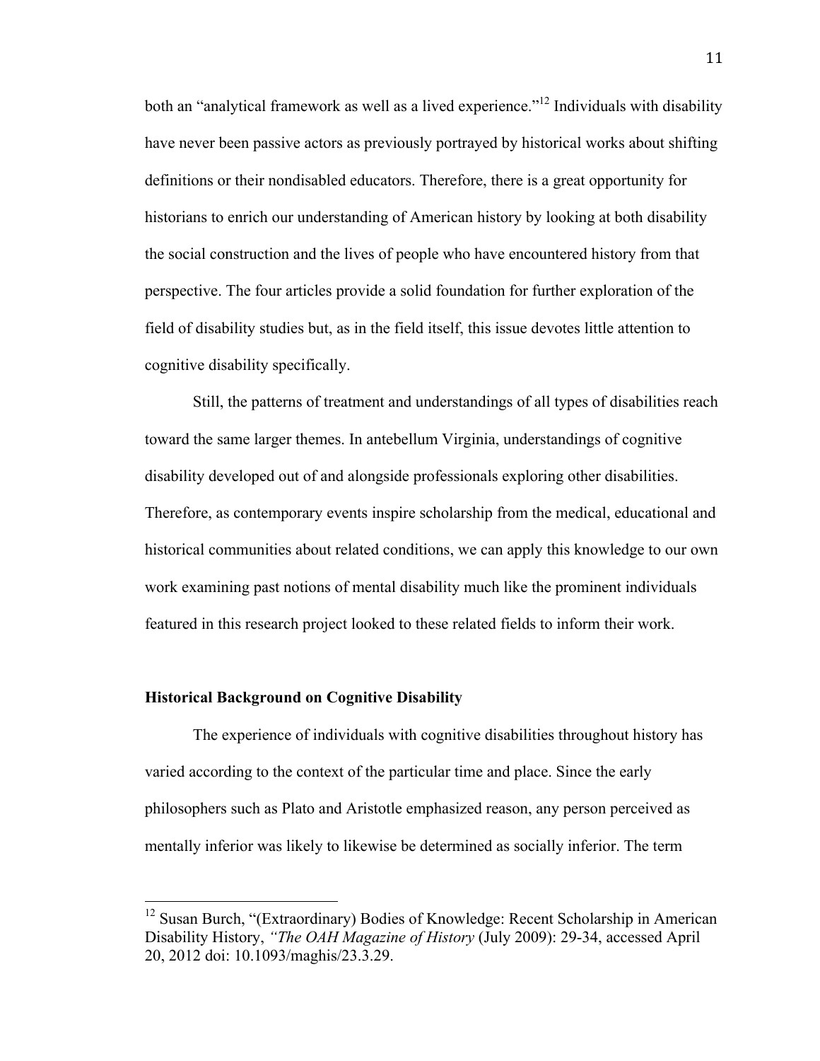both an "analytical framework as well as a lived experience."[12] Individuals with disability have never been passive actors as previously portrayed by historical works about shifting definitions or their nondisabled educators. Therefore, there is a great opportunity for historians to enrich our understanding of American history by looking at both disability the social construction and the lives of people who have encountered history from that perspective. The four articles provide a solid foundation for further exploration of the field of disability studies but, as in the field itself, this issue devotes little attention to cognitive disability specifically.

Still, the patterns of treatment and understandings of all types of disabilities reach toward the same larger themes. In antebellum Virginia, understandings of cognitive disability developed out of and alongside professionals exploring other disabilities. Therefore, as contemporary events inspire scholarship from the medical, educational and historical communities about related conditions, we can apply this knowledge to our own work examining past notions of mental disability much like the prominent individuals featured in this research project looked to these related fields to inform their work.

**Historical Background on Cognitive Disability**

The experience of individuals with cognitive disabilities throughout history has varied according to the context of the particular time and place. Since the early philosophers such as Plato and Aristotle emphasized reason, any person perceived as mentally inferior was likely to likewise be determined as socially inferior. The term

---

[12] Susan Burch, "(Extraordinary) Bodies of Knowledge: Recent Scholarship in American Disability History, *"The OAH Magazine of History* (July 2009): 29-34, accessed April 20, 2012 doi: 10.1093/maghis/23.3.29.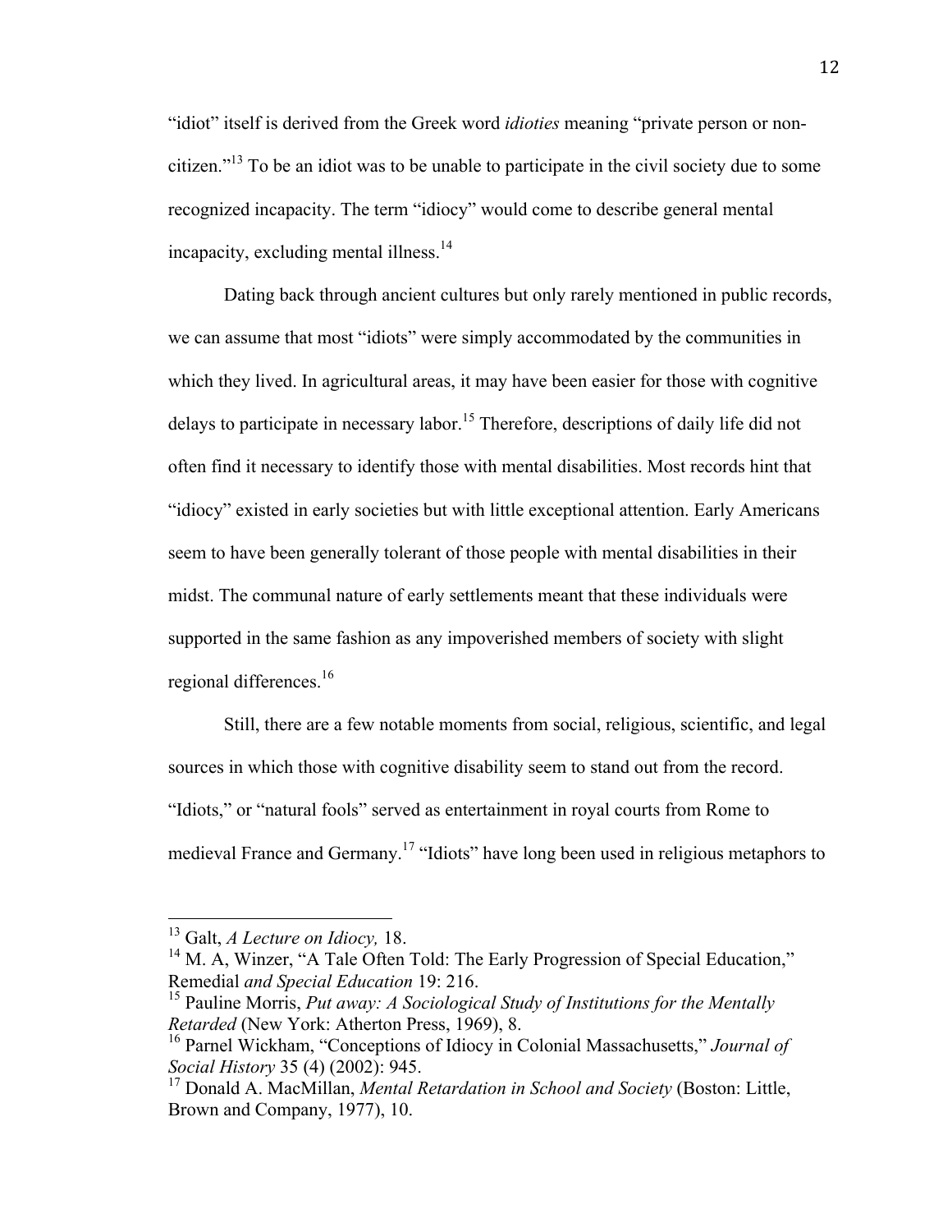"idiot" itself is derived from the Greek word *idioties* meaning "private person or non-citizen."[13] To be an idiot was to be unable to participate in the civil society due to some recognized incapacity. The term "idiocy" would come to describe general mental incapacity, excluding mental illness.[14]

Dating back through ancient cultures but only rarely mentioned in public records, we can assume that most "idiots" were simply accommodated by the communities in which they lived. In agricultural areas, it may have been easier for those with cognitive delays to participate in necessary labor.[15] Therefore, descriptions of daily life did not often find it necessary to identify those with mental disabilities. Most records hint that "idiocy" existed in early societies but with little exceptional attention. Early Americans seem to have been generally tolerant of those people with mental disabilities in their midst. The communal nature of early settlements meant that these individuals were supported in the same fashion as any impoverished members of society with slight regional differences.[16]

Still, there are a few notable moments from social, religious, scientific, and legal sources in which those with cognitive disability seem to stand out from the record. "Idiots," or "natural fools" served as entertainment in royal courts from Rome to medieval France and Germany.[17] "Idiots" have long been used in religious metaphors to

---

[13] Galt, *A Lecture on Idiocy,* 18.

[14] M. A, Winzer, "A Tale Often Told: The Early Progression of Special Education," Remedial *and Special Education* 19: 216.

[15] Pauline Morris, *Put away: A Sociological Study of Institutions for the Mentally Retarded* (New York: Atherton Press, 1969), 8.

[16] Parnel Wickham, "Conceptions of Idiocy in Colonial Massachusetts," *Journal of Social History* 35 (4) (2002): 945.

[17] Donald A. MacMillan, *Mental Retardation in School and Society* (Boston: Little, Brown and Company, 1977), 10.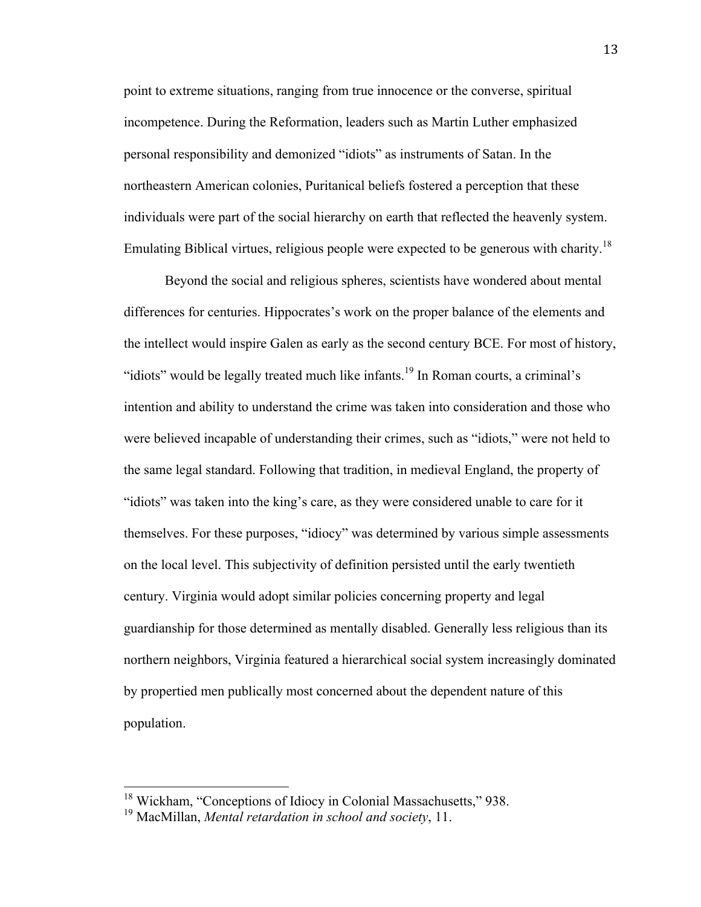point to extreme situations, ranging from true innocence or the converse, spiritual incompetence. During the Reformation, leaders such as Martin Luther emphasized personal responsibility and demonized "idiots" as instruments of Satan. In the northeastern American colonies, Puritanical beliefs fostered a perception that these individuals were part of the social hierarchy on earth that reflected the heavenly system. Emulating Biblical virtues, religious people were expected to be generous with charity.[18]

Beyond the social and religious spheres, scientists have wondered about mental differences for centuries. Hippocrates's work on the proper balance of the elements and the intellect would inspire Galen as early as the second century BCE. For most of history, "idiots" would be legally treated much like infants.[19] In Roman courts, a criminal's intention and ability to understand the crime was taken into consideration and those who were believed incapable of understanding their crimes, such as "idiots," were not held to the same legal standard. Following that tradition, in medieval England, the property of "idiots" was taken into the king's care, as they were considered unable to care for it themselves. For these purposes, "idiocy" was determined by various simple assessments on the local level. This subjectivity of definition persisted until the early twentieth century. Virginia would adopt similar policies concerning property and legal guardianship for those determined as mentally disabled. Generally less religious than its northern neighbors, Virginia featured a hierarchical social system increasingly dominated by propertied men publically most concerned about the dependent nature of this population.

---

[18] Wickham, "Conceptions of Idiocy in Colonial Massachusetts," 938.

[19] MacMillan, *Mental retardation in school and society*, 11.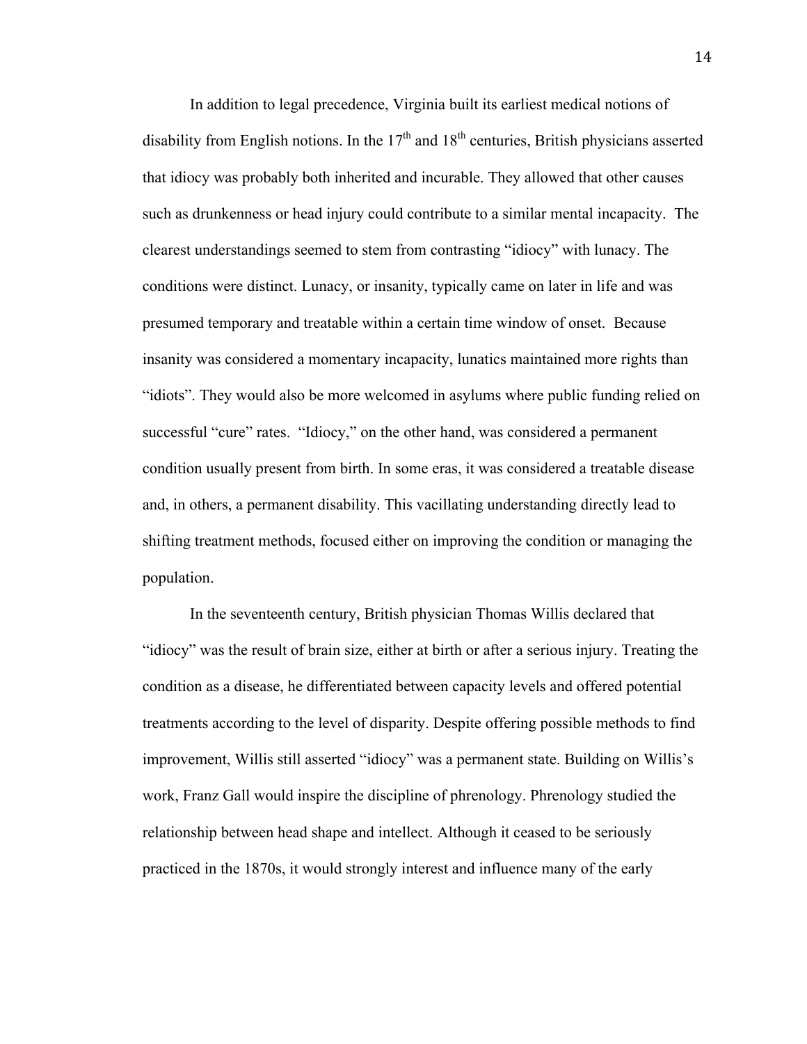In addition to legal precedence, Virginia built its earliest medical notions of disability from English notions. In the 17th and 18th centuries, British physicians asserted that idiocy was probably both inherited and incurable. They allowed that other causes such as drunkenness or head injury could contribute to a similar mental incapacity. The clearest understandings seemed to stem from contrasting "idiocy" with lunacy. The conditions were distinct. Lunacy, or insanity, typically came on later in life and was presumed temporary and treatable within a certain time window of onset. Because insanity was considered a momentary incapacity, lunatics maintained more rights than "idiots". They would also be more welcomed in asylums where public funding relied on successful "cure" rates. "Idiocy," on the other hand, was considered a permanent condition usually present from birth. In some eras, it was considered a treatable disease and, in others, a permanent disability. This vacillating understanding directly lead to shifting treatment methods, focused either on improving the condition or managing the population.

In the seventeenth century, British physician Thomas Willis declared that "idiocy" was the result of brain size, either at birth or after a serious injury. Treating the condition as a disease, he differentiated between capacity levels and offered potential treatments according to the level of disparity. Despite offering possible methods to find improvement, Willis still asserted "idiocy" was a permanent state. Building on Willis's work, Franz Gall would inspire the discipline of phrenology. Phrenology studied the relationship between head shape and intellect. Although it ceased to be seriously practiced in the 1870s, it would strongly interest and influence many of the early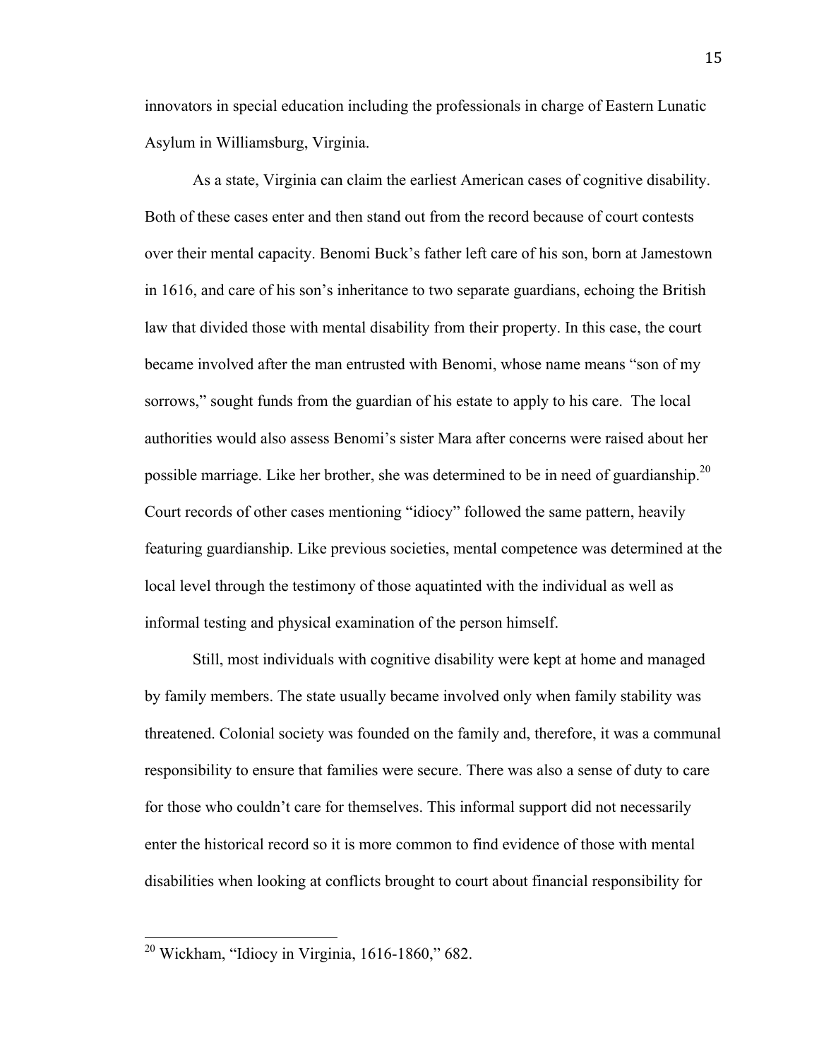innovators in special education including the professionals in charge of Eastern Lunatic Asylum in Williamsburg, Virginia.

As a state, Virginia can claim the earliest American cases of cognitive disability. Both of these cases enter and then stand out from the record because of court contests over their mental capacity. Benomi Buck's father left care of his son, born at Jamestown in 1616, and care of his son's inheritance to two separate guardians, echoing the British law that divided those with mental disability from their property. In this case, the court became involved after the man entrusted with Benomi, whose name means "son of my sorrows," sought funds from the guardian of his estate to apply to his care. The local authorities would also assess Benomi's sister Mara after concerns were raised about her possible marriage. Like her brother, she was determined to be in need of guardianship.[20] Court records of other cases mentioning "idiocy" followed the same pattern, heavily featuring guardianship. Like previous societies, mental competence was determined at the local level through the testimony of those aquatinted with the individual as well as informal testing and physical examination of the person himself.

Still, most individuals with cognitive disability were kept at home and managed by family members. The state usually became involved only when family stability was threatened. Colonial society was founded on the family and, therefore, it was a communal responsibility to ensure that families were secure. There was also a sense of duty to care for those who couldn't care for themselves. This informal support did not necessarily enter the historical record so it is more common to find evidence of those with mental disabilities when looking at conflicts brought to court about financial responsibility for

[20] Wickham, "Idiocy in Virginia, 1616-1860," 682.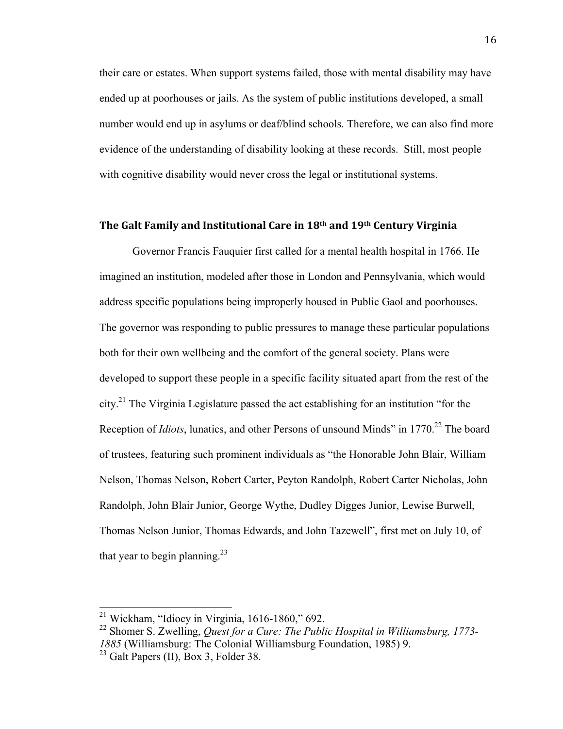their care or estates. When support systems failed, those with mental disability may have ended up at poorhouses or jails. As the system of public institutions developed, a small number would end up in asylums or deaf/blind schools. Therefore, we can also find more evidence of the understanding of disability looking at these records. Still, most people with cognitive disability would never cross the legal or institutional systems.

## The Galt Family and Institutional Care in 18th and 19th Century Virginia

Governor Francis Fauquier first called for a mental health hospital in 1766. He imagined an institution, modeled after those in London and Pennsylvania, which would address specific populations being improperly housed in Public Gaol and poorhouses. The governor was responding to public pressures to manage these particular populations both for their own wellbeing and the comfort of the general society. Plans were developed to support these people in a specific facility situated apart from the rest of the city.[21] The Virginia Legislature passed the act establishing for an institution "for the Reception of *Idiots*, lunatics, and other Persons of unsound Minds" in 1770.[22] The board of trustees, featuring such prominent individuals as "the Honorable John Blair, William Nelson, Thomas Nelson, Robert Carter, Peyton Randolph, Robert Carter Nicholas, John Randolph, John Blair Junior, George Wythe, Dudley Digges Junior, Lewise Burwell, Thomas Nelson Junior, Thomas Edwards, and John Tazewell", first met on July 10, of that year to begin planning.[23]

---

[21] Wickham, "Idiocy in Virginia, 1616-1860," 692.

[22] Shomer S. Zwelling, *Quest for a Cure: The Public Hospital in Williamsburg, 1773-1885* (Williamsburg: The Colonial Williamsburg Foundation, 1985) 9.

[23] Galt Papers (II), Box 3, Folder 38.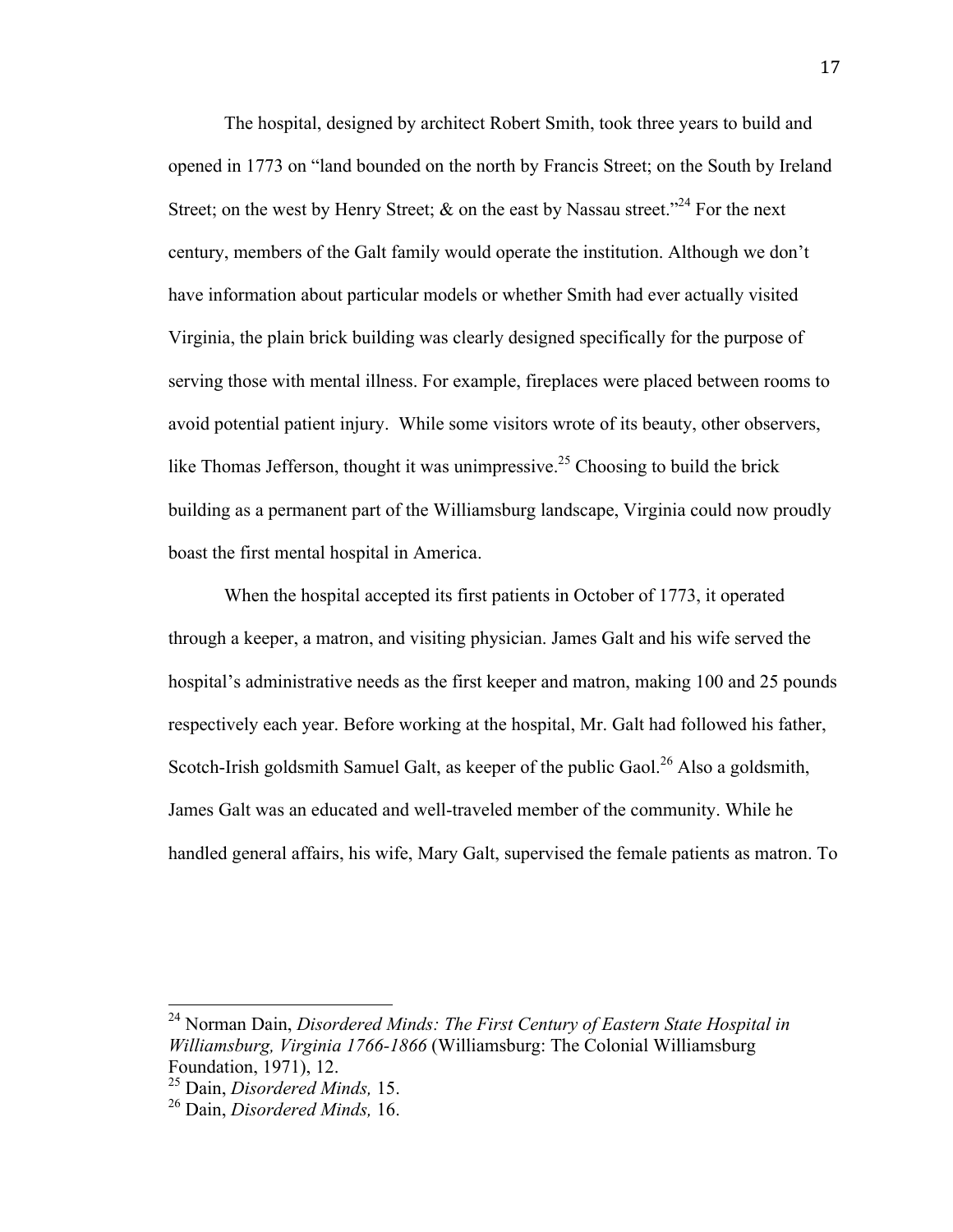The hospital, designed by architect Robert Smith, took three years to build and opened in 1773 on "land bounded on the north by Francis Street; on the South by Ireland Street; on the west by Henry Street; & on the east by Nassau street."[24] For the next century, members of the Galt family would operate the institution. Although we don't have information about particular models or whether Smith had ever actually visited Virginia, the plain brick building was clearly designed specifically for the purpose of serving those with mental illness. For example, fireplaces were placed between rooms to avoid potential patient injury. While some visitors wrote of its beauty, other observers, like Thomas Jefferson, thought it was unimpressive.[25] Choosing to build the brick building as a permanent part of the Williamsburg landscape, Virginia could now proudly boast the first mental hospital in America.

When the hospital accepted its first patients in October of 1773, it operated through a keeper, a matron, and visiting physician. James Galt and his wife served the hospital's administrative needs as the first keeper and matron, making 100 and 25 pounds respectively each year. Before working at the hospital, Mr. Galt had followed his father, Scotch-Irish goldsmith Samuel Galt, as keeper of the public Gaol.[26] Also a goldsmith, James Galt was an educated and well-traveled member of the community. While he handled general affairs, his wife, Mary Galt, supervised the female patients as matron. To

---

[24] Norman Dain, *Disordered Minds: The First Century of Eastern State Hospital in Williamsburg, Virginia 1766-1866* (Williamsburg: The Colonial Williamsburg Foundation, 1971), 12.

[25] Dain, *Disordered Minds,* 15.

[26] Dain, *Disordered Minds,* 16.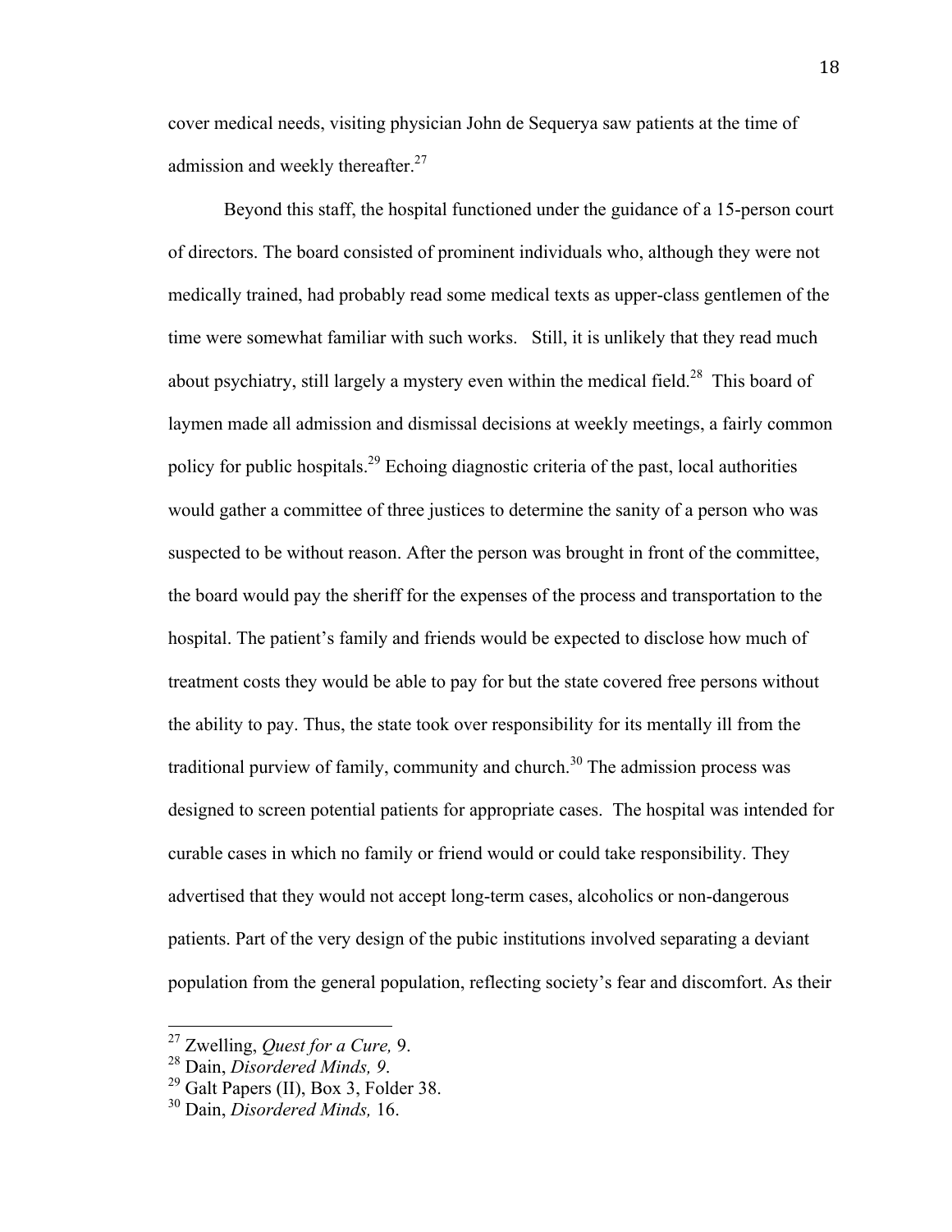cover medical needs, visiting physician John de Sequerya saw patients at the time of admission and weekly thereafter.[27]

Beyond this staff, the hospital functioned under the guidance of a 15-person court of directors. The board consisted of prominent individuals who, although they were not medically trained, had probably read some medical texts as upper-class gentlemen of the time were somewhat familiar with such works. Still, it is unlikely that they read much about psychiatry, still largely a mystery even within the medical field.[28] This board of laymen made all admission and dismissal decisions at weekly meetings, a fairly common policy for public hospitals.[29] Echoing diagnostic criteria of the past, local authorities would gather a committee of three justices to determine the sanity of a person who was suspected to be without reason. After the person was brought in front of the committee, the board would pay the sheriff for the expenses of the process and transportation to the hospital. The patient's family and friends would be expected to disclose how much of treatment costs they would be able to pay for but the state covered free persons without the ability to pay. Thus, the state took over responsibility for its mentally ill from the traditional purview of family, community and church.[30] The admission process was designed to screen potential patients for appropriate cases. The hospital was intended for curable cases in which no family or friend would or could take responsibility. They advertised that they would not accept long-term cases, alcoholics or non-dangerous patients. Part of the very design of the pubic institutions involved separating a deviant population from the general population, reflecting society's fear and discomfort. As their

---

[27] Zwelling, *Quest for a Cure,* 9.

[28] Dain, *Disordered Minds, 9*.

[29] Galt Papers (II), Box 3, Folder 38.

[30] Dain, *Disordered Minds,* 16.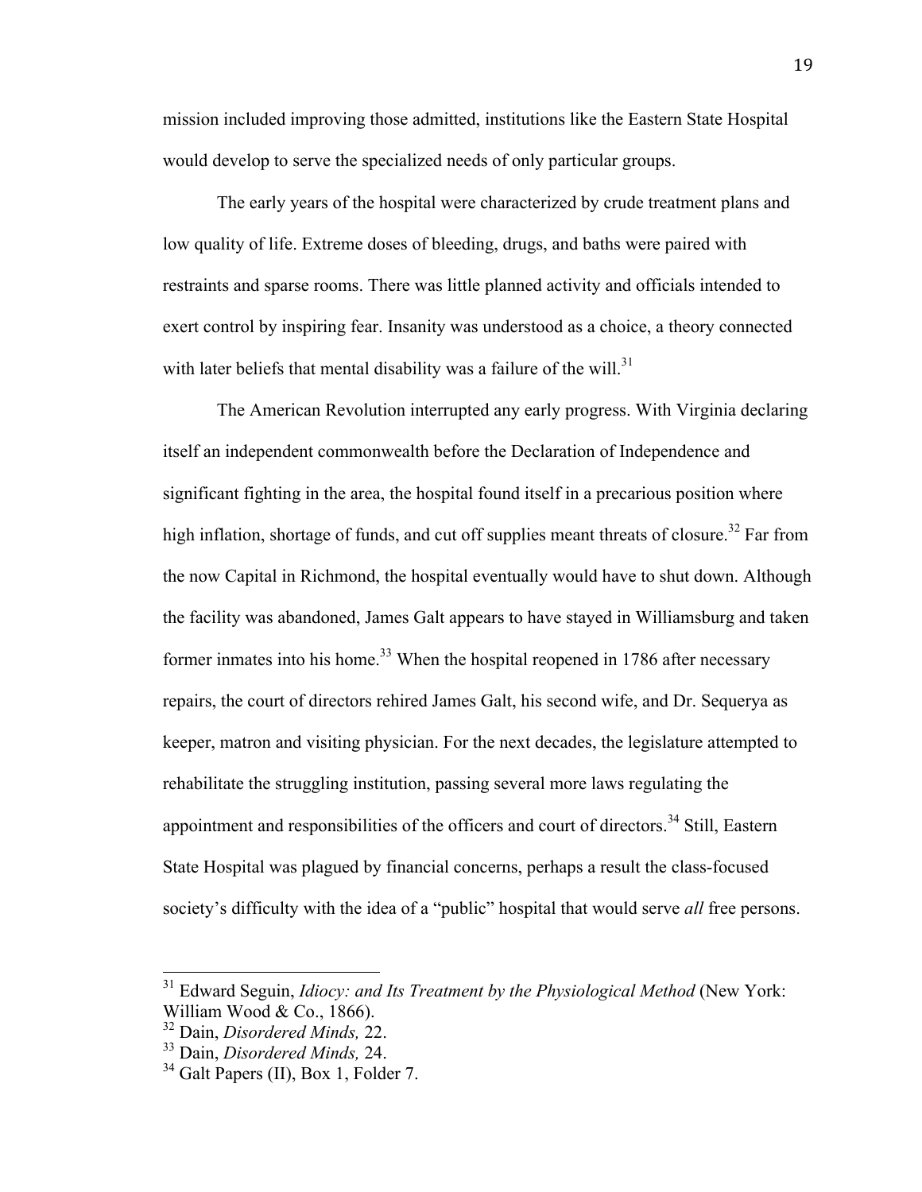mission included improving those admitted, institutions like the Eastern State Hospital would develop to serve the specialized needs of only particular groups.

The early years of the hospital were characterized by crude treatment plans and low quality of life. Extreme doses of bleeding, drugs, and baths were paired with restraints and sparse rooms. There was little planned activity and officials intended to exert control by inspiring fear. Insanity was understood as a choice, a theory connected with later beliefs that mental disability was a failure of the will.[31]

The American Revolution interrupted any early progress. With Virginia declaring itself an independent commonwealth before the Declaration of Independence and significant fighting in the area, the hospital found itself in a precarious position where high inflation, shortage of funds, and cut off supplies meant threats of closure.[32] Far from the now Capital in Richmond, the hospital eventually would have to shut down. Although the facility was abandoned, James Galt appears to have stayed in Williamsburg and taken former inmates into his home.[33] When the hospital reopened in 1786 after necessary repairs, the court of directors rehired James Galt, his second wife, and Dr. Sequerya as keeper, matron and visiting physician. For the next decades, the legislature attempted to rehabilitate the struggling institution, passing several more laws regulating the appointment and responsibilities of the officers and court of directors.[34] Still, Eastern State Hospital was plagued by financial concerns, perhaps a result the class-focused society's difficulty with the idea of a "public" hospital that would serve *all* free persons.

---

[31] Edward Seguin, *Idiocy: and Its Treatment by the Physiological Method* (New York: William Wood & Co., 1866).

[32] Dain, *Disordered Minds,* 22.

[33] Dain, *Disordered Minds,* 24.

[34] Galt Papers (II), Box 1, Folder 7.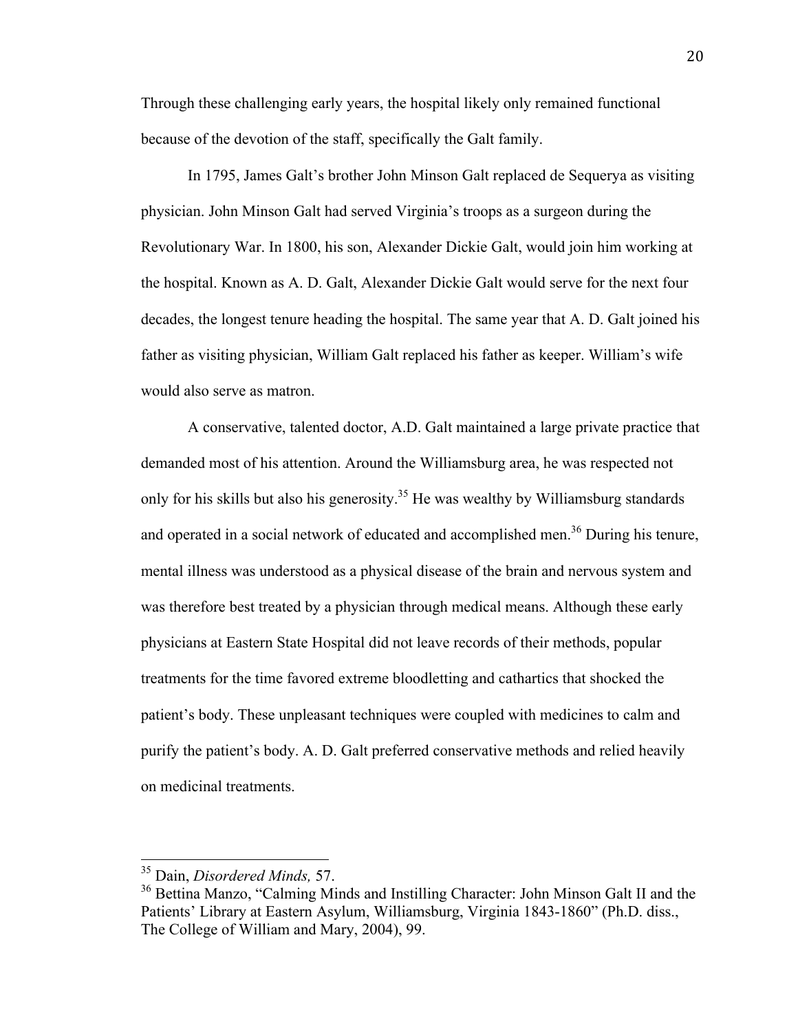Through these challenging early years, the hospital likely only remained functional because of the devotion of the staff, specifically the Galt family.

In 1795, James Galt's brother John Minson Galt replaced de Sequerya as visiting physician. John Minson Galt had served Virginia's troops as a surgeon during the Revolutionary War. In 1800, his son, Alexander Dickie Galt, would join him working at the hospital. Known as A. D. Galt, Alexander Dickie Galt would serve for the next four decades, the longest tenure heading the hospital. The same year that A. D. Galt joined his father as visiting physician, William Galt replaced his father as keeper. William's wife would also serve as matron.

A conservative, talented doctor, A.D. Galt maintained a large private practice that demanded most of his attention. Around the Williamsburg area, he was respected not only for his skills but also his generosity.[35] He was wealthy by Williamsburg standards and operated in a social network of educated and accomplished men.[36] During his tenure, mental illness was understood as a physical disease of the brain and nervous system and was therefore best treated by a physician through medical means. Although these early physicians at Eastern State Hospital did not leave records of their methods, popular treatments for the time favored extreme bloodletting and cathartics that shocked the patient's body. These unpleasant techniques were coupled with medicines to calm and purify the patient's body. A. D. Galt preferred conservative methods and relied heavily on medicinal treatments.

---

[35] Dain, *Disordered Minds,* 57.

[36] Bettina Manzo, "Calming Minds and Instilling Character: John Minson Galt II and the Patients' Library at Eastern Asylum, Williamsburg, Virginia 1843-1860" (Ph.D. diss., The College of William and Mary, 2004), 99.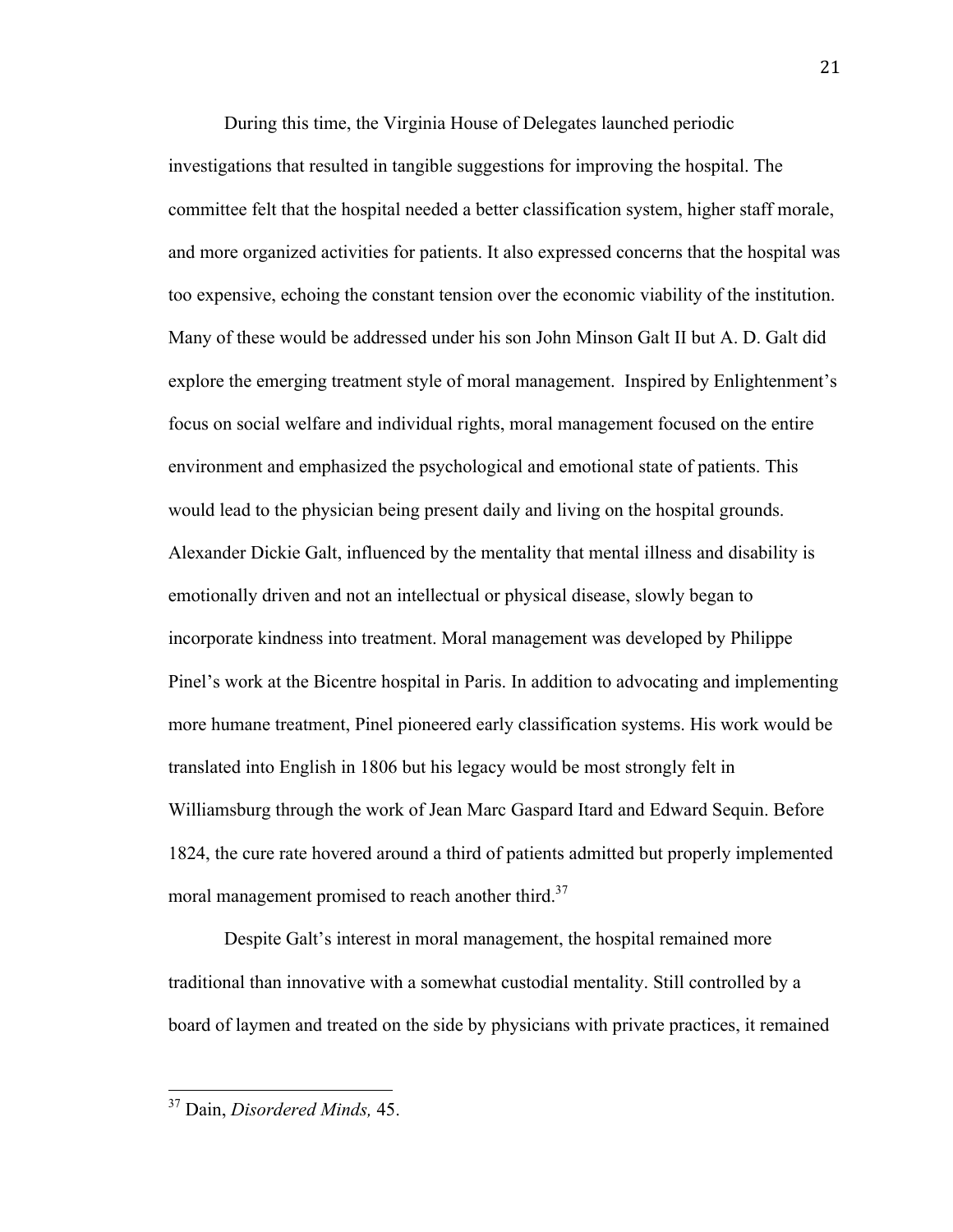During this time, the Virginia House of Delegates launched periodic investigations that resulted in tangible suggestions for improving the hospital. The committee felt that the hospital needed a better classification system, higher staff morale, and more organized activities for patients. It also expressed concerns that the hospital was too expensive, echoing the constant tension over the economic viability of the institution. Many of these would be addressed under his son John Minson Galt II but A. D. Galt did explore the emerging treatment style of moral management. Inspired by Enlightenment's focus on social welfare and individual rights, moral management focused on the entire environment and emphasized the psychological and emotional state of patients. This would lead to the physician being present daily and living on the hospital grounds. Alexander Dickie Galt, influenced by the mentality that mental illness and disability is emotionally driven and not an intellectual or physical disease, slowly began to incorporate kindness into treatment. Moral management was developed by Philippe Pinel's work at the Bicentre hospital in Paris. In addition to advocating and implementing more humane treatment, Pinel pioneered early classification systems. His work would be translated into English in 1806 but his legacy would be most strongly felt in Williamsburg through the work of Jean Marc Gaspard Itard and Edward Sequin. Before 1824, the cure rate hovered around a third of patients admitted but properly implemented moral management promised to reach another third.[37]

Despite Galt's interest in moral management, the hospital remained more traditional than innovative with a somewhat custodial mentality. Still controlled by a board of laymen and treated on the side by physicians with private practices, it remained

---

[37] Dain, *Disordered Minds,* 45.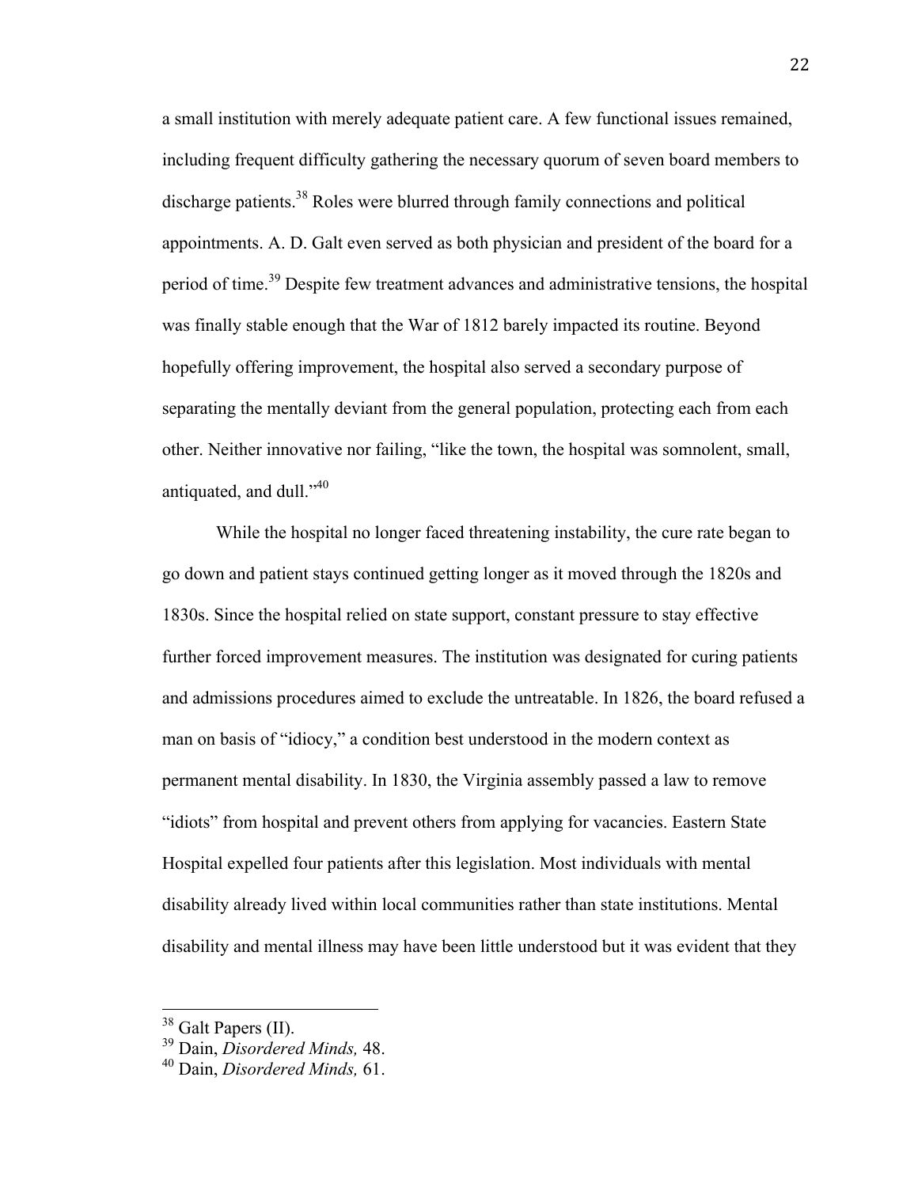a small institution with merely adequate patient care. A few functional issues remained, including frequent difficulty gathering the necessary quorum of seven board members to discharge patients.[38] Roles were blurred through family connections and political appointments. A. D. Galt even served as both physician and president of the board for a period of time.[39] Despite few treatment advances and administrative tensions, the hospital was finally stable enough that the War of 1812 barely impacted its routine. Beyond hopefully offering improvement, the hospital also served a secondary purpose of separating the mentally deviant from the general population, protecting each from each other. Neither innovative nor failing, "like the town, the hospital was somnolent, small, antiquated, and dull."[40]

While the hospital no longer faced threatening instability, the cure rate began to go down and patient stays continued getting longer as it moved through the 1820s and 1830s. Since the hospital relied on state support, constant pressure to stay effective further forced improvement measures. The institution was designated for curing patients and admissions procedures aimed to exclude the untreatable. In 1826, the board refused a man on basis of "idiocy," a condition best understood in the modern context as permanent mental disability. In 1830, the Virginia assembly passed a law to remove "idiots" from hospital and prevent others from applying for vacancies. Eastern State Hospital expelled four patients after this legislation. Most individuals with mental disability already lived within local communities rather than state institutions. Mental disability and mental illness may have been little understood but it was evident that they

---

[38] Galt Papers (II).

[39] Dain, *Disordered Minds,* 48.

[40] Dain, *Disordered Minds,* 61.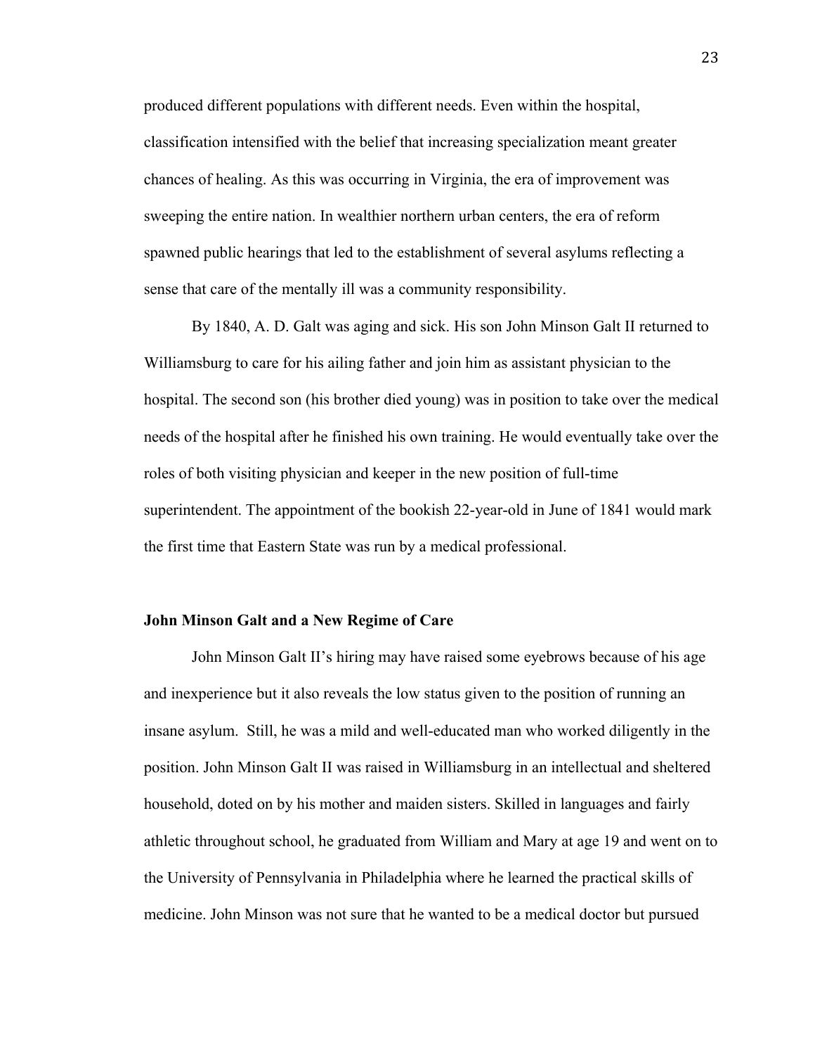produced different populations with different needs. Even within the hospital, classification intensified with the belief that increasing specialization meant greater chances of healing. As this was occurring in Virginia, the era of improvement was sweeping the entire nation. In wealthier northern urban centers, the era of reform spawned public hearings that led to the establishment of several asylums reflecting a sense that care of the mentally ill was a community responsibility.

By 1840, A. D. Galt was aging and sick. His son John Minson Galt II returned to Williamsburg to care for his ailing father and join him as assistant physician to the hospital. The second son (his brother died young) was in position to take over the medical needs of the hospital after he finished his own training. He would eventually take over the roles of both visiting physician and keeper in the new position of full-time superintendent. The appointment of the bookish 22-year-old in June of 1841 would mark the first time that Eastern State was run by a medical professional.

### John Minson Galt and a New Regime of Care

John Minson Galt II's hiring may have raised some eyebrows because of his age and inexperience but it also reveals the low status given to the position of running an insane asylum. Still, he was a mild and well-educated man who worked diligently in the position. John Minson Galt II was raised in Williamsburg in an intellectual and sheltered household, doted on by his mother and maiden sisters. Skilled in languages and fairly athletic throughout school, he graduated from William and Mary at age 19 and went on to the University of Pennsylvania in Philadelphia where he learned the practical skills of medicine. John Minson was not sure that he wanted to be a medical doctor but pursued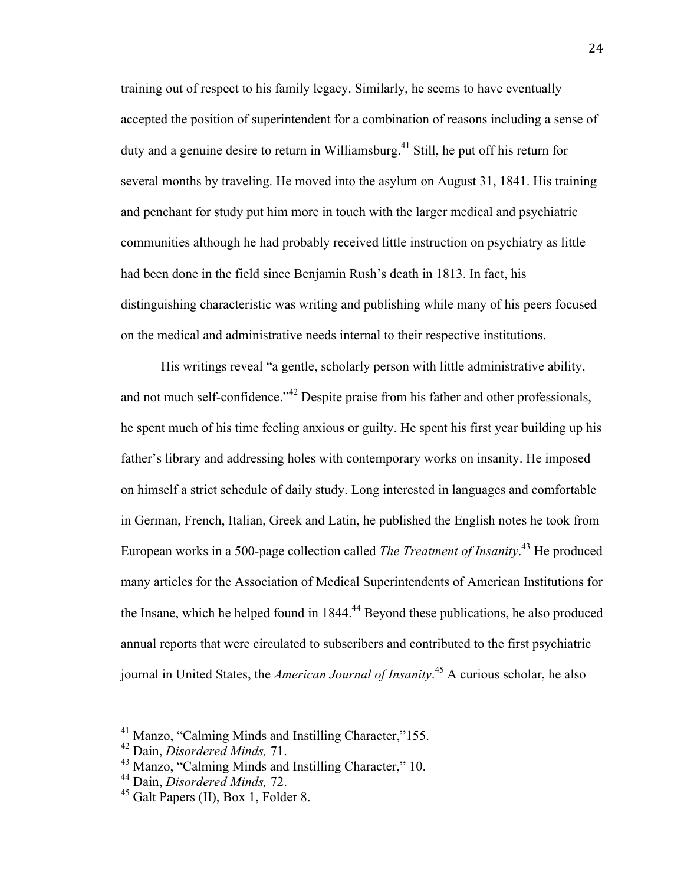training out of respect to his family legacy. Similarly, he seems to have eventually accepted the position of superintendent for a combination of reasons including a sense of duty and a genuine desire to return in Williamsburg.[41] Still, he put off his return for several months by traveling. He moved into the asylum on August 31, 1841. His training and penchant for study put him more in touch with the larger medical and psychiatric communities although he had probably received little instruction on psychiatry as little had been done in the field since Benjamin Rush's death in 1813. In fact, his distinguishing characteristic was writing and publishing while many of his peers focused on the medical and administrative needs internal to their respective institutions.

His writings reveal "a gentle, scholarly person with little administrative ability, and not much self-confidence."[42] Despite praise from his father and other professionals, he spent much of his time feeling anxious or guilty. He spent his first year building up his father's library and addressing holes with contemporary works on insanity. He imposed on himself a strict schedule of daily study. Long interested in languages and comfortable in German, French, Italian, Greek and Latin, he published the English notes he took from European works in a 500-page collection called *The Treatment of Insanity*.[43] He produced many articles for the Association of Medical Superintendents of American Institutions for the Insane, which he helped found in 1844.[44] Beyond these publications, he also produced annual reports that were circulated to subscribers and contributed to the first psychiatric journal in United States, the *American Journal of Insanity*.[45] A curious scholar, he also

---

[41] Manzo, "Calming Minds and Instilling Character,"155.

[42] Dain, *Disordered Minds,* 71.

[43] Manzo, "Calming Minds and Instilling Character," 10.

[44] Dain, *Disordered Minds,* 72.

[45] Galt Papers (II), Box 1, Folder 8.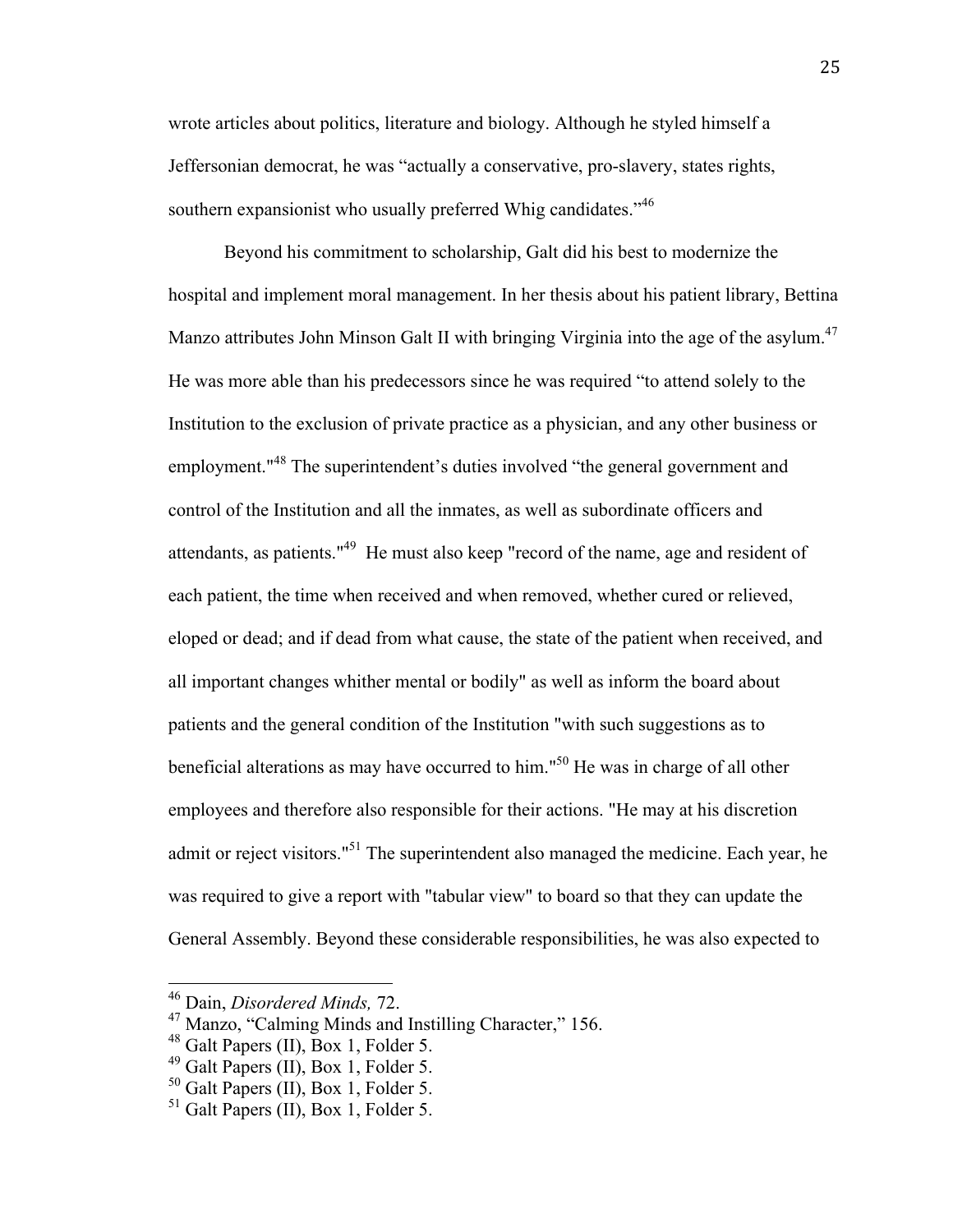wrote articles about politics, literature and biology. Although he styled himself a Jeffersonian democrat, he was "actually a conservative, pro-slavery, states rights, southern expansionist who usually preferred Whig candidates."[46]

Beyond his commitment to scholarship, Galt did his best to modernize the hospital and implement moral management. In her thesis about his patient library, Bettina Manzo attributes John Minson Galt II with bringing Virginia into the age of the asylum.[47] He was more able than his predecessors since he was required "to attend solely to the Institution to the exclusion of private practice as a physician, and any other business or employment."[48] The superintendent's duties involved "the general government and control of the Institution and all the inmates, as well as subordinate officers and attendants, as patients."[49] He must also keep "record of the name, age and resident of each patient, the time when received and when removed, whether cured or relieved, eloped or dead; and if dead from what cause, the state of the patient when received, and all important changes whither mental or bodily" as well as inform the board about patients and the general condition of the Institution "with such suggestions as to beneficial alterations as may have occurred to him."[50] He was in charge of all other employees and therefore also responsible for their actions. "He may at his discretion admit or reject visitors."[51] The superintendent also managed the medicine. Each year, he was required to give a report with "tabular view" to board so that they can update the General Assembly. Beyond these considerable responsibilities, he was also expected to

---

[46] Dain, *Disordered Minds,* 72.
[47] Manzo, "Calming Minds and Instilling Character," 156.
[48] Galt Papers (II), Box 1, Folder 5.
[49] Galt Papers (II), Box 1, Folder 5.
[50] Galt Papers (II), Box 1, Folder 5.
[51] Galt Papers (II), Box 1, Folder 5.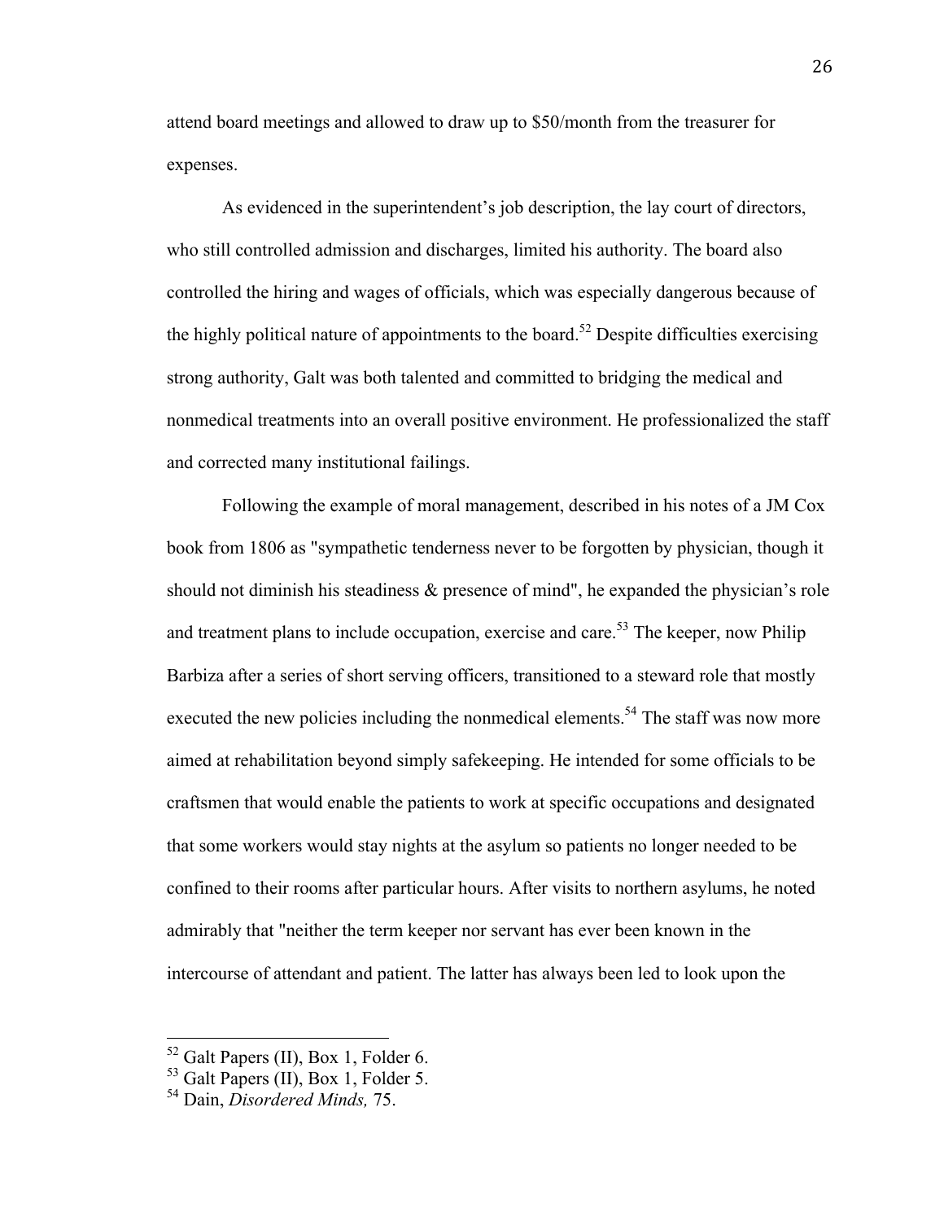attend board meetings and allowed to draw up to $50/month from the treasurer for expenses.

As evidenced in the superintendent's job description, the lay court of directors, who still controlled admission and discharges, limited his authority. The board also controlled the hiring and wages of officials, which was especially dangerous because of the highly political nature of appointments to the board.[52] Despite difficulties exercising strong authority, Galt was both talented and committed to bridging the medical and nonmedical treatments into an overall positive environment. He professionalized the staff and corrected many institutional failings.

Following the example of moral management, described in his notes of a JM Cox book from 1806 as "sympathetic tenderness never to be forgotten by physician, though it should not diminish his steadiness & presence of mind", he expanded the physician's role and treatment plans to include occupation, exercise and care.[53] The keeper, now Philip Barbiza after a series of short serving officers, transitioned to a steward role that mostly executed the new policies including the nonmedical elements.[54] The staff was now more aimed at rehabilitation beyond simply safekeeping. He intended for some officials to be craftsmen that would enable the patients to work at specific occupations and designated that some workers would stay nights at the asylum so patients no longer needed to be confined to their rooms after particular hours. After visits to northern asylums, he noted admirably that "neither the term keeper nor servant has ever been known in the intercourse of attendant and patient. The latter has always been led to look upon the

---

[52] Galt Papers (II), Box 1, Folder 6.
[53] Galt Papers (II), Box 1, Folder 5.
[54] Dain, *Disordered Minds,* 75.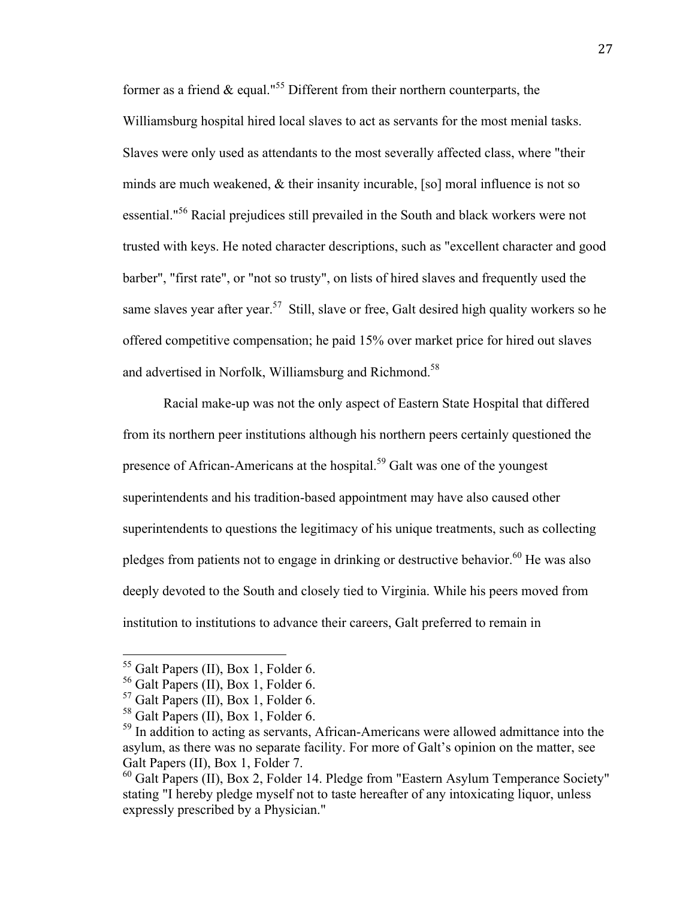former as a friend & equal."[55] Different from their northern counterparts, the Williamsburg hospital hired local slaves to act as servants for the most menial tasks. Slaves were only used as attendants to the most severally affected class, where "their minds are much weakened, & their insanity incurable, [so] moral influence is not so essential."[56] Racial prejudices still prevailed in the South and black workers were not trusted with keys. He noted character descriptions, such as "excellent character and good barber", "first rate", or "not so trusty", on lists of hired slaves and frequently used the same slaves year after year.[57] Still, slave or free, Galt desired high quality workers so he offered competitive compensation; he paid 15% over market price for hired out slaves and advertised in Norfolk, Williamsburg and Richmond.[58]

Racial make-up was not the only aspect of Eastern State Hospital that differed from its northern peer institutions although his northern peers certainly questioned the presence of African-Americans at the hospital.[59] Galt was one of the youngest superintendents and his tradition-based appointment may have also caused other superintendents to questions the legitimacy of his unique treatments, such as collecting pledges from patients not to engage in drinking or destructive behavior.[60] He was also deeply devoted to the South and closely tied to Virginia. While his peers moved from institution to institutions to advance their careers, Galt preferred to remain in

---

[55] Galt Papers (II), Box 1, Folder 6.

[56] Galt Papers (II), Box 1, Folder 6.

[57] Galt Papers (II), Box 1, Folder 6.

[58] Galt Papers (II), Box 1, Folder 6.

[59] In addition to acting as servants, African-Americans were allowed admittance into the asylum, as there was no separate facility. For more of Galt's opinion on the matter, see Galt Papers (II), Box 1, Folder 7.

[60] Galt Papers (II), Box 2, Folder 14. Pledge from "Eastern Asylum Temperance Society" stating "I hereby pledge myself not to taste hereafter of any intoxicating liquor, unless expressly prescribed by a Physician."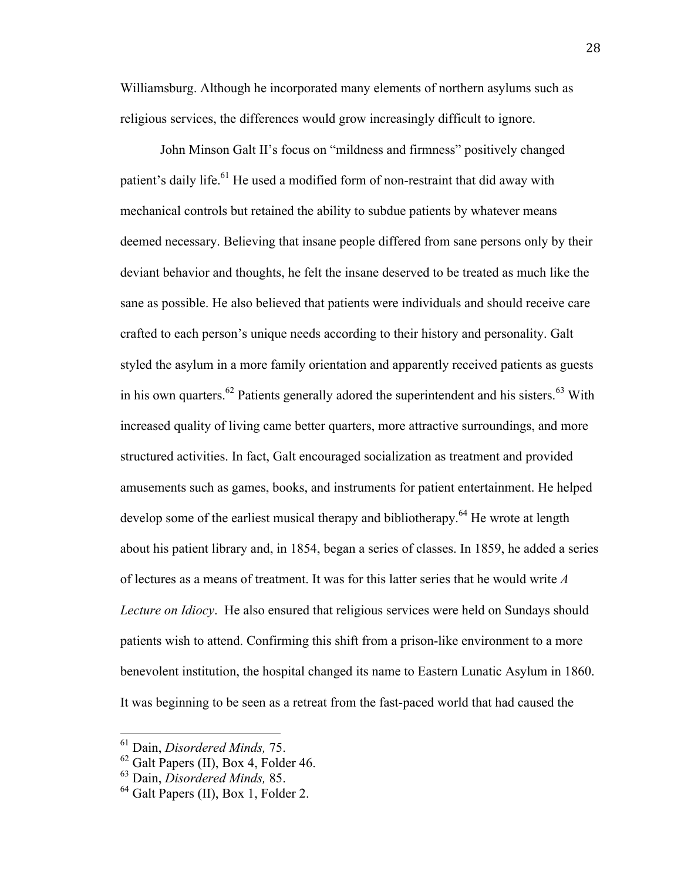Williamsburg. Although he incorporated many elements of northern asylums such as religious services, the differences would grow increasingly difficult to ignore.

John Minson Galt II's focus on "mildness and firmness" positively changed patient's daily life.[61] He used a modified form of non-restraint that did away with mechanical controls but retained the ability to subdue patients by whatever means deemed necessary. Believing that insane people differed from sane persons only by their deviant behavior and thoughts, he felt the insane deserved to be treated as much like the sane as possible. He also believed that patients were individuals and should receive care crafted to each person's unique needs according to their history and personality. Galt styled the asylum in a more family orientation and apparently received patients as guests in his own quarters.[62] Patients generally adored the superintendent and his sisters.[63] With increased quality of living came better quarters, more attractive surroundings, and more structured activities. In fact, Galt encouraged socialization as treatment and provided amusements such as games, books, and instruments for patient entertainment. He helped develop some of the earliest musical therapy and bibliotherapy.[64] He wrote at length about his patient library and, in 1854, began a series of classes. In 1859, he added a series of lectures as a means of treatment. It was for this latter series that he would write *A Lecture on Idiocy*. He also ensured that religious services were held on Sundays should patients wish to attend. Confirming this shift from a prison-like environment to a more benevolent institution, the hospital changed its name to Eastern Lunatic Asylum in 1860. It was beginning to be seen as a retreat from the fast-paced world that had caused the

---

[61] Dain, *Disordered Minds,* 75.
[62] Galt Papers (II), Box 4, Folder 46.
[63] Dain, *Disordered Minds,* 85.
[64] Galt Papers (II), Box 1, Folder 2.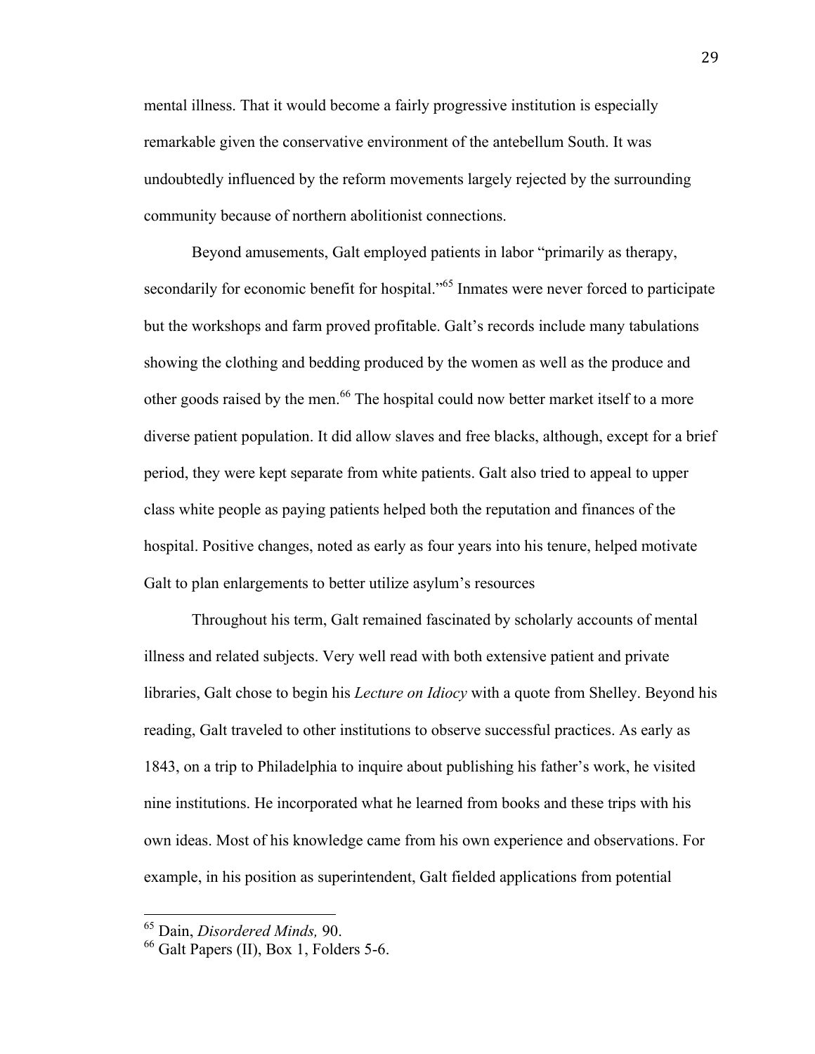mental illness. That it would become a fairly progressive institution is especially remarkable given the conservative environment of the antebellum South. It was undoubtedly influenced by the reform movements largely rejected by the surrounding community because of northern abolitionist connections.

Beyond amusements, Galt employed patients in labor "primarily as therapy, secondarily for economic benefit for hospital."[65] Inmates were never forced to participate but the workshops and farm proved profitable. Galt's records include many tabulations showing the clothing and bedding produced by the women as well as the produce and other goods raised by the men.[66] The hospital could now better market itself to a more diverse patient population. It did allow slaves and free blacks, although, except for a brief period, they were kept separate from white patients. Galt also tried to appeal to upper class white people as paying patients helped both the reputation and finances of the hospital. Positive changes, noted as early as four years into his tenure, helped motivate Galt to plan enlargements to better utilize asylum's resources

Throughout his term, Galt remained fascinated by scholarly accounts of mental illness and related subjects. Very well read with both extensive patient and private libraries, Galt chose to begin his *Lecture on Idiocy* with a quote from Shelley. Beyond his reading, Galt traveled to other institutions to observe successful practices. As early as 1843, on a trip to Philadelphia to inquire about publishing his father's work, he visited nine institutions. He incorporated what he learned from books and these trips with his own ideas. Most of his knowledge came from his own experience and observations. For example, in his position as superintendent, Galt fielded applications from potential

---

[65] Dain, *Disordered Minds,* 90.

[66] Galt Papers (II), Box 1, Folders 5-6.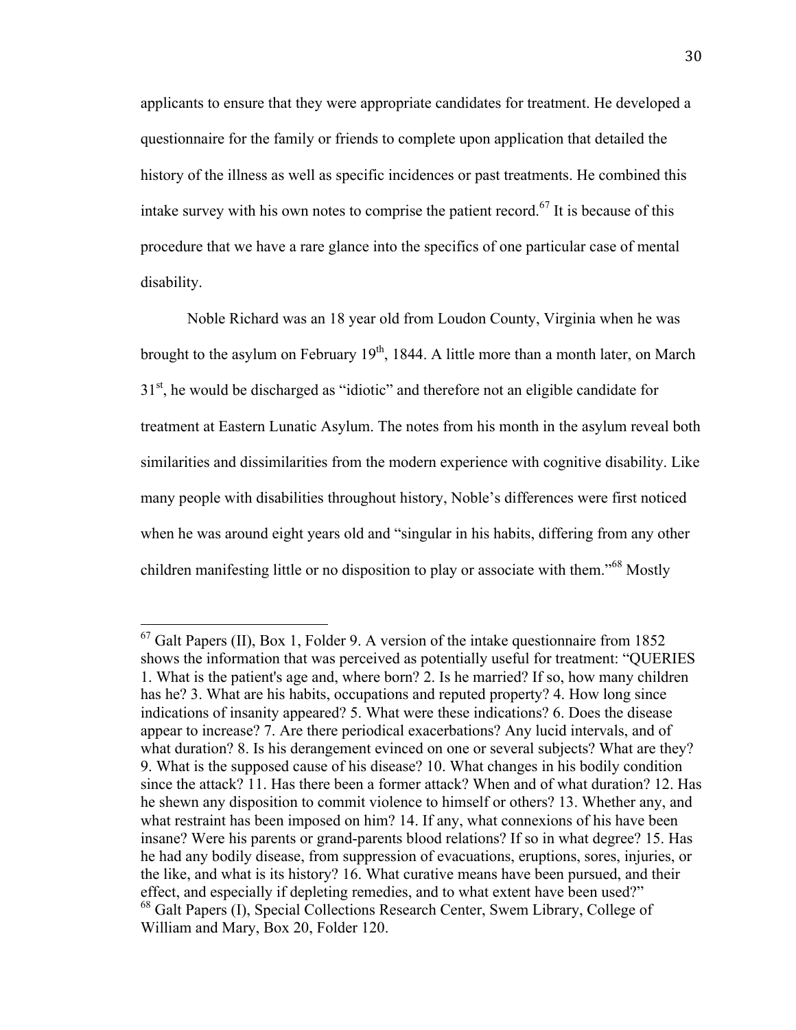applicants to ensure that they were appropriate candidates for treatment. He developed a questionnaire for the family or friends to complete upon application that detailed the history of the illness as well as specific incidences or past treatments. He combined this intake survey with his own notes to comprise the patient record.[67] It is because of this procedure that we have a rare glance into the specifics of one particular case of mental disability.

Noble Richard was an 18 year old from Loudon County, Virginia when he was brought to the asylum on February 19th, 1844. A little more than a month later, on March 31st, he would be discharged as "idiotic" and therefore not an eligible candidate for treatment at Eastern Lunatic Asylum. The notes from his month in the asylum reveal both similarities and dissimilarities from the modern experience with cognitive disability. Like many people with disabilities throughout history, Noble's differences were first noticed when he was around eight years old and "singular in his habits, differing from any other children manifesting little or no disposition to play or associate with them."[68] Mostly

---

[67] Galt Papers (II), Box 1, Folder 9. A version of the intake questionnaire from 1852 shows the information that was perceived as potentially useful for treatment: "QUERIES 1. What is the patient's age and, where born? 2. Is he married? If so, how many children has he? 3. What are his habits, occupations and reputed property? 4. How long since indications of insanity appeared? 5. What were these indications? 6. Does the disease appear to increase? 7. Are there periodical exacerbations? Any lucid intervals, and of what duration? 8. Is his derangement evinced on one or several subjects? What are they? 9. What is the supposed cause of his disease? 10. What changes in his bodily condition since the attack? 11. Has there been a former attack? When and of what duration? 12. Has he shewn any disposition to commit violence to himself or others? 13. Whether any, and what restraint has been imposed on him? 14. If any, what connexions of his have been insane? Were his parents or grand-parents blood relations? If so in what degree? 15. Has he had any bodily disease, from suppression of evacuations, eruptions, sores, injuries, or the like, and what is its history? 16. What curative means have been pursued, and their effect, and especially if depleting remedies, and to what extent have been used?"

[68] Galt Papers (I), Special Collections Research Center, Swem Library, College of William and Mary, Box 20, Folder 120.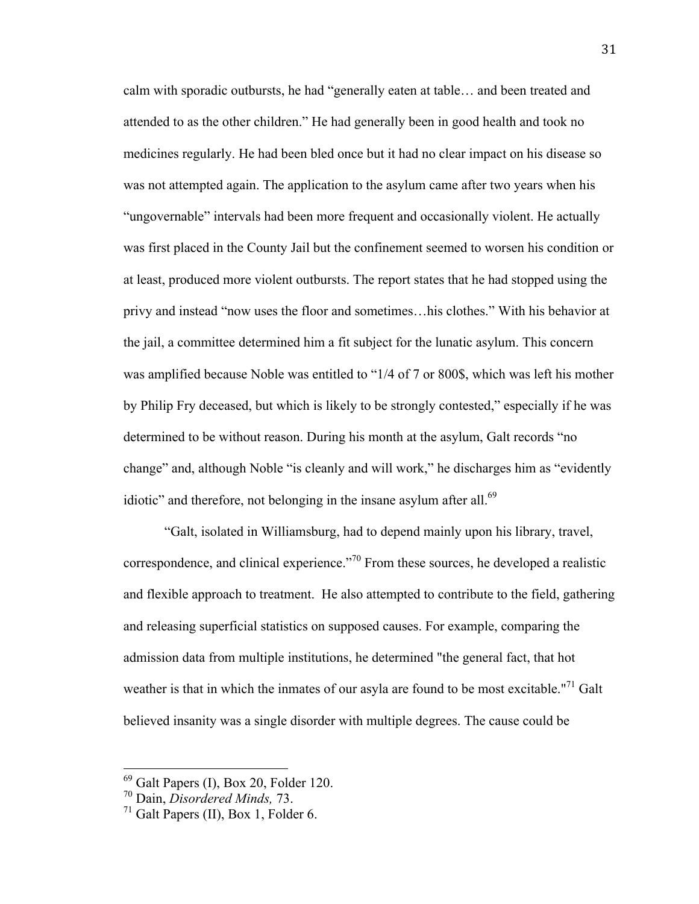calm with sporadic outbursts, he had "generally eaten at table… and been treated and attended to as the other children." He had generally been in good health and took no medicines regularly. He had been bled once but it had no clear impact on his disease so was not attempted again. The application to the asylum came after two years when his "ungovernable" intervals had been more frequent and occasionally violent. He actually was first placed in the County Jail but the confinement seemed to worsen his condition or at least, produced more violent outbursts. The report states that he had stopped using the privy and instead "now uses the floor and sometimes…his clothes." With his behavior at the jail, a committee determined him a fit subject for the lunatic asylum. This concern was amplified because Noble was entitled to "1/4 of 7 or 800$, which was left his mother by Philip Fry deceased, but which is likely to be strongly contested," especially if he was determined to be without reason. During his month at the asylum, Galt records "no change" and, although Noble "is cleanly and will work," he discharges him as "evidently idiotic" and therefore, not belonging in the insane asylum after all.[69]

"Galt, isolated in Williamsburg, had to depend mainly upon his library, travel, correspondence, and clinical experience."[70] From these sources, he developed a realistic and flexible approach to treatment. He also attempted to contribute to the field, gathering and releasing superficial statistics on supposed causes. For example, comparing the admission data from multiple institutions, he determined "the general fact, that hot weather is that in which the inmates of our asyla are found to be most excitable."[71] Galt believed insanity was a single disorder with multiple degrees. The cause could be

---

[69] Galt Papers (I), Box 20, Folder 120.
[70] Dain, *Disordered Minds,* 73.
[71] Galt Papers (II), Box 1, Folder 6.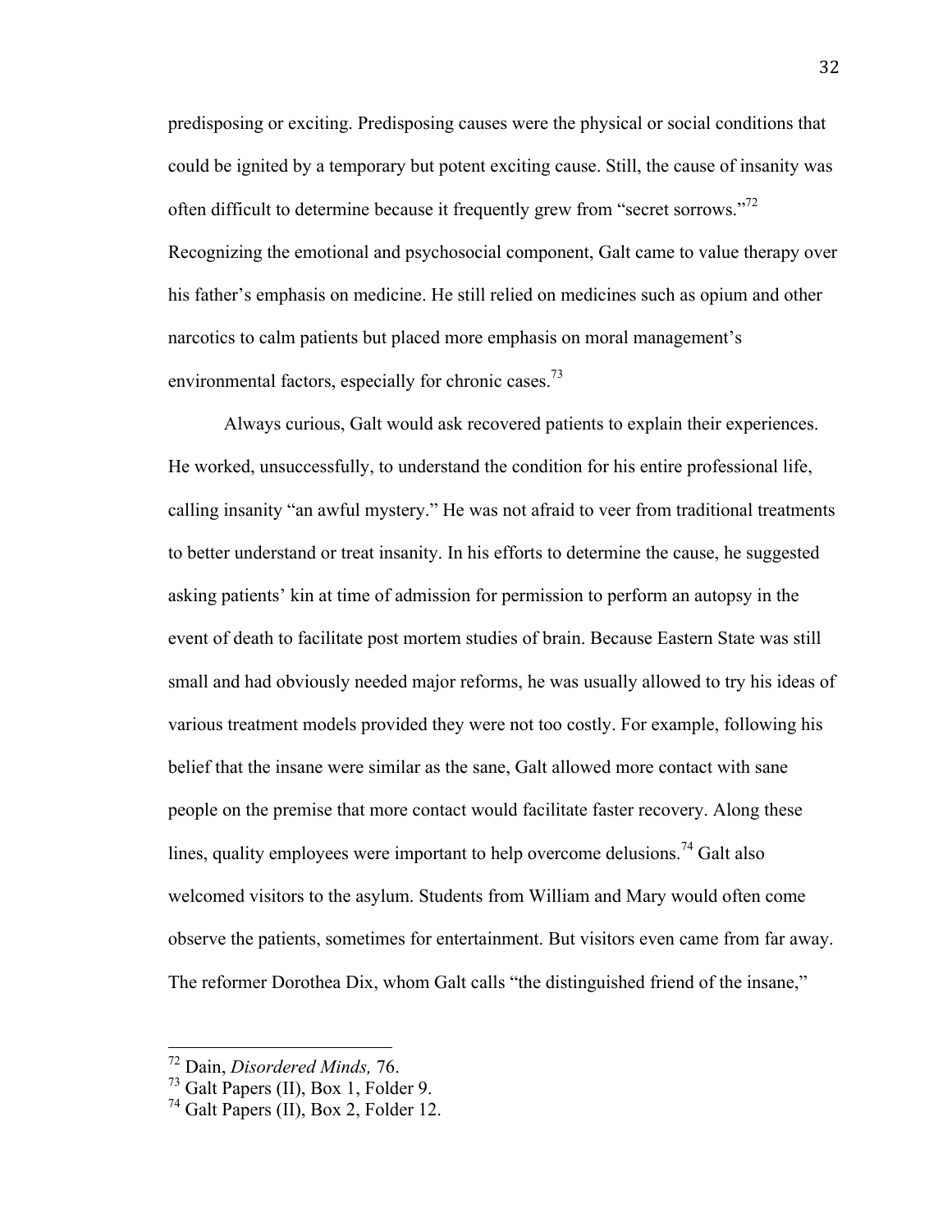predisposing or exciting. Predisposing causes were the physical or social conditions that could be ignited by a temporary but potent exciting cause. Still, the cause of insanity was often difficult to determine because it frequently grew from "secret sorrows."[72] Recognizing the emotional and psychosocial component, Galt came to value therapy over his father's emphasis on medicine. He still relied on medicines such as opium and other narcotics to calm patients but placed more emphasis on moral management's environmental factors, especially for chronic cases.[73]

Always curious, Galt would ask recovered patients to explain their experiences. He worked, unsuccessfully, to understand the condition for his entire professional life, calling insanity "an awful mystery." He was not afraid to veer from traditional treatments to better understand or treat insanity. In his efforts to determine the cause, he suggested asking patients' kin at time of admission for permission to perform an autopsy in the event of death to facilitate post mortem studies of brain. Because Eastern State was still small and had obviously needed major reforms, he was usually allowed to try his ideas of various treatment models provided they were not too costly. For example, following his belief that the insane were similar as the sane, Galt allowed more contact with sane people on the premise that more contact would facilitate faster recovery. Along these lines, quality employees were important to help overcome delusions.[74] Galt also welcomed visitors to the asylum. Students from William and Mary would often come observe the patients, sometimes for entertainment. But visitors even came from far away. The reformer Dorothea Dix, whom Galt calls "the distinguished friend of the insane,"

---

[72] Dain, *Disordered Minds,* 76.

[73] Galt Papers (II), Box 1, Folder 9.

[74] Galt Papers (II), Box 2, Folder 12.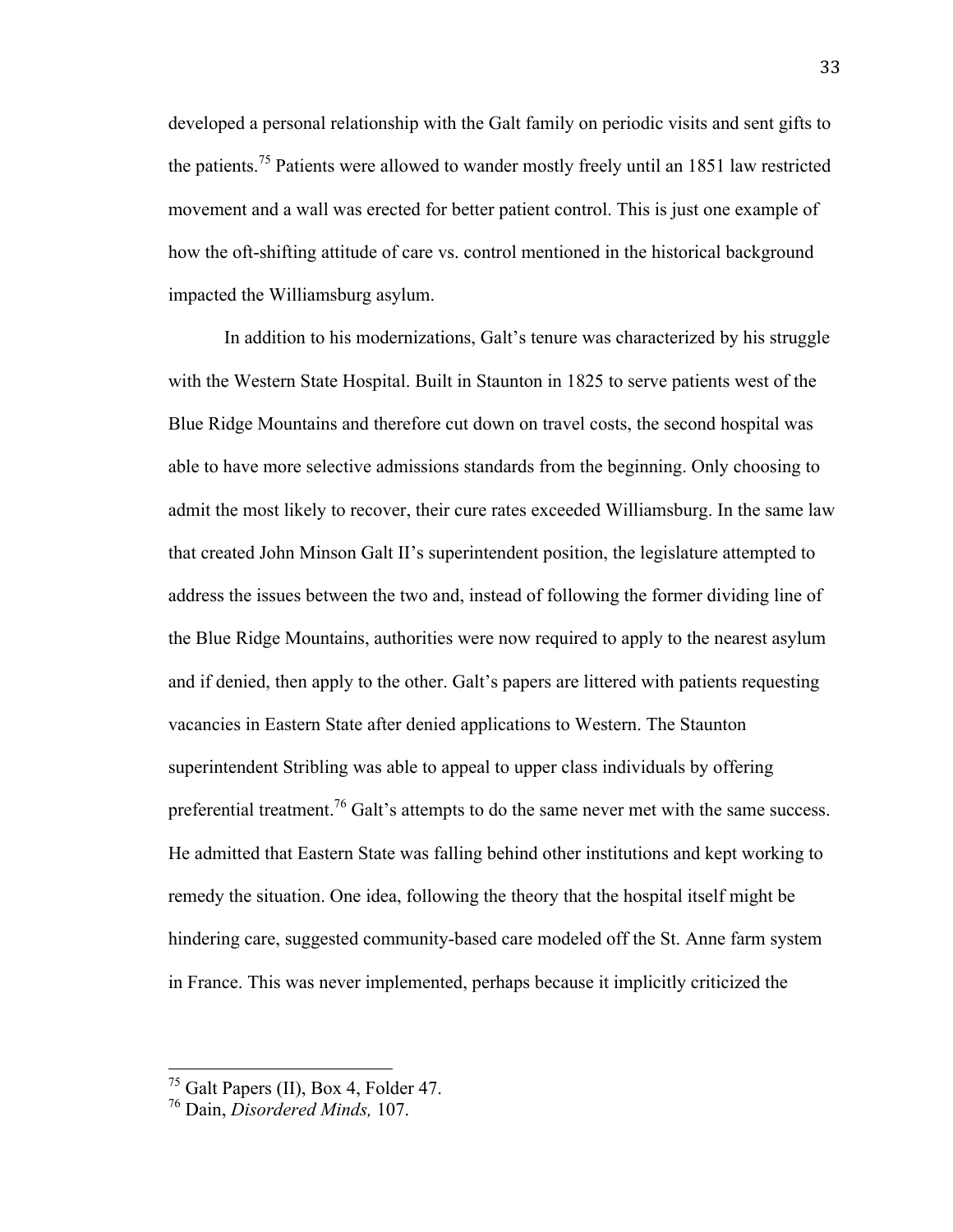developed a personal relationship with the Galt family on periodic visits and sent gifts to the patients.[75] Patients were allowed to wander mostly freely until an 1851 law restricted movement and a wall was erected for better patient control. This is just one example of how the oft-shifting attitude of care vs. control mentioned in the historical background impacted the Williamsburg asylum.

In addition to his modernizations, Galt's tenure was characterized by his struggle with the Western State Hospital. Built in Staunton in 1825 to serve patients west of the Blue Ridge Mountains and therefore cut down on travel costs, the second hospital was able to have more selective admissions standards from the beginning. Only choosing to admit the most likely to recover, their cure rates exceeded Williamsburg. In the same law that created John Minson Galt II's superintendent position, the legislature attempted to address the issues between the two and, instead of following the former dividing line of the Blue Ridge Mountains, authorities were now required to apply to the nearest asylum and if denied, then apply to the other. Galt's papers are littered with patients requesting vacancies in Eastern State after denied applications to Western. The Staunton superintendent Stribling was able to appeal to upper class individuals by offering preferential treatment.[76] Galt's attempts to do the same never met with the same success. He admitted that Eastern State was falling behind other institutions and kept working to remedy the situation. One idea, following the theory that the hospital itself might be hindering care, suggested community-based care modeled off the St. Anne farm system in France. This was never implemented, perhaps because it implicitly criticized the

---

[75] Galt Papers (II), Box 4, Folder 47.

[76] Dain, *Disordered Minds,* 107.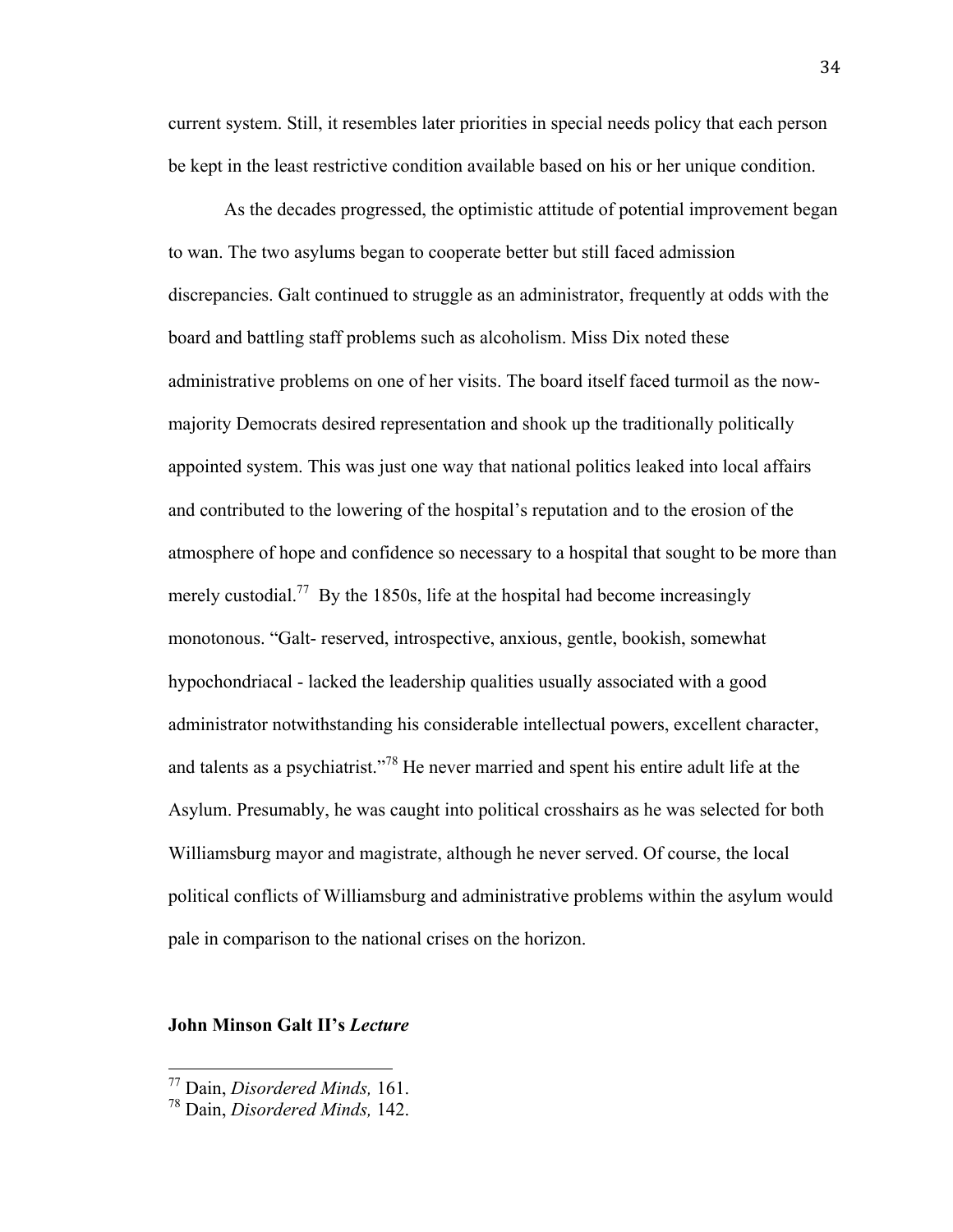current system. Still, it resembles later priorities in special needs policy that each person be kept in the least restrictive condition available based on his or her unique condition.

As the decades progressed, the optimistic attitude of potential improvement began to wan. The two asylums began to cooperate better but still faced admission discrepancies. Galt continued to struggle as an administrator, frequently at odds with the board and battling staff problems such as alcoholism. Miss Dix noted these administrative problems on one of her visits. The board itself faced turmoil as the now-majority Democrats desired representation and shook up the traditionally politically appointed system. This was just one way that national politics leaked into local affairs and contributed to the lowering of the hospital's reputation and to the erosion of the atmosphere of hope and confidence so necessary to a hospital that sought to be more than merely custodial.[77] By the 1850s, life at the hospital had become increasingly monotonous. "Galt- reserved, introspective, anxious, gentle, bookish, somewhat hypochondriacal - lacked the leadership qualities usually associated with a good administrator notwithstanding his considerable intellectual powers, excellent character, and talents as a psychiatrist."[78] He never married and spent his entire adult life at the Asylum. Presumably, he was caught into political crosshairs as he was selected for both Williamsburg mayor and magistrate, although he never served. Of course, the local political conflicts of Williamsburg and administrative problems within the asylum would pale in comparison to the national crises on the horizon.

## John Minson Galt II's *Lecture*

[77] Dain, *Disordered Minds,* 161.

[78] Dain, *Disordered Minds,* 142.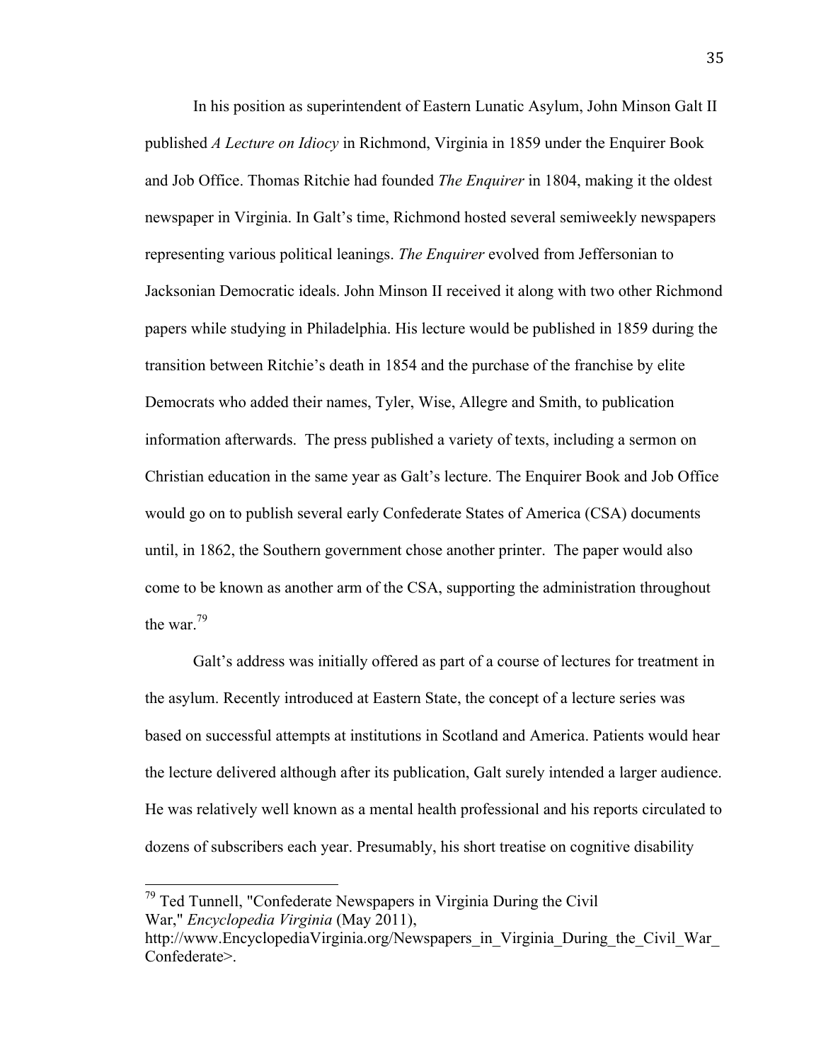In his position as superintendent of Eastern Lunatic Asylum, John Minson Galt II published *A Lecture on Idiocy* in Richmond, Virginia in 1859 under the Enquirer Book and Job Office. Thomas Ritchie had founded *The Enquirer* in 1804, making it the oldest newspaper in Virginia. In Galt's time, Richmond hosted several semiweekly newspapers representing various political leanings. *The Enquirer* evolved from Jeffersonian to Jacksonian Democratic ideals. John Minson II received it along with two other Richmond papers while studying in Philadelphia. His lecture would be published in 1859 during the transition between Ritchie's death in 1854 and the purchase of the franchise by elite Democrats who added their names, Tyler, Wise, Allegre and Smith, to publication information afterwards. The press published a variety of texts, including a sermon on Christian education in the same year as Galt's lecture. The Enquirer Book and Job Office would go on to publish several early Confederate States of America (CSA) documents until, in 1862, the Southern government chose another printer. The paper would also come to be known as another arm of the CSA, supporting the administration throughout the war.[79]

Galt's address was initially offered as part of a course of lectures for treatment in the asylum. Recently introduced at Eastern State, the concept of a lecture series was based on successful attempts at institutions in Scotland and America. Patients would hear the lecture delivered although after its publication, Galt surely intended a larger audience. He was relatively well known as a mental health professional and his reports circulated to dozens of subscribers each year. Presumably, his short treatise on cognitive disability

---

[79] Ted Tunnell, "Confederate Newspapers in Virginia During the Civil War," *Encyclopedia Virginia* (May 2011), http://www.EncyclopediaVirginia.org/Newspapers_in_Virginia_During_the_Civil_War_Confederate>.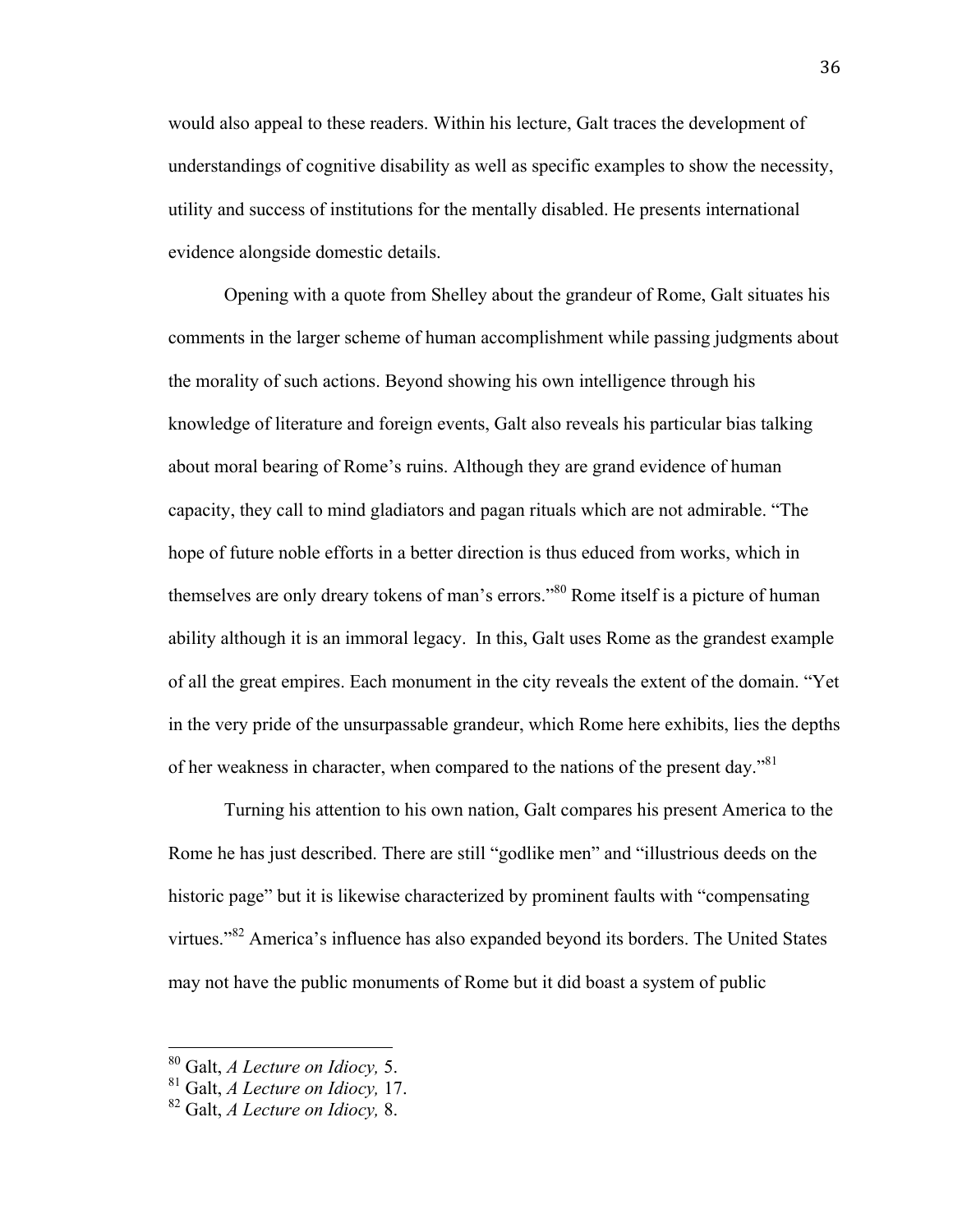would also appeal to these readers. Within his lecture, Galt traces the development of understandings of cognitive disability as well as specific examples to show the necessity, utility and success of institutions for the mentally disabled. He presents international evidence alongside domestic details.

Opening with a quote from Shelley about the grandeur of Rome, Galt situates his comments in the larger scheme of human accomplishment while passing judgments about the morality of such actions. Beyond showing his own intelligence through his knowledge of literature and foreign events, Galt also reveals his particular bias talking about moral bearing of Rome's ruins. Although they are grand evidence of human capacity, they call to mind gladiators and pagan rituals which are not admirable. "The hope of future noble efforts in a better direction is thus educed from works, which in themselves are only dreary tokens of man's errors."[80] Rome itself is a picture of human ability although it is an immoral legacy. In this, Galt uses Rome as the grandest example of all the great empires. Each monument in the city reveals the extent of the domain. "Yet in the very pride of the unsurpassable grandeur, which Rome here exhibits, lies the depths of her weakness in character, when compared to the nations of the present day."[81]

Turning his attention to his own nation, Galt compares his present America to the Rome he has just described. There are still "godlike men" and "illustrious deeds on the historic page" but it is likewise characterized by prominent faults with "compensating virtues."[82] America's influence has also expanded beyond its borders. The United States may not have the public monuments of Rome but it did boast a system of public

---

[80] Galt, *A Lecture on Idiocy,* 5.
[81] Galt, *A Lecture on Idiocy,* 17.
[82] Galt, *A Lecture on Idiocy,* 8.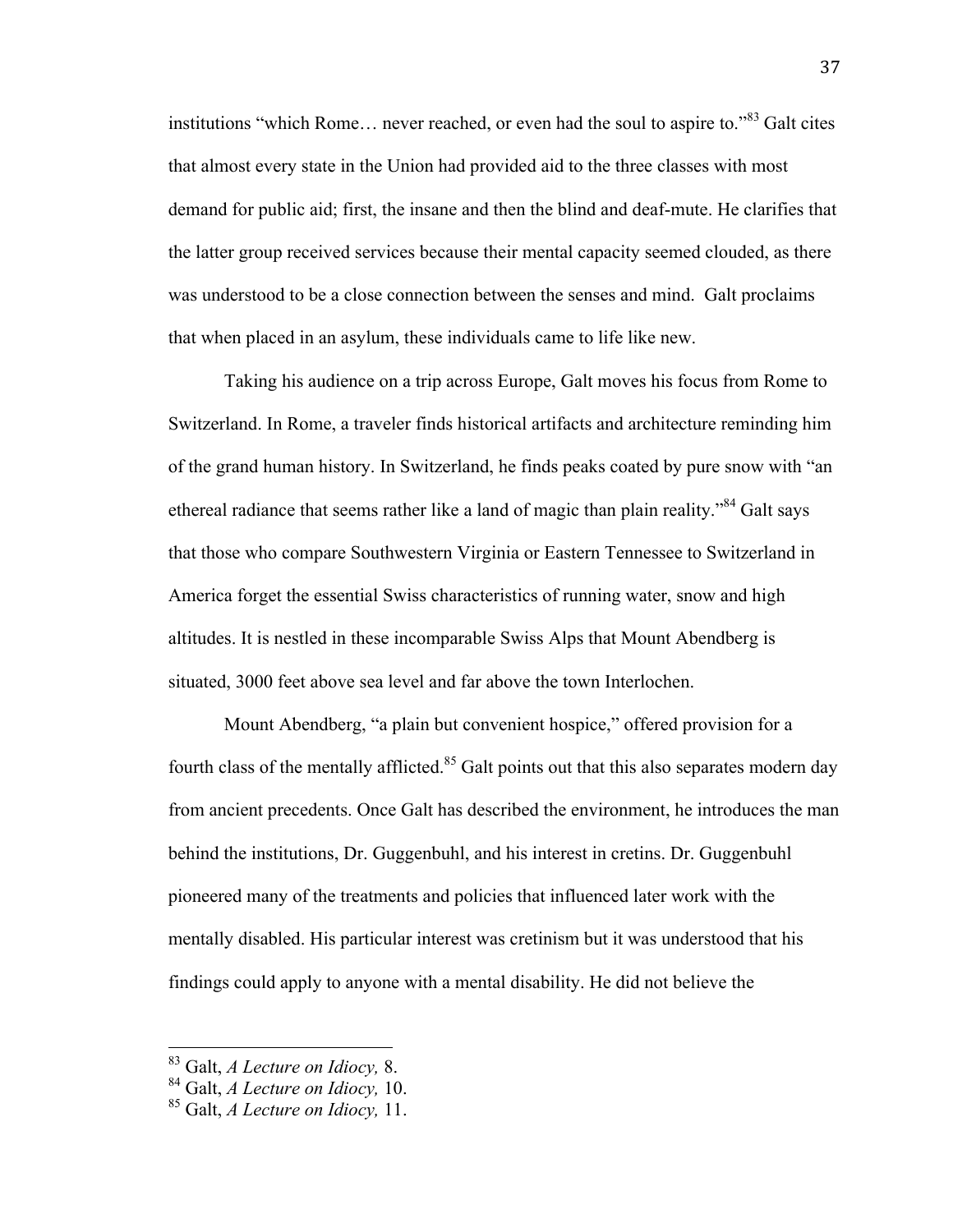institutions "which Rome… never reached, or even had the soul to aspire to."[83] Galt cites that almost every state in the Union had provided aid to the three classes with most demand for public aid; first, the insane and then the blind and deaf-mute. He clarifies that the latter group received services because their mental capacity seemed clouded, as there was understood to be a close connection between the senses and mind. Galt proclaims that when placed in an asylum, these individuals came to life like new.

Taking his audience on a trip across Europe, Galt moves his focus from Rome to Switzerland. In Rome, a traveler finds historical artifacts and architecture reminding him of the grand human history. In Switzerland, he finds peaks coated by pure snow with "an ethereal radiance that seems rather like a land of magic than plain reality."[84] Galt says that those who compare Southwestern Virginia or Eastern Tennessee to Switzerland in America forget the essential Swiss characteristics of running water, snow and high altitudes. It is nestled in these incomparable Swiss Alps that Mount Abendberg is situated, 3000 feet above sea level and far above the town Interlochen.

Mount Abendberg, "a plain but convenient hospice," offered provision for a fourth class of the mentally afflicted.[85] Galt points out that this also separates modern day from ancient precedents. Once Galt has described the environment, he introduces the man behind the institutions, Dr. Guggenbuhl, and his interest in cretins. Dr. Guggenbuhl pioneered many of the treatments and policies that influenced later work with the mentally disabled. His particular interest was cretinism but it was understood that his findings could apply to anyone with a mental disability. He did not believe the

---

[83] Galt, *A Lecture on Idiocy,* 8.

[84] Galt, *A Lecture on Idiocy,* 10.

[85] Galt, *A Lecture on Idiocy,* 11.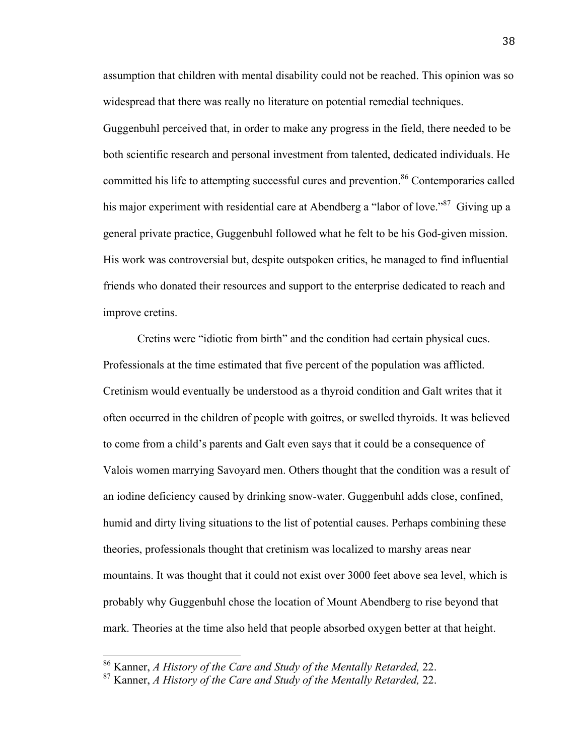assumption that children with mental disability could not be reached. This opinion was so widespread that there was really no literature on potential remedial techniques. Guggenbuhl perceived that, in order to make any progress in the field, there needed to be both scientific research and personal investment from talented, dedicated individuals. He committed his life to attempting successful cures and prevention.[86] Contemporaries called his major experiment with residential care at Abendberg a "labor of love."[87] Giving up a general private practice, Guggenbuhl followed what he felt to be his God-given mission. His work was controversial but, despite outspoken critics, he managed to find influential friends who donated their resources and support to the enterprise dedicated to reach and improve cretins.

Cretins were "idiotic from birth" and the condition had certain physical cues. Professionals at the time estimated that five percent of the population was afflicted. Cretinism would eventually be understood as a thyroid condition and Galt writes that it often occurred in the children of people with goitres, or swelled thyroids. It was believed to come from a child's parents and Galt even says that it could be a consequence of Valois women marrying Savoyard men. Others thought that the condition was a result of an iodine deficiency caused by drinking snow-water. Guggenbuhl adds close, confined, humid and dirty living situations to the list of potential causes. Perhaps combining these theories, professionals thought that cretinism was localized to marshy areas near mountains. It was thought that it could not exist over 3000 feet above sea level, which is probably why Guggenbuhl chose the location of Mount Abendberg to rise beyond that mark. Theories at the time also held that people absorbed oxygen better at that height.

---

[86] Kanner, *A History of the Care and Study of the Mentally Retarded,* 22.

[87] Kanner, *A History of the Care and Study of the Mentally Retarded,* 22.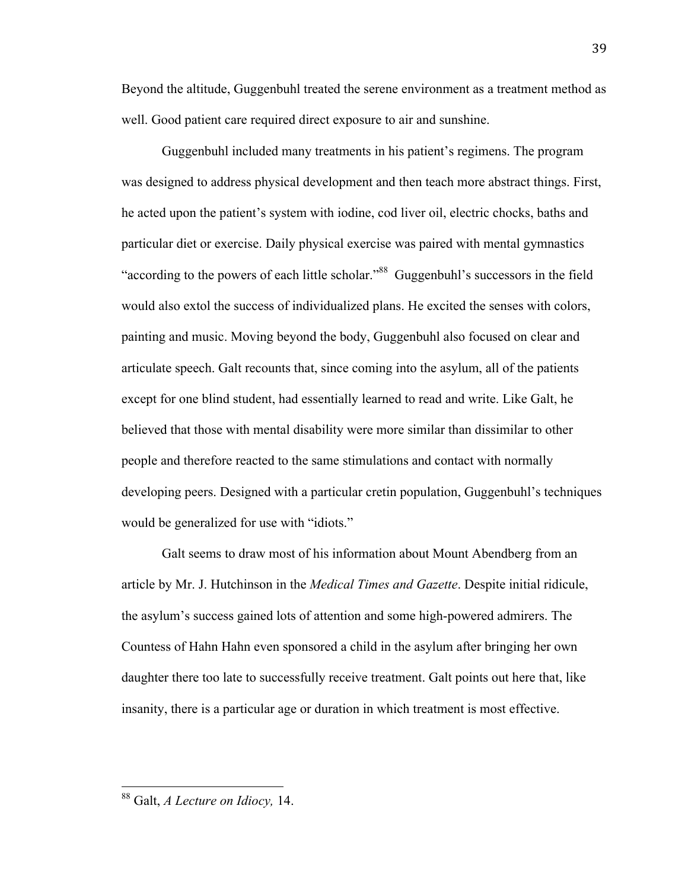Beyond the altitude, Guggenbuhl treated the serene environment as a treatment method as well. Good patient care required direct exposure to air and sunshine.

Guggenbuhl included many treatments in his patient's regimens. The program was designed to address physical development and then teach more abstract things. First, he acted upon the patient's system with iodine, cod liver oil, electric chocks, baths and particular diet or exercise. Daily physical exercise was paired with mental gymnastics "according to the powers of each little scholar."[88] Guggenbuhl's successors in the field would also extol the success of individualized plans. He excited the senses with colors, painting and music. Moving beyond the body, Guggenbuhl also focused on clear and articulate speech. Galt recounts that, since coming into the asylum, all of the patients except for one blind student, had essentially learned to read and write. Like Galt, he believed that those with mental disability were more similar than dissimilar to other people and therefore reacted to the same stimulations and contact with normally developing peers. Designed with a particular cretin population, Guggenbuhl's techniques would be generalized for use with "idiots."

Galt seems to draw most of his information about Mount Abendberg from an article by Mr. J. Hutchinson in the *Medical Times and Gazette*. Despite initial ridicule, the asylum's success gained lots of attention and some high-powered admirers. The Countess of Hahn Hahn even sponsored a child in the asylum after bringing her own daughter there too late to successfully receive treatment. Galt points out here that, like insanity, there is a particular age or duration in which treatment is most effective.

---

[88] Galt, *A Lecture on Idiocy,* 14.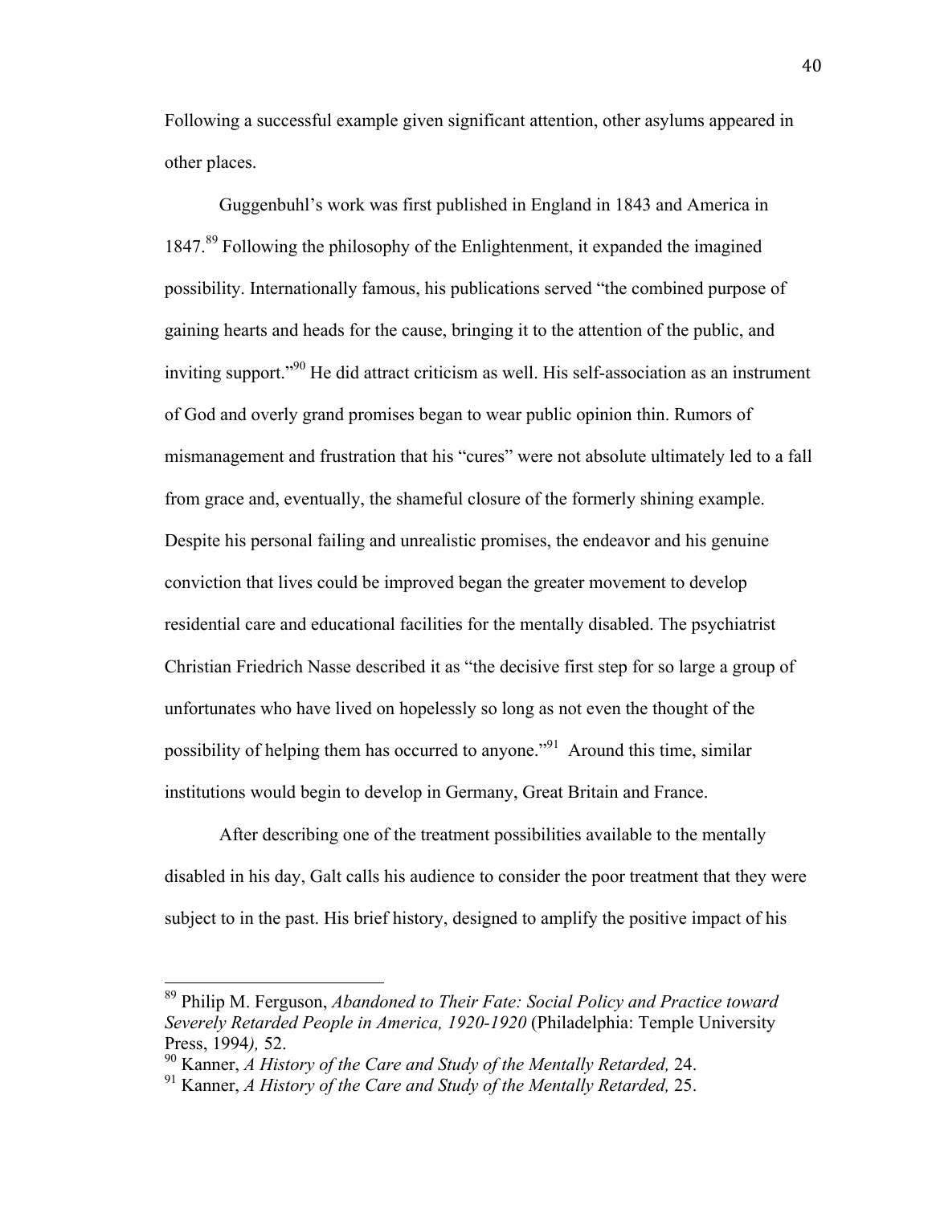Following a successful example given significant attention, other asylums appeared in other places.

Guggenbuhl's work was first published in England in 1843 and America in 1847.[89] Following the philosophy of the Enlightenment, it expanded the imagined possibility. Internationally famous, his publications served "the combined purpose of gaining hearts and heads for the cause, bringing it to the attention of the public, and inviting support."[90] He did attract criticism as well. His self-association as an instrument of God and overly grand promises began to wear public opinion thin. Rumors of mismanagement and frustration that his "cures" were not absolute ultimately led to a fall from grace and, eventually, the shameful closure of the formerly shining example. Despite his personal failing and unrealistic promises, the endeavor and his genuine conviction that lives could be improved began the greater movement to develop residential care and educational facilities for the mentally disabled. The psychiatrist Christian Friedrich Nasse described it as "the decisive first step for so large a group of unfortunates who have lived on hopelessly so long as not even the thought of the possibility of helping them has occurred to anyone."[91] Around this time, similar institutions would begin to develop in Germany, Great Britain and France.

After describing one of the treatment possibilities available to the mentally disabled in his day, Galt calls his audience to consider the poor treatment that they were subject to in the past. His brief history, designed to amplify the positive impact of his

---

[89] Philip M. Ferguson, *Abandoned to Their Fate: Social Policy and Practice toward Severely Retarded People in America, 1920-1920* (Philadelphia: Temple University Press, 1994), 52.

[90] Kanner, *A History of the Care and Study of the Mentally Retarded,* 24.

[91] Kanner, *A History of the Care and Study of the Mentally Retarded,* 25.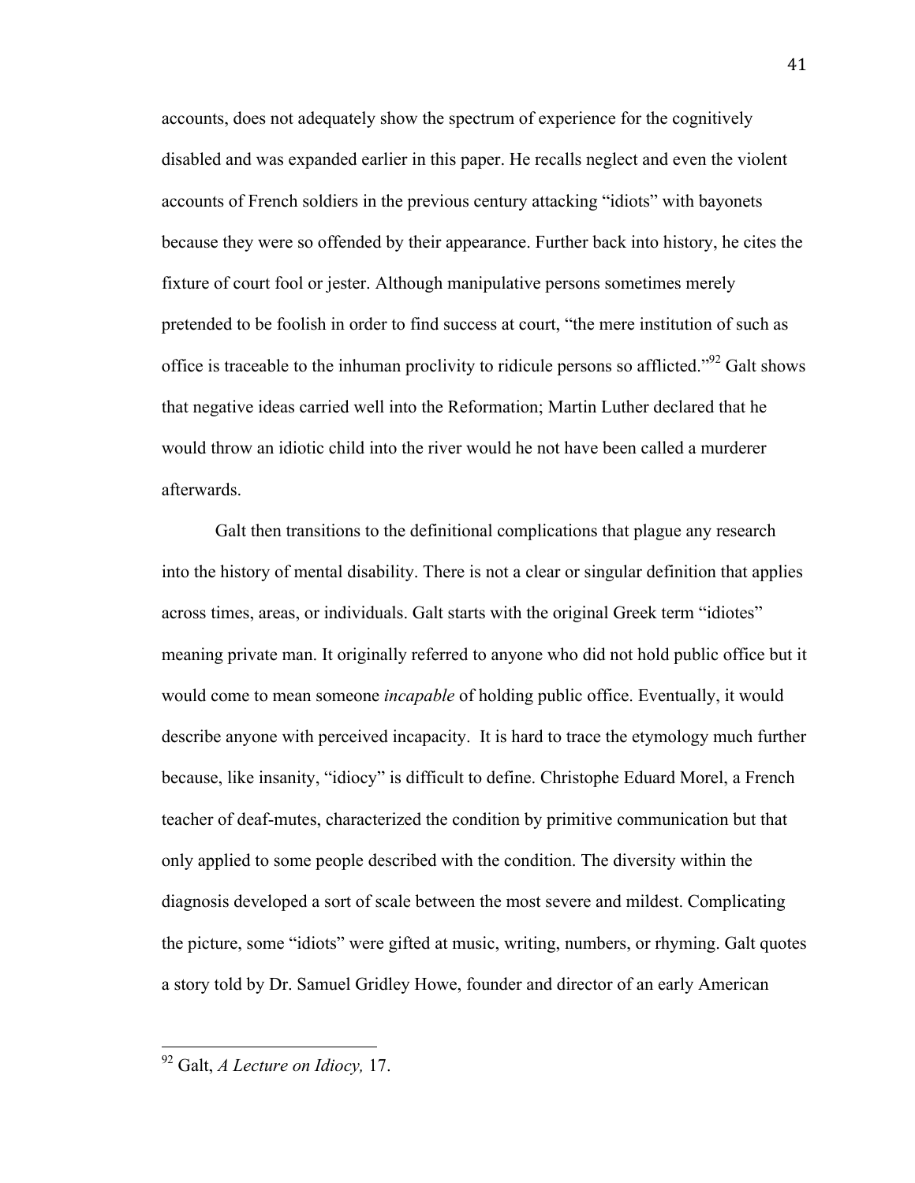accounts, does not adequately show the spectrum of experience for the cognitively disabled and was expanded earlier in this paper. He recalls neglect and even the violent accounts of French soldiers in the previous century attacking “idiots” with bayonets because they were so offended by their appearance. Further back into history, he cites the fixture of court fool or jester. Although manipulative persons sometimes merely pretended to be foolish in order to find success at court, “the mere institution of such as office is traceable to the inhuman proclivity to ridicule persons so afflicted.”[92] Galt shows that negative ideas carried well into the Reformation; Martin Luther declared that he would throw an idiotic child into the river would he not have been called a murderer afterwards.

Galt then transitions to the definitional complications that plague any research into the history of mental disability. There is not a clear or singular definition that applies across times, areas, or individuals. Galt starts with the original Greek term “idiotes” meaning private man. It originally referred to anyone who did not hold public office but it would come to mean someone *incapable* of holding public office. Eventually, it would describe anyone with perceived incapacity. It is hard to trace the etymology much further because, like insanity, “idiocy” is difficult to define. Christophe Eduard Morel, a French teacher of deaf-mutes, characterized the condition by primitive communication but that only applied to some people described with the condition. The diversity within the diagnosis developed a sort of scale between the most severe and mildest. Complicating the picture, some “idiots” were gifted at music, writing, numbers, or rhyming. Galt quotes a story told by Dr. Samuel Gridley Howe, founder and director of an early American

---

[92] Galt, *A Lecture on Idiocy,* 17.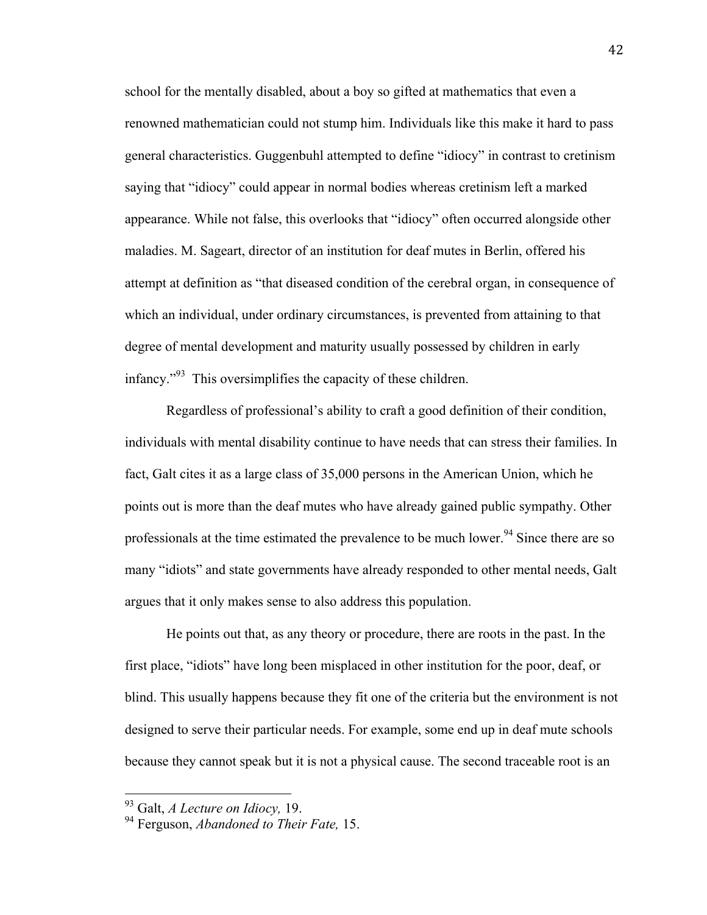school for the mentally disabled, about a boy so gifted at mathematics that even a renowned mathematician could not stump him. Individuals like this make it hard to pass general characteristics. Guggenbuhl attempted to define "idiocy" in contrast to cretinism saying that "idiocy" could appear in normal bodies whereas cretinism left a marked appearance. While not false, this overlooks that "idiocy" often occurred alongside other maladies. M. Sageart, director of an institution for deaf mutes in Berlin, offered his attempt at definition as "that diseased condition of the cerebral organ, in consequence of which an individual, under ordinary circumstances, is prevented from attaining to that degree of mental development and maturity usually possessed by children in early infancy."[93] This oversimplifies the capacity of these children.

Regardless of professional's ability to craft a good definition of their condition, individuals with mental disability continue to have needs that can stress their families. In fact, Galt cites it as a large class of 35,000 persons in the American Union, which he points out is more than the deaf mutes who have already gained public sympathy. Other professionals at the time estimated the prevalence to be much lower.[94] Since there are so many "idiots" and state governments have already responded to other mental needs, Galt argues that it only makes sense to also address this population.

He points out that, as any theory or procedure, there are roots in the past. In the first place, "idiots" have long been misplaced in other institution for the poor, deaf, or blind. This usually happens because they fit one of the criteria but the environment is not designed to serve their particular needs. For example, some end up in deaf mute schools because they cannot speak but it is not a physical cause. The second traceable root is an

---

[93] Galt, *A Lecture on Idiocy,* 19.

[94] Ferguson, *Abandoned to Their Fate,* 15.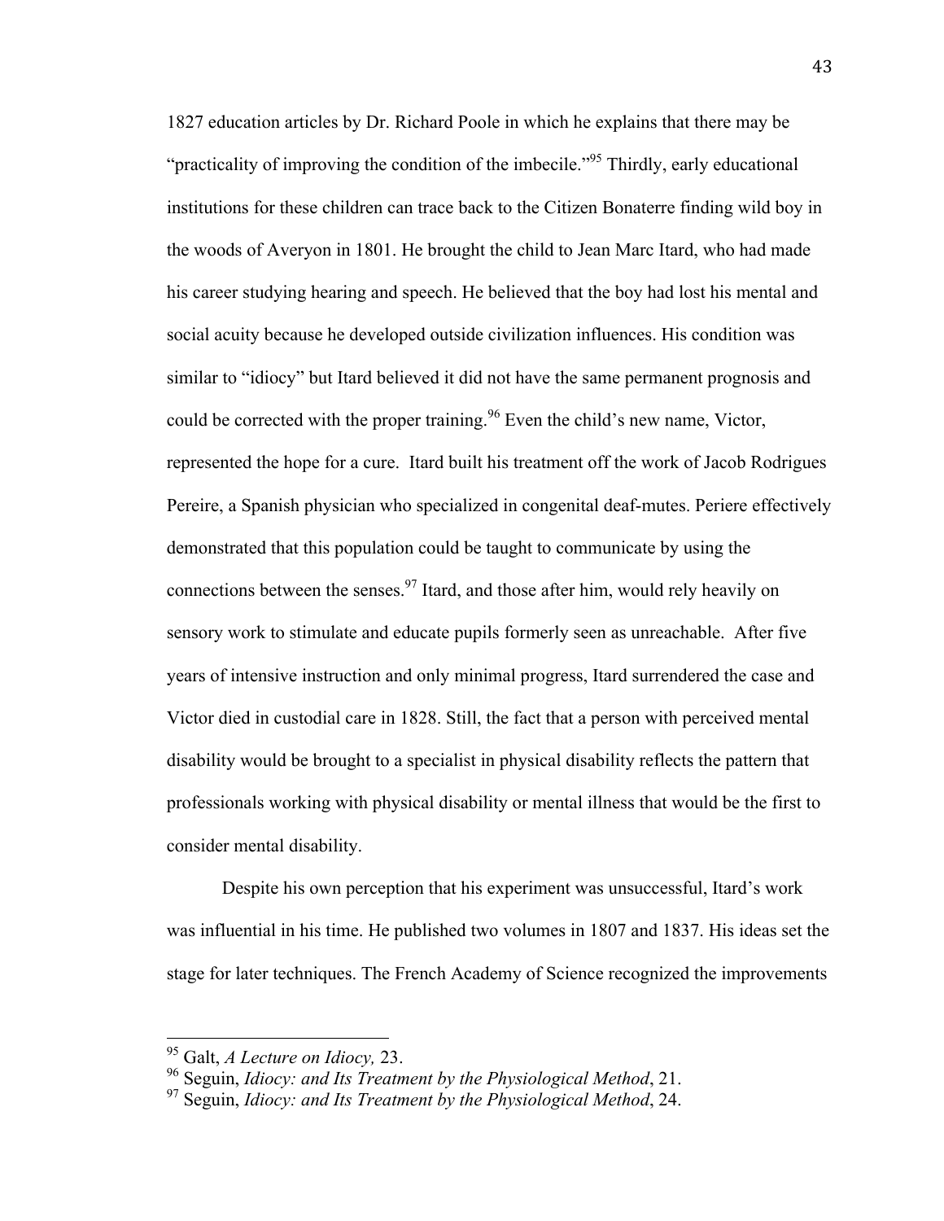1827 education articles by Dr. Richard Poole in which he explains that there may be "practicality of improving the condition of the imbecile."[95] Thirdly, early educational institutions for these children can trace back to the Citizen Bonaterre finding wild boy in the woods of Averyon in 1801. He brought the child to Jean Marc Itard, who had made his career studying hearing and speech. He believed that the boy had lost his mental and social acuity because he developed outside civilization influences. His condition was similar to "idiocy" but Itard believed it did not have the same permanent prognosis and could be corrected with the proper training.[96] Even the child's new name, Victor, represented the hope for a cure. Itard built his treatment off the work of Jacob Rodrigues Pereire, a Spanish physician who specialized in congenital deaf-mutes. Periere effectively demonstrated that this population could be taught to communicate by using the connections between the senses.[97] Itard, and those after him, would rely heavily on sensory work to stimulate and educate pupils formerly seen as unreachable. After five years of intensive instruction and only minimal progress, Itard surrendered the case and Victor died in custodial care in 1828. Still, the fact that a person with perceived mental disability would be brought to a specialist in physical disability reflects the pattern that professionals working with physical disability or mental illness that would be the first to consider mental disability.

Despite his own perception that his experiment was unsuccessful, Itard's work was influential in his time. He published two volumes in 1807 and 1837. His ideas set the stage for later techniques. The French Academy of Science recognized the improvements

---

[95] Galt, *A Lecture on Idiocy,* 23.

[96] Seguin, *Idiocy: and Its Treatment by the Physiological Method*, 21.

[97] Seguin, *Idiocy: and Its Treatment by the Physiological Method*, 24.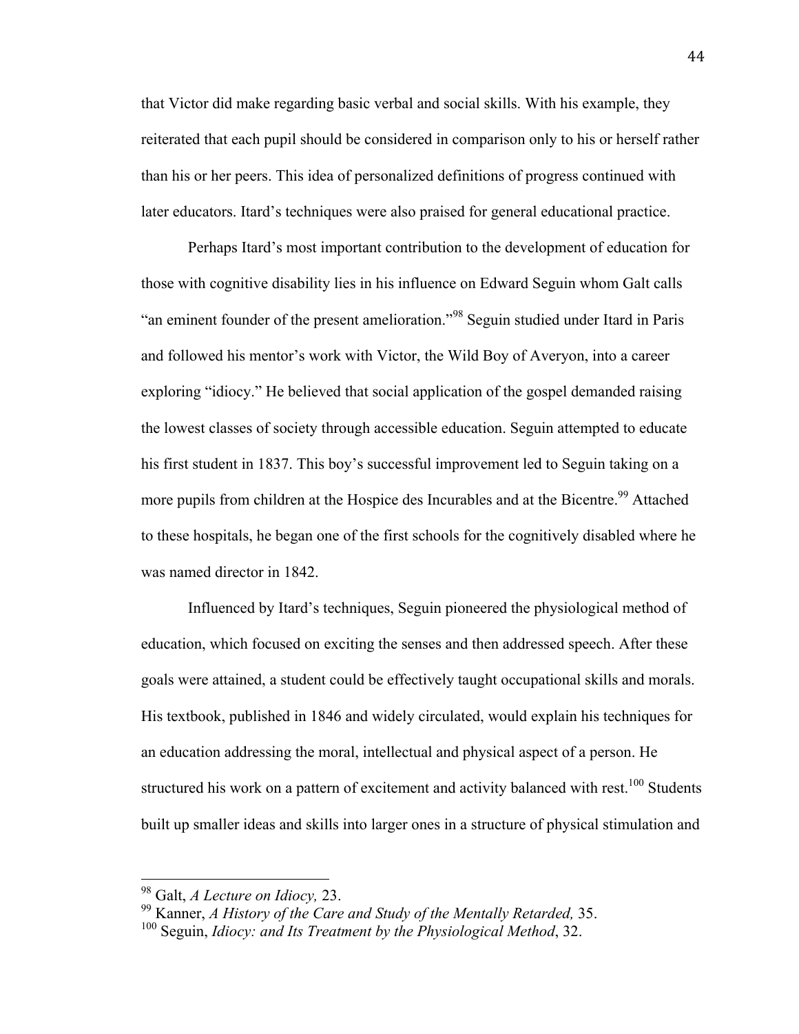that Victor did make regarding basic verbal and social skills. With his example, they reiterated that each pupil should be considered in comparison only to his or herself rather than his or her peers. This idea of personalized definitions of progress continued with later educators. Itard's techniques were also praised for general educational practice.

Perhaps Itard's most important contribution to the development of education for those with cognitive disability lies in his influence on Edward Seguin whom Galt calls "an eminent founder of the present amelioration."[98] Seguin studied under Itard in Paris and followed his mentor's work with Victor, the Wild Boy of Averyon, into a career exploring "idiocy." He believed that social application of the gospel demanded raising the lowest classes of society through accessible education. Seguin attempted to educate his first student in 1837. This boy's successful improvement led to Seguin taking on a more pupils from children at the Hospice des Incurables and at the Bicentre.[99] Attached to these hospitals, he began one of the first schools for the cognitively disabled where he was named director in 1842.

Influenced by Itard's techniques, Seguin pioneered the physiological method of education, which focused on exciting the senses and then addressed speech. After these goals were attained, a student could be effectively taught occupational skills and morals. His textbook, published in 1846 and widely circulated, would explain his techniques for an education addressing the moral, intellectual and physical aspect of a person. He structured his work on a pattern of excitement and activity balanced with rest.[100] Students built up smaller ideas and skills into larger ones in a structure of physical stimulation and

---

[98] Galt, *A Lecture on Idiocy,* 23.

[99] Kanner, *A History of the Care and Study of the Mentally Retarded,* 35.

[100] Seguin, *Idiocy: and Its Treatment by the Physiological Method*, 32.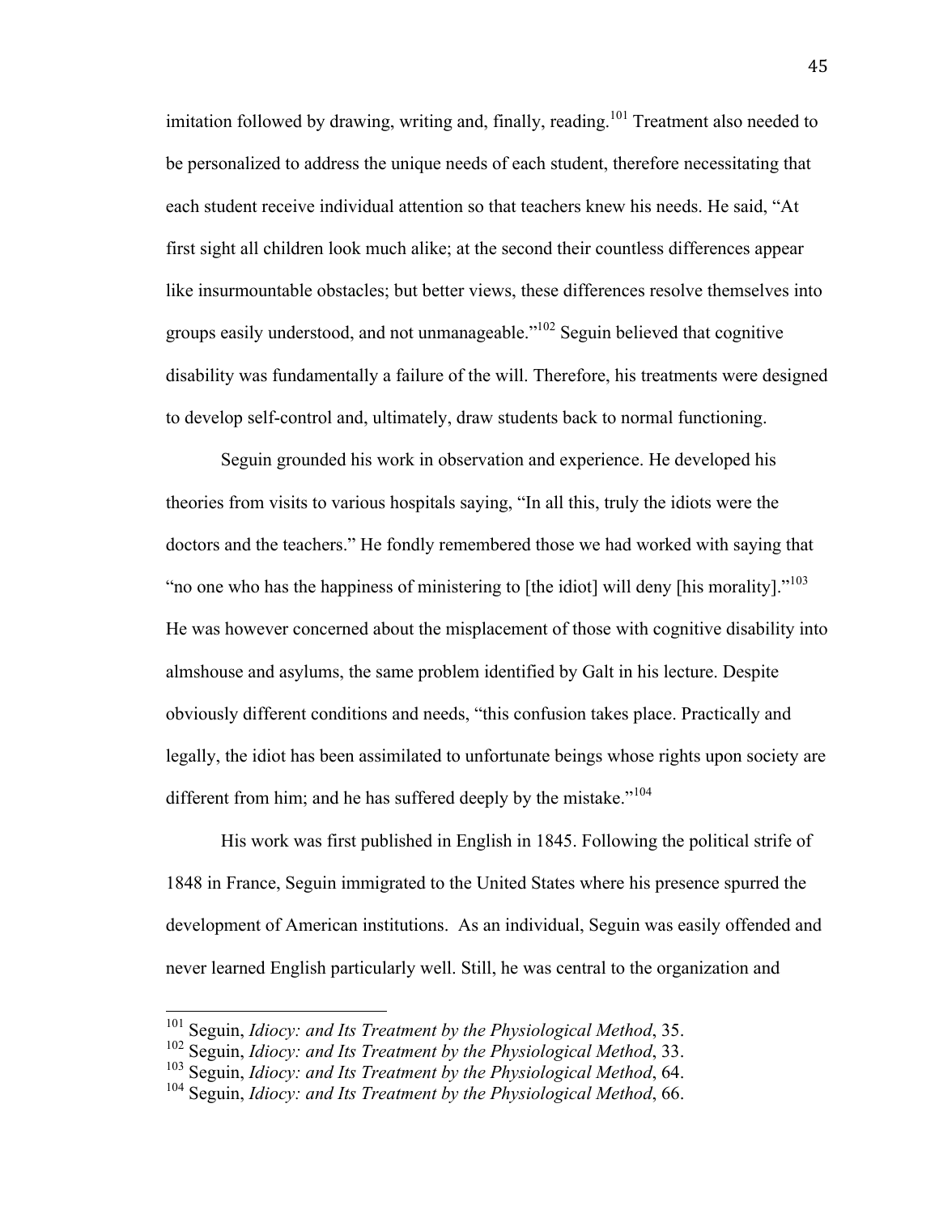imitation followed by drawing, writing and, finally, reading.[101] Treatment also needed to be personalized to address the unique needs of each student, therefore necessitating that each student receive individual attention so that teachers knew his needs. He said, "At first sight all children look much alike; at the second their countless differences appear like insurmountable obstacles; but better views, these differences resolve themselves into groups easily understood, and not unmanageable."[102] Seguin believed that cognitive disability was fundamentally a failure of the will. Therefore, his treatments were designed to develop self-control and, ultimately, draw students back to normal functioning.

Seguin grounded his work in observation and experience. He developed his theories from visits to various hospitals saying, "In all this, truly the idiots were the doctors and the teachers." He fondly remembered those we had worked with saying that "no one who has the happiness of ministering to [the idiot] will deny [his morality]."[103] He was however concerned about the misplacement of those with cognitive disability into almshouse and asylums, the same problem identified by Galt in his lecture. Despite obviously different conditions and needs, "this confusion takes place. Practically and legally, the idiot has been assimilated to unfortunate beings whose rights upon society are different from him; and he has suffered deeply by the mistake."[104]

His work was first published in English in 1845. Following the political strife of 1848 in France, Seguin immigrated to the United States where his presence spurred the development of American institutions. As an individual, Seguin was easily offended and never learned English particularly well. Still, he was central to the organization and

---

[101] Seguin, *Idiocy: and Its Treatment by the Physiological Method*, 35.
[102] Seguin, *Idiocy: and Its Treatment by the Physiological Method*, 33.
[103] Seguin, *Idiocy: and Its Treatment by the Physiological Method*, 64.
[104] Seguin, *Idiocy: and Its Treatment by the Physiological Method*, 66.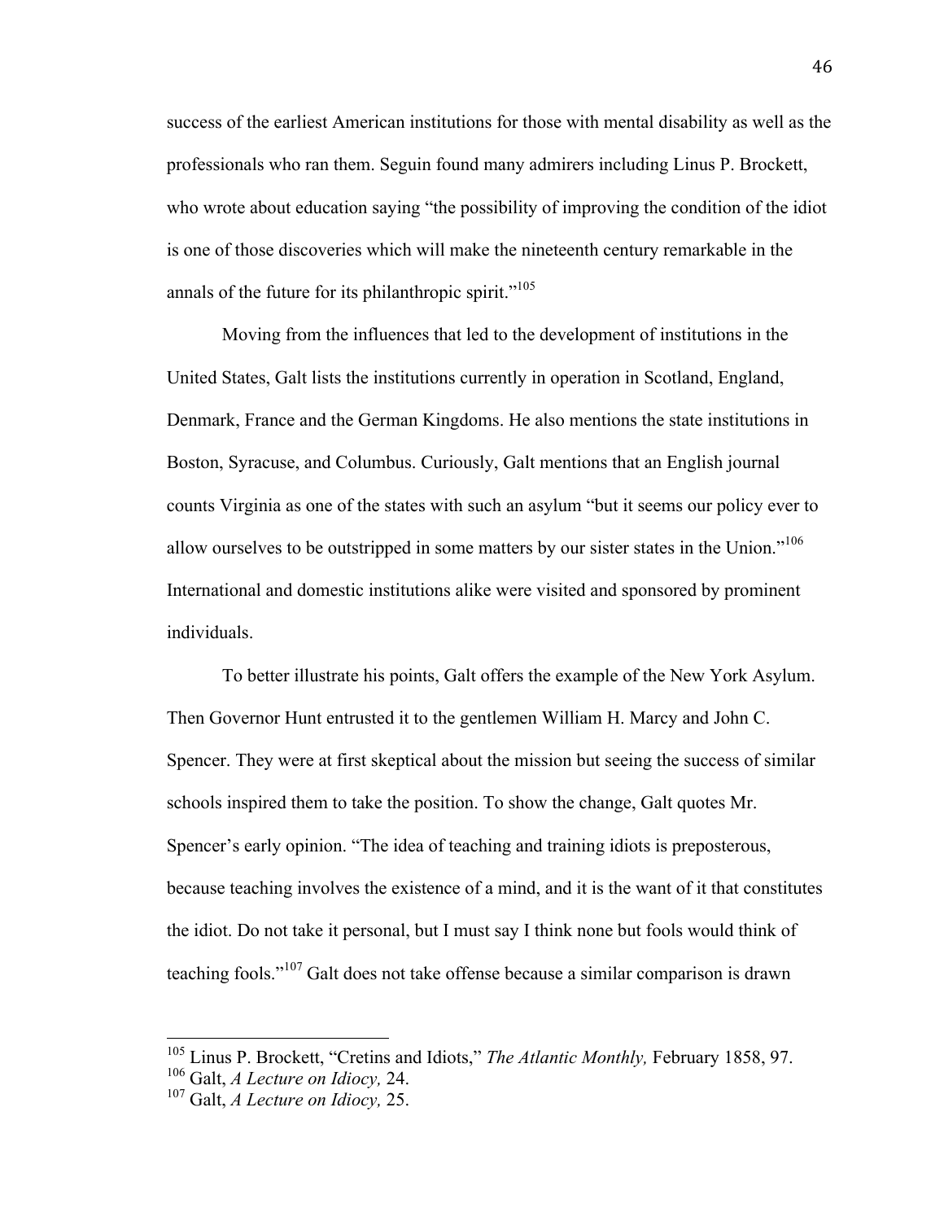success of the earliest American institutions for those with mental disability as well as the professionals who ran them. Seguin found many admirers including Linus P. Brockett, who wrote about education saying "the possibility of improving the condition of the idiot is one of those discoveries which will make the nineteenth century remarkable in the annals of the future for its philanthropic spirit."[105]

Moving from the influences that led to the development of institutions in the United States, Galt lists the institutions currently in operation in Scotland, England, Denmark, France and the German Kingdoms. He also mentions the state institutions in Boston, Syracuse, and Columbus. Curiously, Galt mentions that an English journal counts Virginia as one of the states with such an asylum "but it seems our policy ever to allow ourselves to be outstripped in some matters by our sister states in the Union."[106] International and domestic institutions alike were visited and sponsored by prominent individuals.

To better illustrate his points, Galt offers the example of the New York Asylum. Then Governor Hunt entrusted it to the gentlemen William H. Marcy and John C. Spencer. They were at first skeptical about the mission but seeing the success of similar schools inspired them to take the position. To show the change, Galt quotes Mr. Spencer's early opinion. "The idea of teaching and training idiots is preposterous, because teaching involves the existence of a mind, and it is the want of it that constitutes the idiot. Do not take it personal, but I must say I think none but fools would think of teaching fools."[107] Galt does not take offense because a similar comparison is drawn

---

[105] Linus P. Brockett, "Cretins and Idiots," *The Atlantic Monthly,* February 1858, 97.

[106] Galt, *A Lecture on Idiocy,* 24.

[107] Galt, *A Lecture on Idiocy,* 25.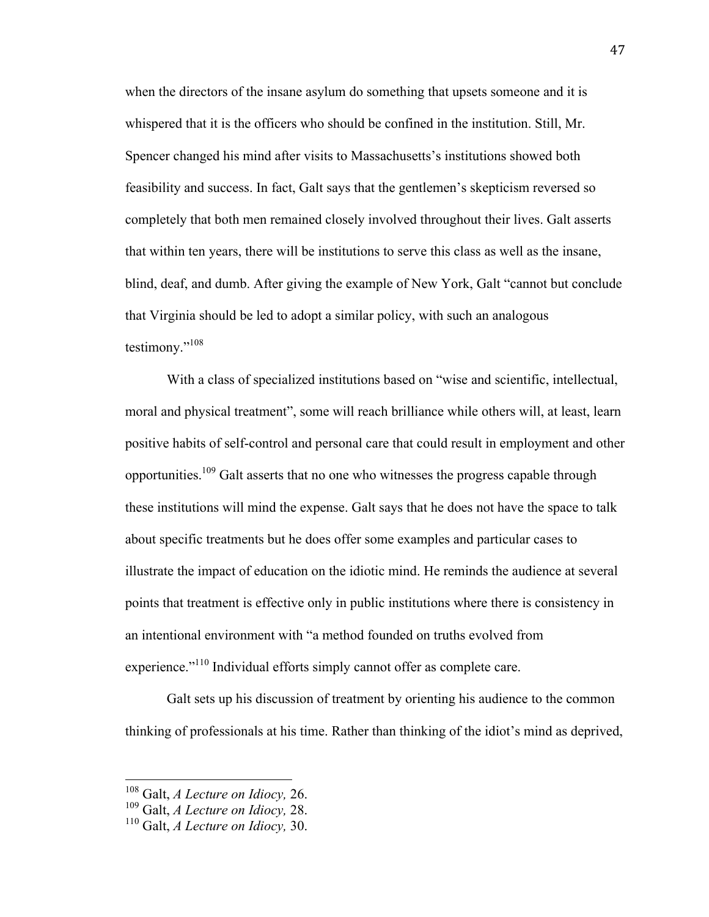when the directors of the insane asylum do something that upsets someone and it is whispered that it is the officers who should be confined in the institution. Still, Mr. Spencer changed his mind after visits to Massachusetts's institutions showed both feasibility and success. In fact, Galt says that the gentlemen's skepticism reversed so completely that both men remained closely involved throughout their lives. Galt asserts that within ten years, there will be institutions to serve this class as well as the insane, blind, deaf, and dumb. After giving the example of New York, Galt "cannot but conclude that Virginia should be led to adopt a similar policy, with such an analogous testimony."[108]

With a class of specialized institutions based on "wise and scientific, intellectual, moral and physical treatment", some will reach brilliance while others will, at least, learn positive habits of self-control and personal care that could result in employment and other opportunities.[109] Galt asserts that no one who witnesses the progress capable through these institutions will mind the expense. Galt says that he does not have the space to talk about specific treatments but he does offer some examples and particular cases to illustrate the impact of education on the idiotic mind. He reminds the audience at several points that treatment is effective only in public institutions where there is consistency in an intentional environment with "a method founded on truths evolved from experience."[110] Individual efforts simply cannot offer as complete care.

Galt sets up his discussion of treatment by orienting his audience to the common thinking of professionals at his time. Rather than thinking of the idiot's mind as deprived,

---

[108] Galt, *A Lecture on Idiocy,* 26.
[109] Galt, *A Lecture on Idiocy,* 28.
[110] Galt, *A Lecture on Idiocy,* 30.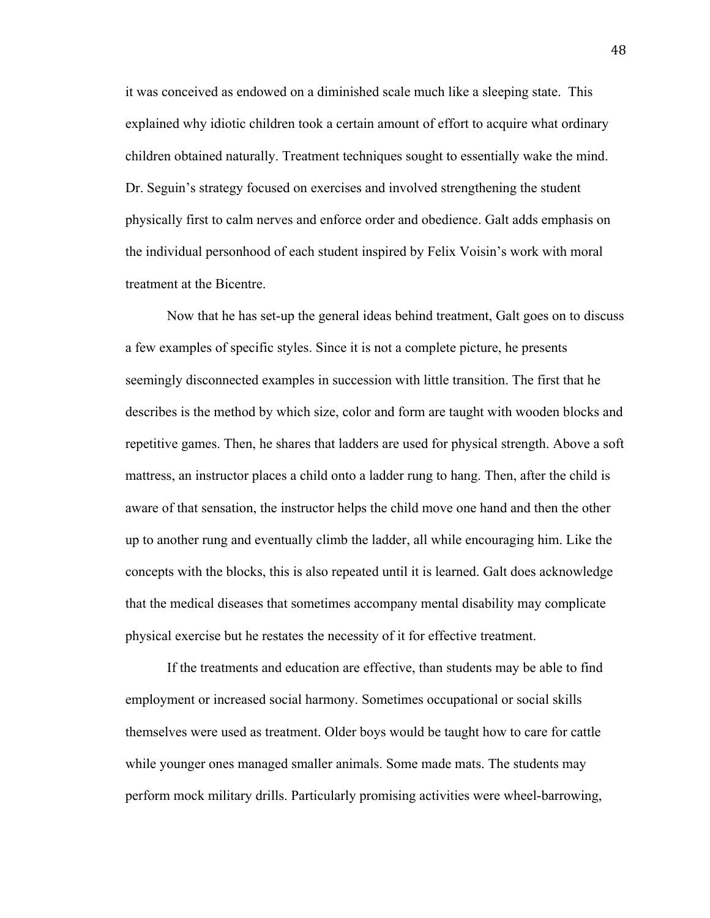it was conceived as endowed on a diminished scale much like a sleeping state. This explained why idiotic children took a certain amount of effort to acquire what ordinary children obtained naturally. Treatment techniques sought to essentially wake the mind. Dr. Seguin's strategy focused on exercises and involved strengthening the student physically first to calm nerves and enforce order and obedience. Galt adds emphasis on the individual personhood of each student inspired by Felix Voisin's work with moral treatment at the Bicentre.

Now that he has set-up the general ideas behind treatment, Galt goes on to discuss a few examples of specific styles. Since it is not a complete picture, he presents seemingly disconnected examples in succession with little transition. The first that he describes is the method by which size, color and form are taught with wooden blocks and repetitive games. Then, he shares that ladders are used for physical strength. Above a soft mattress, an instructor places a child onto a ladder rung to hang. Then, after the child is aware of that sensation, the instructor helps the child move one hand and then the other up to another rung and eventually climb the ladder, all while encouraging him. Like the concepts with the blocks, this is also repeated until it is learned. Galt does acknowledge that the medical diseases that sometimes accompany mental disability may complicate physical exercise but he restates the necessity of it for effective treatment.

If the treatments and education are effective, than students may be able to find employment or increased social harmony. Sometimes occupational or social skills themselves were used as treatment. Older boys would be taught how to care for cattle while younger ones managed smaller animals. Some made mats. The students may perform mock military drills. Particularly promising activities were wheel-barrowing,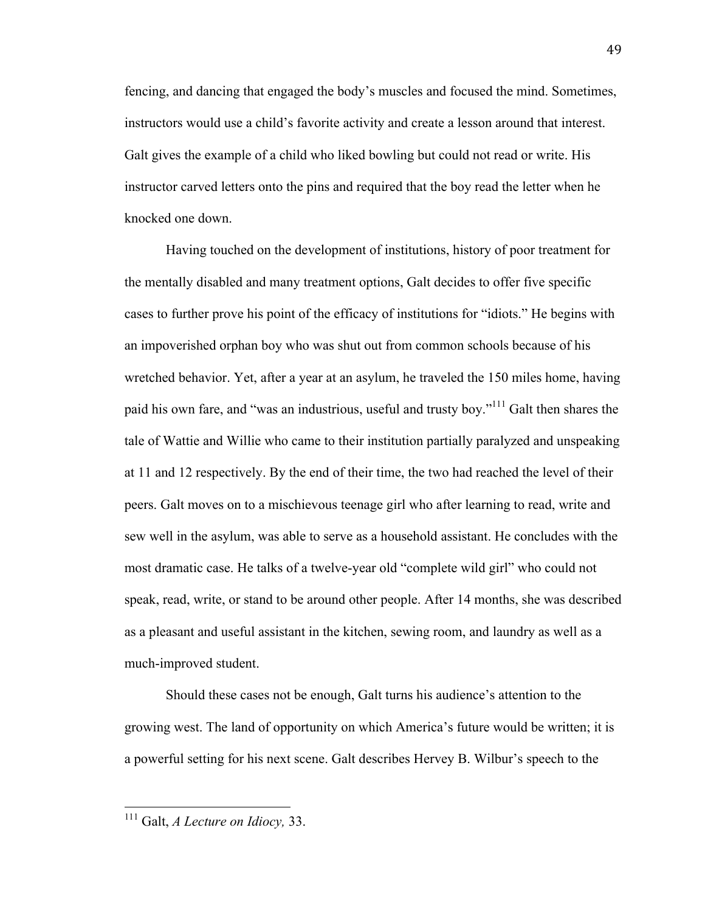fencing, and dancing that engaged the body's muscles and focused the mind. Sometimes, instructors would use a child's favorite activity and create a lesson around that interest. Galt gives the example of a child who liked bowling but could not read or write. His instructor carved letters onto the pins and required that the boy read the letter when he knocked one down.

Having touched on the development of institutions, history of poor treatment for the mentally disabled and many treatment options, Galt decides to offer five specific cases to further prove his point of the efficacy of institutions for "idiots." He begins with an impoverished orphan boy who was shut out from common schools because of his wretched behavior. Yet, after a year at an asylum, he traveled the 150 miles home, having paid his own fare, and "was an industrious, useful and trusty boy."[111] Galt then shares the tale of Wattie and Willie who came to their institution partially paralyzed and unspeaking at 11 and 12 respectively. By the end of their time, the two had reached the level of their peers. Galt moves on to a mischievous teenage girl who after learning to read, write and sew well in the asylum, was able to serve as a household assistant. He concludes with the most dramatic case. He talks of a twelve-year old "complete wild girl" who could not speak, read, write, or stand to be around other people. After 14 months, she was described as a pleasant and useful assistant in the kitchen, sewing room, and laundry as well as a much-improved student.

Should these cases not be enough, Galt turns his audience's attention to the growing west. The land of opportunity on which America's future would be written; it is a powerful setting for his next scene. Galt describes Hervey B. Wilbur's speech to the

---

[111] Galt, *A Lecture on Idiocy,* 33.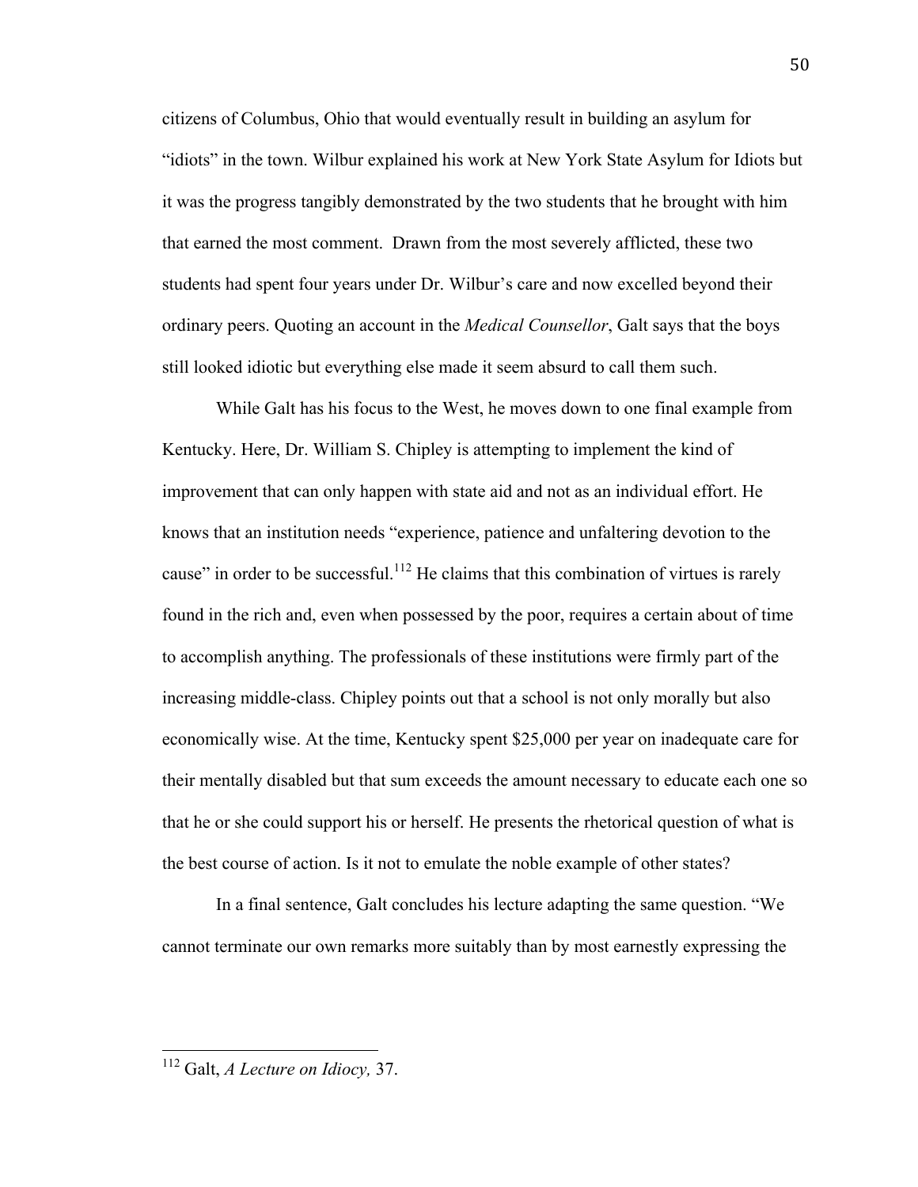citizens of Columbus, Ohio that would eventually result in building an asylum for "idiots" in the town. Wilbur explained his work at New York State Asylum for Idiots but it was the progress tangibly demonstrated by the two students that he brought with him that earned the most comment. Drawn from the most severely afflicted, these two students had spent four years under Dr. Wilbur's care and now excelled beyond their ordinary peers. Quoting an account in the *Medical Counsellor*, Galt says that the boys still looked idiotic but everything else made it seem absurd to call them such.

While Galt has his focus to the West, he moves down to one final example from Kentucky. Here, Dr. William S. Chipley is attempting to implement the kind of improvement that can only happen with state aid and not as an individual effort. He knows that an institution needs "experience, patience and unfaltering devotion to the cause" in order to be successful.[112] He claims that this combination of virtues is rarely found in the rich and, even when possessed by the poor, requires a certain about of time to accomplish anything. The professionals of these institutions were firmly part of the increasing middle-class. Chipley points out that a school is not only morally but also economically wise. At the time, Kentucky spent $25,000 per year on inadequate care for their mentally disabled but that sum exceeds the amount necessary to educate each one so that he or she could support his or herself. He presents the rhetorical question of what is the best course of action. Is it not to emulate the noble example of other states?

In a final sentence, Galt concludes his lecture adapting the same question. "We cannot terminate our own remarks more suitably than by most earnestly expressing the

---

[112] Galt, *A Lecture on Idiocy,* 37.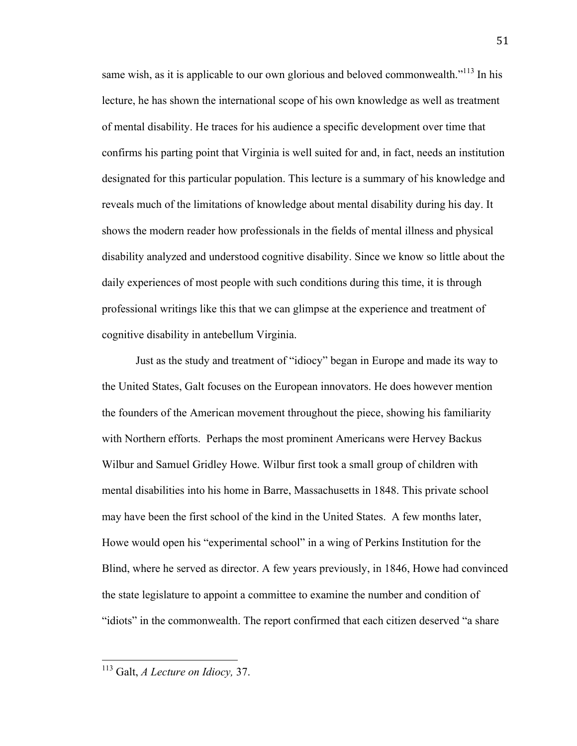same wish, as it is applicable to our own glorious and beloved commonwealth."[113] In his lecture, he has shown the international scope of his own knowledge as well as treatment of mental disability. He traces for his audience a specific development over time that confirms his parting point that Virginia is well suited for and, in fact, needs an institution designated for this particular population. This lecture is a summary of his knowledge and reveals much of the limitations of knowledge about mental disability during his day. It shows the modern reader how professionals in the fields of mental illness and physical disability analyzed and understood cognitive disability. Since we know so little about the daily experiences of most people with such conditions during this time, it is through professional writings like this that we can glimpse at the experience and treatment of cognitive disability in antebellum Virginia.

Just as the study and treatment of "idiocy" began in Europe and made its way to the United States, Galt focuses on the European innovators. He does however mention the founders of the American movement throughout the piece, showing his familiarity with Northern efforts. Perhaps the most prominent Americans were Hervey Backus Wilbur and Samuel Gridley Howe. Wilbur first took a small group of children with mental disabilities into his home in Barre, Massachusetts in 1848. This private school may have been the first school of the kind in the United States. A few months later, Howe would open his "experimental school" in a wing of Perkins Institution for the Blind, where he served as director. A few years previously, in 1846, Howe had convinced the state legislature to appoint a committee to examine the number and condition of "idiots" in the commonwealth. The report confirmed that each citizen deserved "a share

[113] Galt, *A Lecture on Idiocy,* 37.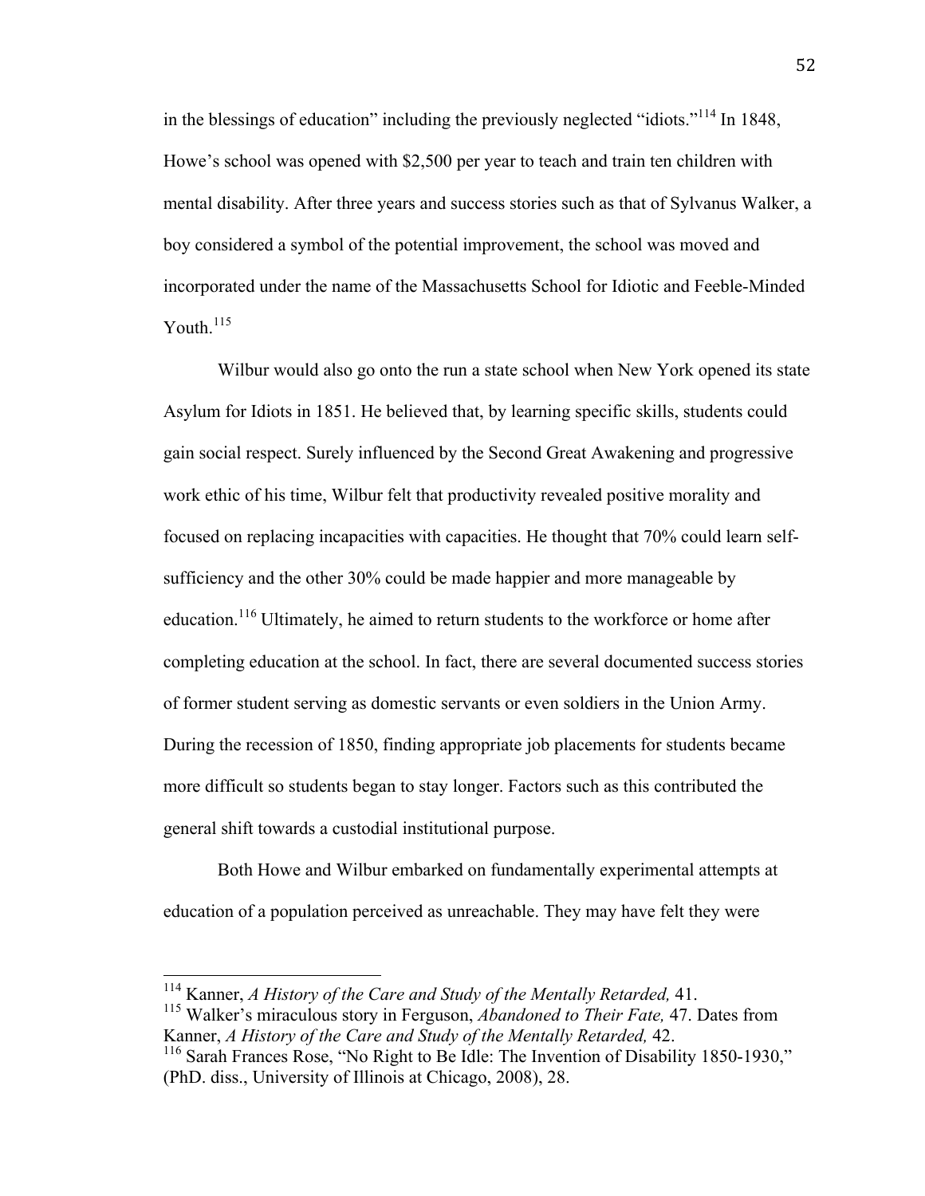in the blessings of education" including the previously neglected "idiots."[114] In 1848, Howe's school was opened with $2,500 per year to teach and train ten children with mental disability. After three years and success stories such as that of Sylvanus Walker, a boy considered a symbol of the potential improvement, the school was moved and incorporated under the name of the Massachusetts School for Idiotic and Feeble-Minded Youth.[115]

Wilbur would also go onto the run a state school when New York opened its state Asylum for Idiots in 1851. He believed that, by learning specific skills, students could gain social respect. Surely influenced by the Second Great Awakening and progressive work ethic of his time, Wilbur felt that productivity revealed positive morality and focused on replacing incapacities with capacities. He thought that 70% could learn self-sufficiency and the other 30% could be made happier and more manageable by education.[116] Ultimately, he aimed to return students to the workforce or home after completing education at the school. In fact, there are several documented success stories of former student serving as domestic servants or even soldiers in the Union Army. During the recession of 1850, finding appropriate job placements for students became more difficult so students began to stay longer. Factors such as this contributed the general shift towards a custodial institutional purpose.

Both Howe and Wilbur embarked on fundamentally experimental attempts at education of a population perceived as unreachable. They may have felt they were

---

[114] Kanner, *A History of the Care and Study of the Mentally Retarded,* 41.

[115] Walker's miraculous story in Ferguson, *Abandoned to Their Fate,* 47. Dates from Kanner, *A History of the Care and Study of the Mentally Retarded,* 42.

[116] Sarah Frances Rose, "No Right to Be Idle: The Invention of Disability 1850-1930," (PhD. diss., University of Illinois at Chicago, 2008), 28.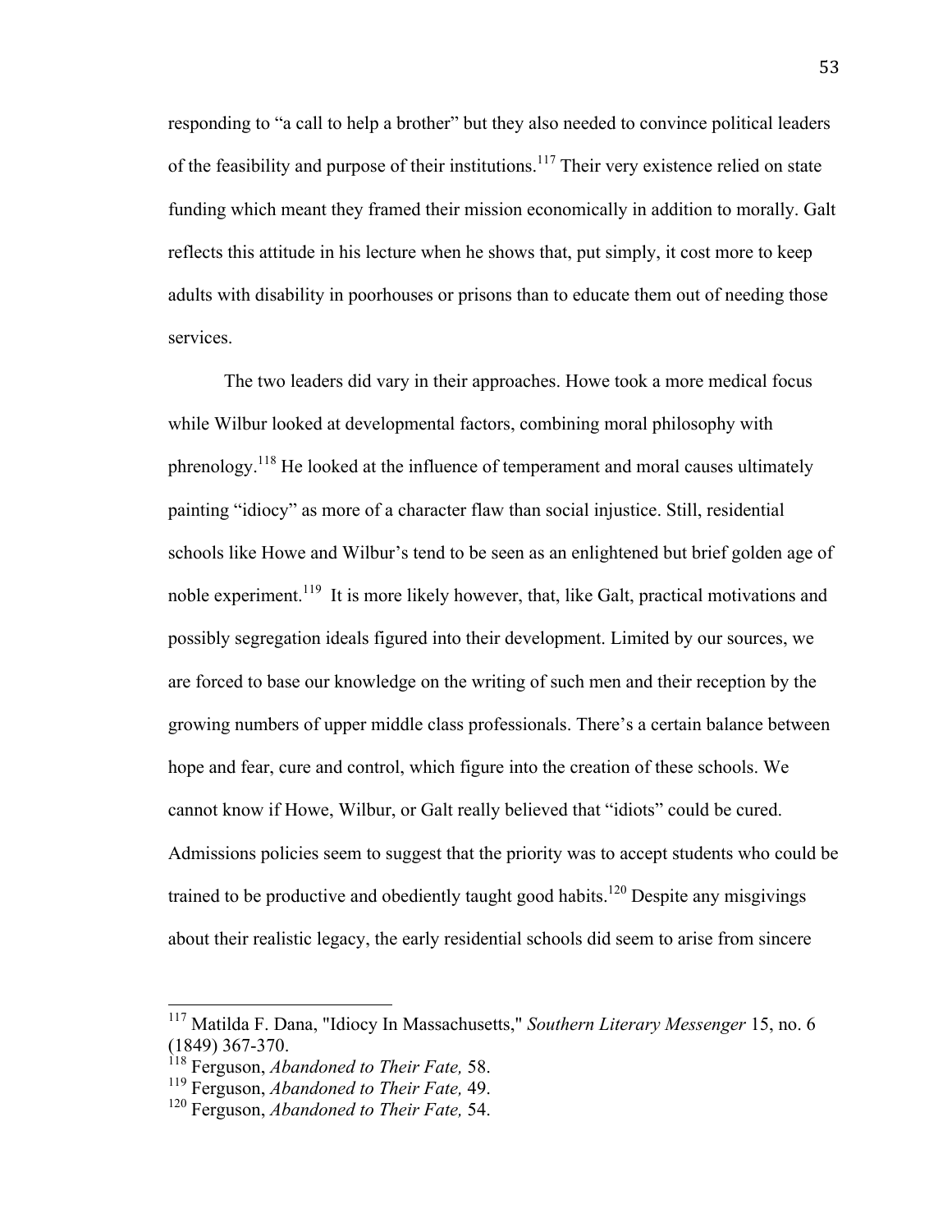responding to “a call to help a brother” but they also needed to convince political leaders of the feasibility and purpose of their institutions.[117] Their very existence relied on state funding which meant they framed their mission economically in addition to morally. Galt reflects this attitude in his lecture when he shows that, put simply, it cost more to keep adults with disability in poorhouses or prisons than to educate them out of needing those services.

The two leaders did vary in their approaches. Howe took a more medical focus while Wilbur looked at developmental factors, combining moral philosophy with phrenology.[118] He looked at the influence of temperament and moral causes ultimately painting “idiocy” as more of a character flaw than social injustice. Still, residential schools like Howe and Wilbur’s tend to be seen as an enlightened but brief golden age of noble experiment.[119] It is more likely however, that, like Galt, practical motivations and possibly segregation ideals figured into their development. Limited by our sources, we are forced to base our knowledge on the writing of such men and their reception by the growing numbers of upper middle class professionals. There’s a certain balance between hope and fear, cure and control, which figure into the creation of these schools. We cannot know if Howe, Wilbur, or Galt really believed that “idiots” could be cured. Admissions policies seem to suggest that the priority was to accept students who could be trained to be productive and obediently taught good habits.[120] Despite any misgivings about their realistic legacy, the early residential schools did seem to arise from sincere

---

[117] Matilda F. Dana, "Idiocy In Massachusetts," *Southern Literary Messenger* 15, no. 6 (1849) 367-370.

[118] Ferguson, *Abandoned to Their Fate,* 58.

[119] Ferguson, *Abandoned to Their Fate,* 49.

[120] Ferguson, *Abandoned to Their Fate,* 54.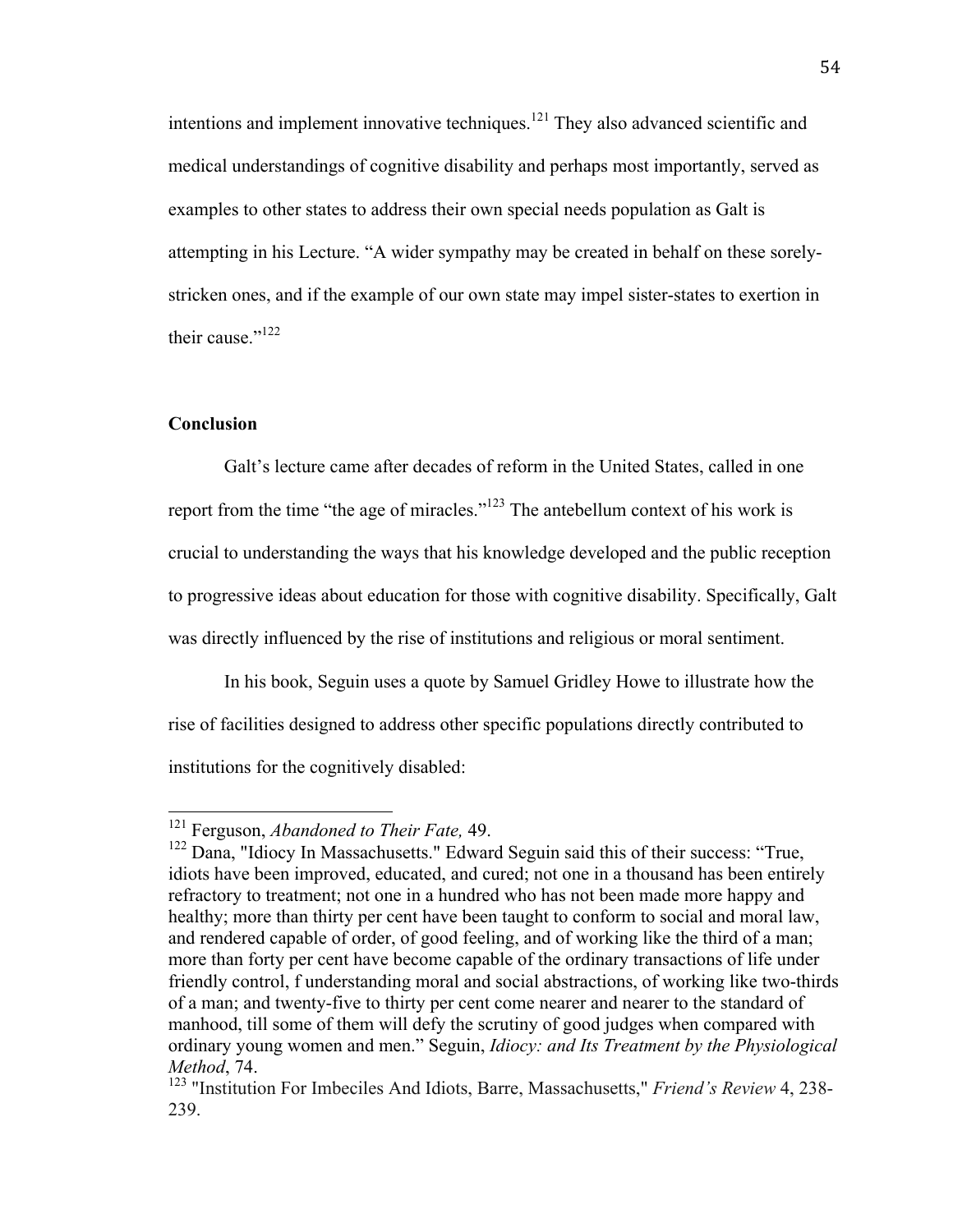intentions and implement innovative techniques.[121] They also advanced scientific and medical understandings of cognitive disability and perhaps most importantly, served as examples to other states to address their own special needs population as Galt is attempting in his Lecture. "A wider sympathy may be created in behalf on these sorely-stricken ones, and if the example of our own state may impel sister-states to exertion in their cause."[122]

## Conclusion

Galt's lecture came after decades of reform in the United States, called in one report from the time "the age of miracles."[123] The antebellum context of his work is crucial to understanding the ways that his knowledge developed and the public reception to progressive ideas about education for those with cognitive disability. Specifically, Galt was directly influenced by the rise of institutions and religious or moral sentiment.

In his book, Seguin uses a quote by Samuel Gridley Howe to illustrate how the rise of facilities designed to address other specific populations directly contributed to institutions for the cognitively disabled:

---

[121] Ferguson, *Abandoned to Their Fate,* 49.

[122] Dana, "Idiocy In Massachusetts." Edward Seguin said this of their success: "True, idiots have been improved, educated, and cured; not one in a thousand has been entirely refractory to treatment; not one in a hundred who has not been made more happy and healthy; more than thirty per cent have been taught to conform to social and moral law, and rendered capable of order, of good feeling, and of working like the third of a man; more than forty per cent have become capable of the ordinary transactions of life under friendly control, f understanding moral and social abstractions, of working like two-thirds of a man; and twenty-five to thirty per cent come nearer and nearer to the standard of manhood, till some of them will defy the scrutiny of good judges when compared with ordinary young women and men." Seguin, *Idiocy: and Its Treatment by the Physiological Method*, 74.

[123] "Institution For Imbeciles And Idiots, Barre, Massachusetts," *Friend's Review* 4, 238-239.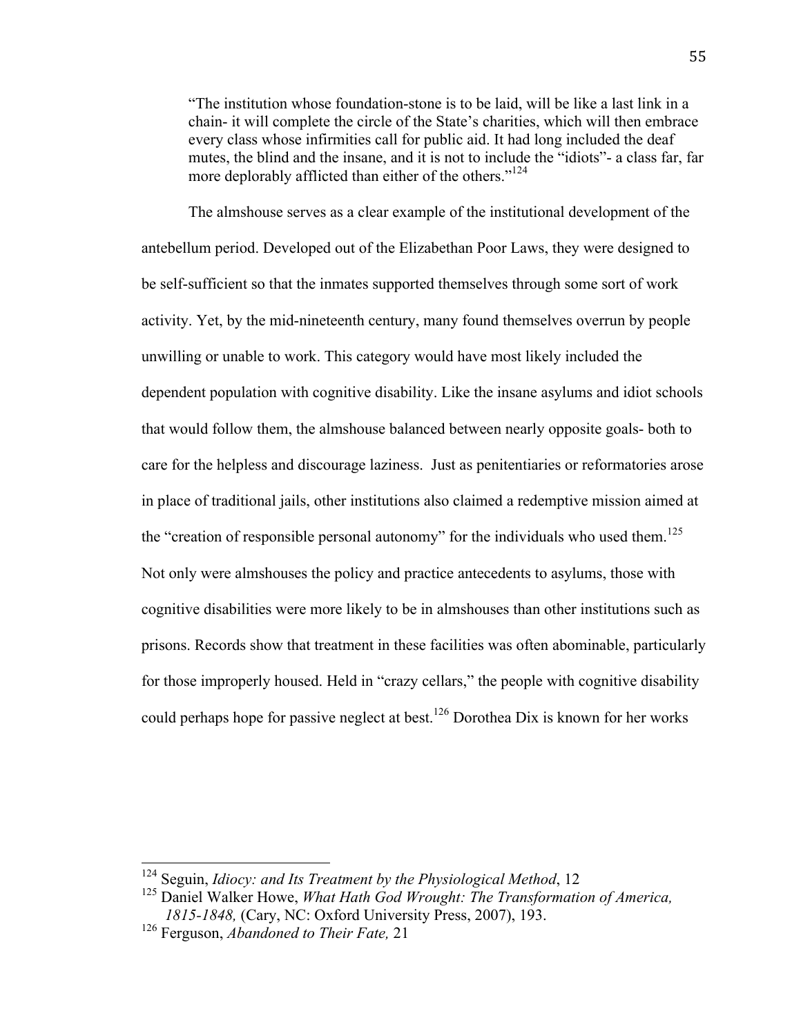> "The institution whose foundation-stone is to be laid, will be like a last link in a chain- it will complete the circle of the State's charities, which will then embrace every class whose infirmities call for public aid. It had long included the deaf mutes, the blind and the insane, and it is not to include the "idiots"- a class far, far more deplorably afflicted than either of the others."[124]

The almshouse serves as a clear example of the institutional development of the antebellum period. Developed out of the Elizabethan Poor Laws, they were designed to be self-sufficient so that the inmates supported themselves through some sort of work activity. Yet, by the mid-nineteenth century, many found themselves overrun by people unwilling or unable to work. This category would have most likely included the dependent population with cognitive disability. Like the insane asylums and idiot schools that would follow them, the almshouse balanced between nearly opposite goals- both to care for the helpless and discourage laziness. Just as penitentiaries or reformatories arose in place of traditional jails, other institutions also claimed a redemptive mission aimed at the "creation of responsible personal autonomy" for the individuals who used them.[125] Not only were almshouses the policy and practice antecedents to asylums, those with cognitive disabilities were more likely to be in almshouses than other institutions such as prisons. Records show that treatment in these facilities was often abominable, particularly for those improperly housed. Held in "crazy cellars," the people with cognitive disability could perhaps hope for passive neglect at best.[126] Dorothea Dix is known for her works

---

[124] Seguin, *Idiocy: and Its Treatment by the Physiological Method*, 12

[125] Daniel Walker Howe, *What Hath God Wrought: The Transformation of America, 1815-1848,* (Cary, NC: Oxford University Press, 2007), 193.

[126] Ferguson, *Abandoned to Their Fate,* 21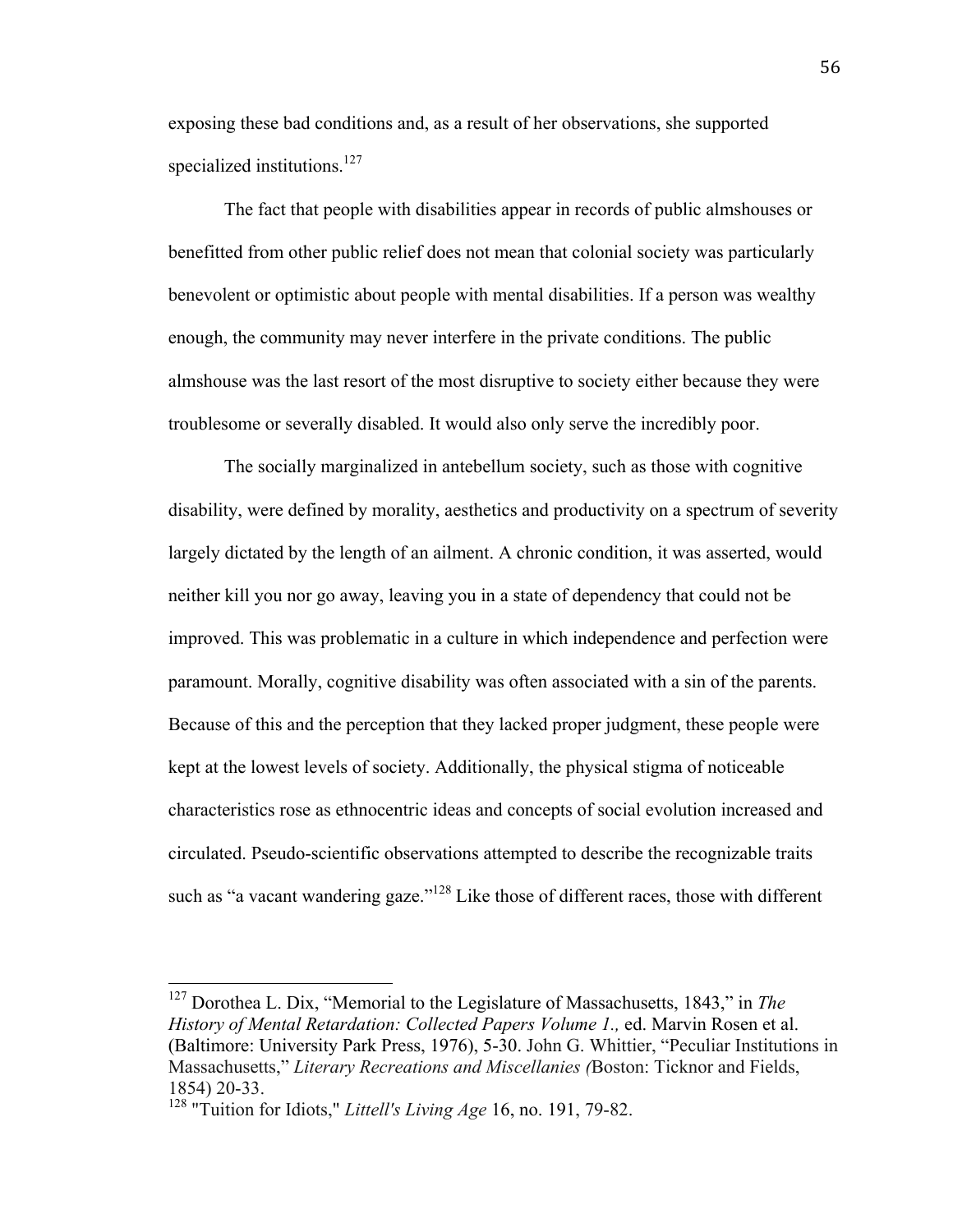exposing these bad conditions and, as a result of her observations, she supported specialized institutions.[127]

The fact that people with disabilities appear in records of public almshouses or benefitted from other public relief does not mean that colonial society was particularly benevolent or optimistic about people with mental disabilities. If a person was wealthy enough, the community may never interfere in the private conditions. The public almshouse was the last resort of the most disruptive to society either because they were troublesome or severally disabled. It would also only serve the incredibly poor.

The socially marginalized in antebellum society, such as those with cognitive disability, were defined by morality, aesthetics and productivity on a spectrum of severity largely dictated by the length of an ailment. A chronic condition, it was asserted, would neither kill you nor go away, leaving you in a state of dependency that could not be improved. This was problematic in a culture in which independence and perfection were paramount. Morally, cognitive disability was often associated with a sin of the parents. Because of this and the perception that they lacked proper judgment, these people were kept at the lowest levels of society. Additionally, the physical stigma of noticeable characteristics rose as ethnocentric ideas and concepts of social evolution increased and circulated. Pseudo-scientific observations attempted to describe the recognizable traits such as "a vacant wandering gaze."[128] Like those of different races, those with different

---

[127] Dorothea L. Dix, "Memorial to the Legislature of Massachusetts, 1843," in *The History of Mental Retardation: Collected Papers Volume 1.,* ed. Marvin Rosen et al. (Baltimore: University Park Press, 1976), 5-30. John G. Whittier, "Peculiar Institutions in Massachusetts," *Literary Recreations and Miscellanies (*Boston: Ticknor and Fields, 1854) 20-33.

[128] "Tuition for Idiots," *Littell's Living Age* 16, no. 191, 79-82.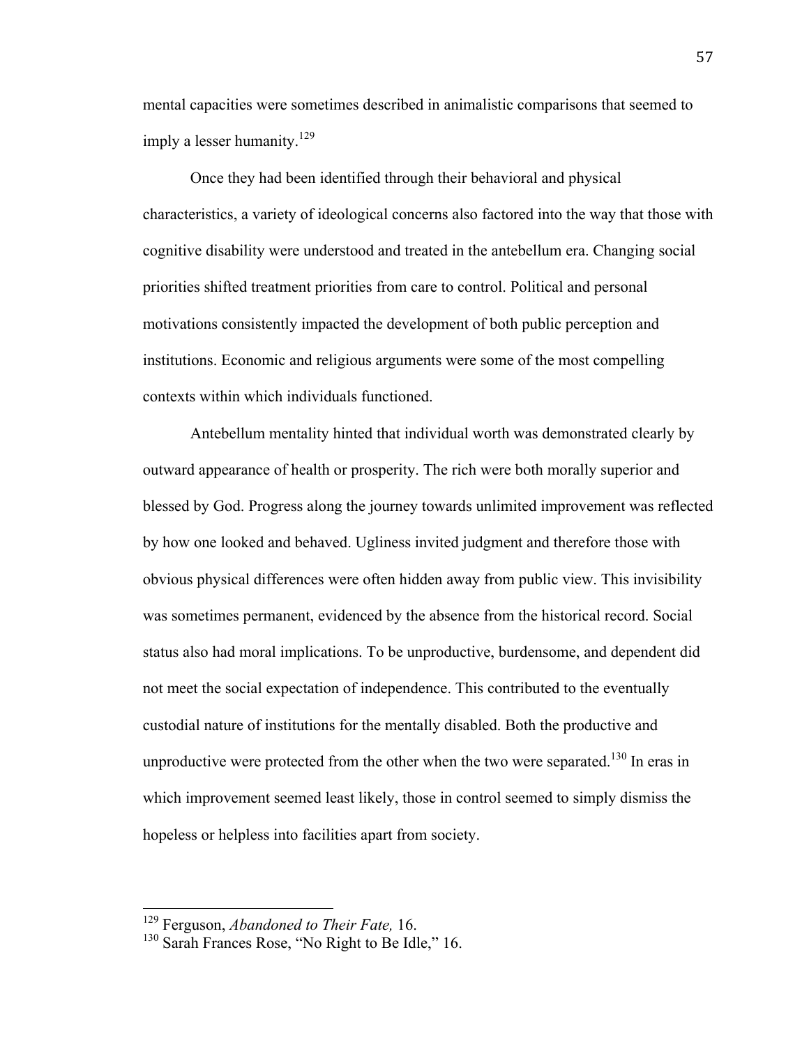mental capacities were sometimes described in animalistic comparisons that seemed to imply a lesser humanity.[129]

Once they had been identified through their behavioral and physical characteristics, a variety of ideological concerns also factored into the way that those with cognitive disability were understood and treated in the antebellum era. Changing social priorities shifted treatment priorities from care to control. Political and personal motivations consistently impacted the development of both public perception and institutions. Economic and religious arguments were some of the most compelling contexts within which individuals functioned.

Antebellum mentality hinted that individual worth was demonstrated clearly by outward appearance of health or prosperity. The rich were both morally superior and blessed by God. Progress along the journey towards unlimited improvement was reflected by how one looked and behaved. Ugliness invited judgment and therefore those with obvious physical differences were often hidden away from public view. This invisibility was sometimes permanent, evidenced by the absence from the historical record. Social status also had moral implications. To be unproductive, burdensome, and dependent did not meet the social expectation of independence. This contributed to the eventually custodial nature of institutions for the mentally disabled. Both the productive and unproductive were protected from the other when the two were separated.[130] In eras in which improvement seemed least likely, those in control seemed to simply dismiss the hopeless or helpless into facilities apart from society.

---

[129] Ferguson, *Abandoned to Their Fate,* 16.

[130] Sarah Frances Rose, "No Right to Be Idle," 16.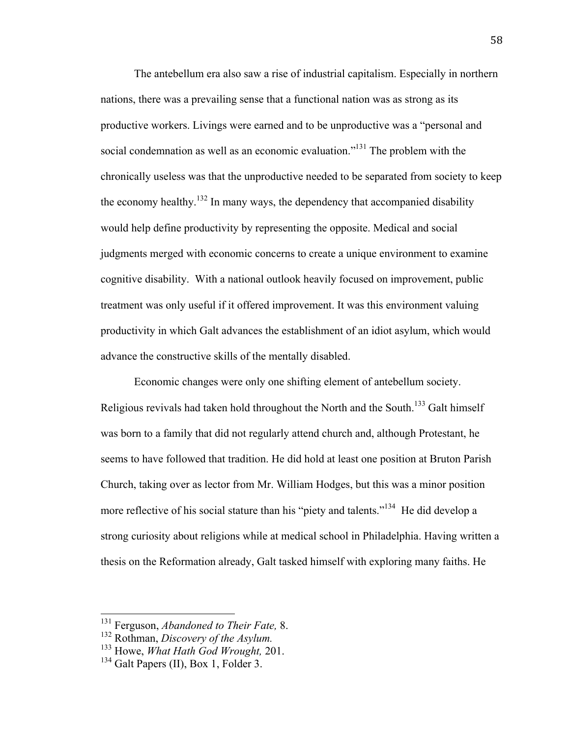The antebellum era also saw a rise of industrial capitalism. Especially in northern nations, there was a prevailing sense that a functional nation was as strong as its productive workers. Livings were earned and to be unproductive was a "personal and social condemnation as well as an economic evaluation."[131] The problem with the chronically useless was that the unproductive needed to be separated from society to keep the economy healthy.[132] In many ways, the dependency that accompanied disability would help define productivity by representing the opposite. Medical and social judgments merged with economic concerns to create a unique environment to examine cognitive disability. With a national outlook heavily focused on improvement, public treatment was only useful if it offered improvement. It was this environment valuing productivity in which Galt advances the establishment of an idiot asylum, which would advance the constructive skills of the mentally disabled.

Economic changes were only one shifting element of antebellum society. Religious revivals had taken hold throughout the North and the South.[133] Galt himself was born to a family that did not regularly attend church and, although Protestant, he seems to have followed that tradition. He did hold at least one position at Bruton Parish Church, taking over as lector from Mr. William Hodges, but this was a minor position more reflective of his social stature than his "piety and talents."[134] He did develop a strong curiosity about religions while at medical school in Philadelphia. Having written a thesis on the Reformation already, Galt tasked himself with exploring many faiths. He

---

[131] Ferguson, *Abandoned to Their Fate,* 8.
[132] Rothman, *Discovery of the Asylum.*
[133] Howe, *What Hath God Wrought,* 201.
[134] Galt Papers (II), Box 1, Folder 3.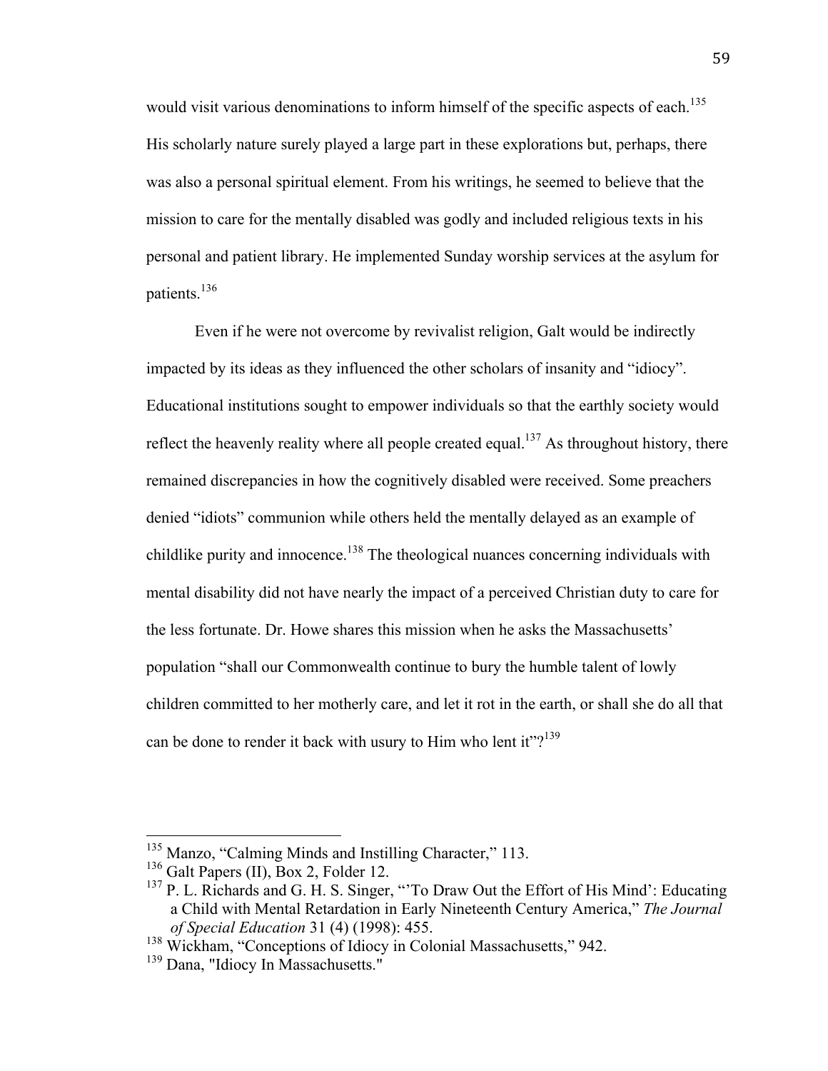would visit various denominations to inform himself of the specific aspects of each.[135] His scholarly nature surely played a large part in these explorations but, perhaps, there was also a personal spiritual element. From his writings, he seemed to believe that the mission to care for the mentally disabled was godly and included religious texts in his personal and patient library. He implemented Sunday worship services at the asylum for patients.[136]

Even if he were not overcome by revivalist religion, Galt would be indirectly impacted by its ideas as they influenced the other scholars of insanity and "idiocy". Educational institutions sought to empower individuals so that the earthly society would reflect the heavenly reality where all people created equal.[137] As throughout history, there remained discrepancies in how the cognitively disabled were received. Some preachers denied "idiots" communion while others held the mentally delayed as an example of childlike purity and innocence.[138] The theological nuances concerning individuals with mental disability did not have nearly the impact of a perceived Christian duty to care for the less fortunate. Dr. Howe shares this mission when he asks the Massachusetts' population "shall our Commonwealth continue to bury the humble talent of lowly children committed to her motherly care, and let it rot in the earth, or shall she do all that can be done to render it back with usury to Him who lent it"?[139]

---

[135] Manzo, "Calming Minds and Instilling Character," 113.

[136] Galt Papers (II), Box 2, Folder 12.

[137] P. L. Richards and G. H. S. Singer, "'To Draw Out the Effort of His Mind': Educating a Child with Mental Retardation in Early Nineteenth Century America," *The Journal of Special Education* 31 (4) (1998): 455.

[138] Wickham, "Conceptions of Idiocy in Colonial Massachusetts," 942.

[139] Dana, "Idiocy In Massachusetts."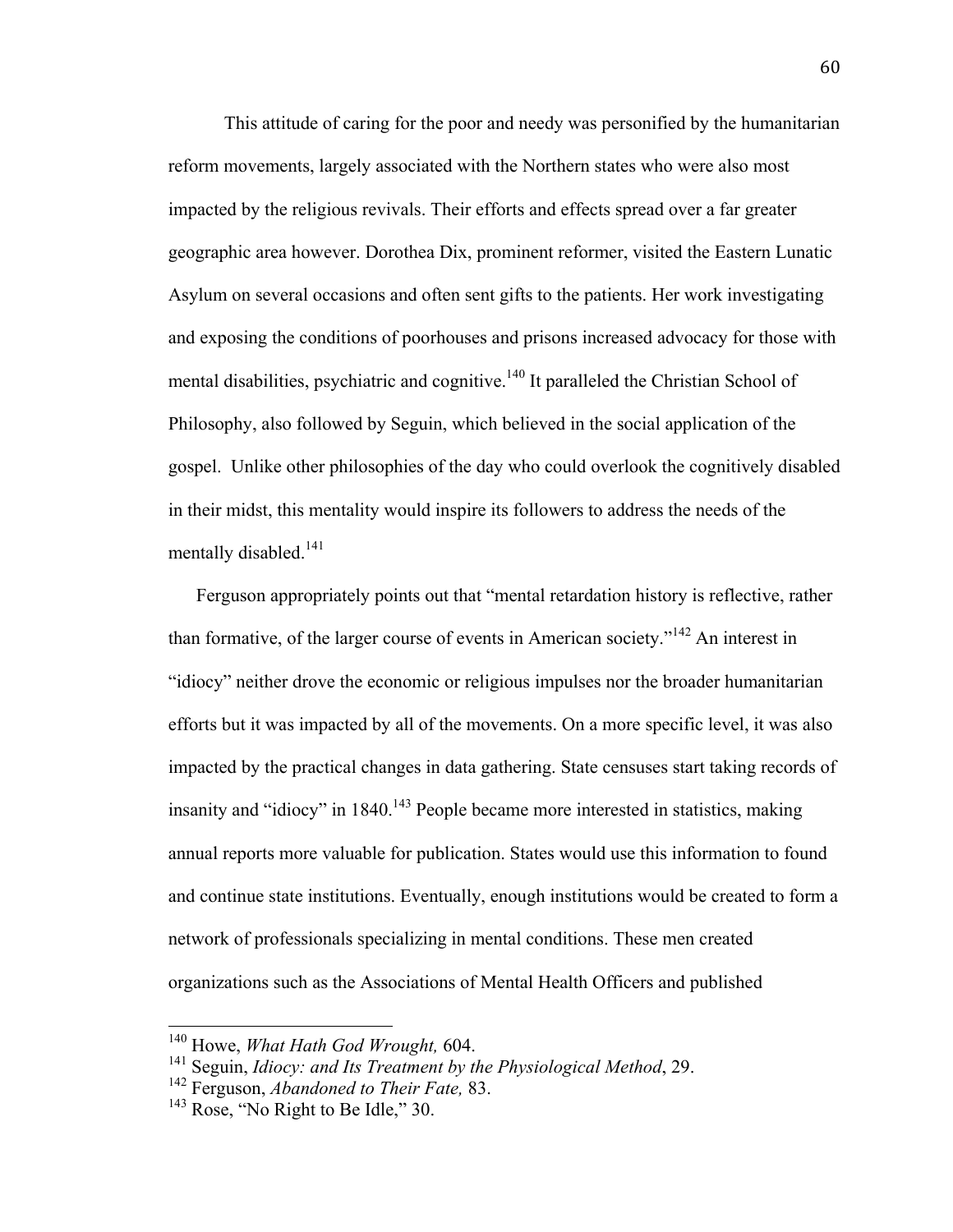This attitude of caring for the poor and needy was personified by the humanitarian reform movements, largely associated with the Northern states who were also most impacted by the religious revivals. Their efforts and effects spread over a far greater geographic area however. Dorothea Dix, prominent reformer, visited the Eastern Lunatic Asylum on several occasions and often sent gifts to the patients. Her work investigating and exposing the conditions of poorhouses and prisons increased advocacy for those with mental disabilities, psychiatric and cognitive.[140] It paralleled the Christian School of Philosophy, also followed by Seguin, which believed in the social application of the gospel. Unlike other philosophies of the day who could overlook the cognitively disabled in their midst, this mentality would inspire its followers to address the needs of the mentally disabled.[141]

Ferguson appropriately points out that "mental retardation history is reflective, rather than formative, of the larger course of events in American society."[142] An interest in "idiocy" neither drove the economic or religious impulses nor the broader humanitarian efforts but it was impacted by all of the movements. On a more specific level, it was also impacted by the practical changes in data gathering. State censuses start taking records of insanity and "idiocy" in 1840.[143] People became more interested in statistics, making annual reports more valuable for publication. States would use this information to found and continue state institutions. Eventually, enough institutions would be created to form a network of professionals specializing in mental conditions. These men created organizations such as the Associations of Mental Health Officers and published

---

[140] Howe, *What Hath God Wrought,* 604.

[141] Seguin, *Idiocy: and Its Treatment by the Physiological Method*, 29.

[142] Ferguson, *Abandoned to Their Fate,* 83.

[143] Rose, "No Right to Be Idle," 30.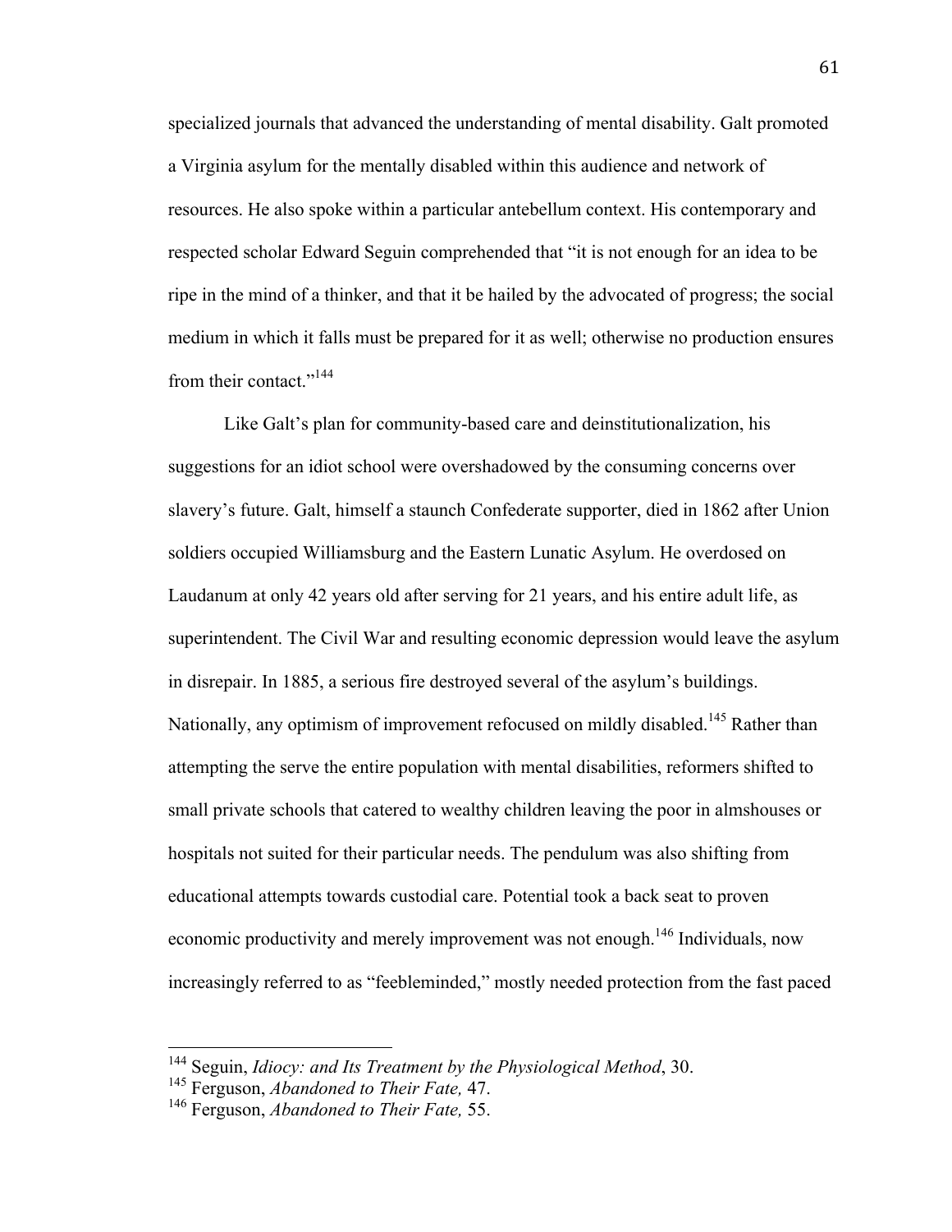specialized journals that advanced the understanding of mental disability. Galt promoted a Virginia asylum for the mentally disabled within this audience and network of resources. He also spoke within a particular antebellum context. His contemporary and respected scholar Edward Seguin comprehended that "it is not enough for an idea to be ripe in the mind of a thinker, and that it be hailed by the advocated of progress; the social medium in which it falls must be prepared for it as well; otherwise no production ensures from their contact."[144]

Like Galt's plan for community-based care and deinstitutionalization, his suggestions for an idiot school were overshadowed by the consuming concerns over slavery's future. Galt, himself a staunch Confederate supporter, died in 1862 after Union soldiers occupied Williamsburg and the Eastern Lunatic Asylum. He overdosed on Laudanum at only 42 years old after serving for 21 years, and his entire adult life, as superintendent. The Civil War and resulting economic depression would leave the asylum in disrepair. In 1885, a serious fire destroyed several of the asylum's buildings. Nationally, any optimism of improvement refocused on mildly disabled.[145] Rather than attempting the serve the entire population with mental disabilities, reformers shifted to small private schools that catered to wealthy children leaving the poor in almshouses or hospitals not suited for their particular needs. The pendulum was also shifting from educational attempts towards custodial care. Potential took a back seat to proven economic productivity and merely improvement was not enough.[146] Individuals, now increasingly referred to as "feebleminded," mostly needed protection from the fast paced

---

[144] Seguin, *Idiocy: and Its Treatment by the Physiological Method*, 30.
[145] Ferguson, *Abandoned to Their Fate,* 47.
[146] Ferguson, *Abandoned to Their Fate,* 55.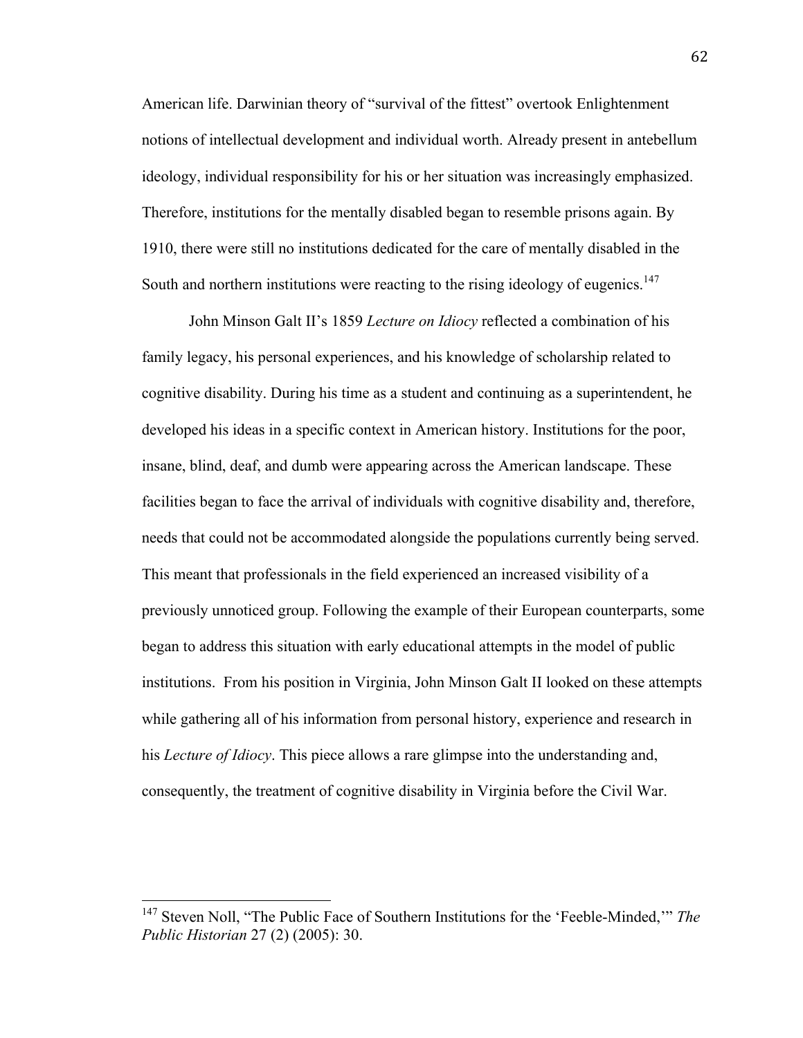American life. Darwinian theory of "survival of the fittest" overtook Enlightenment notions of intellectual development and individual worth. Already present in antebellum ideology, individual responsibility for his or her situation was increasingly emphasized. Therefore, institutions for the mentally disabled began to resemble prisons again. By 1910, there were still no institutions dedicated for the care of mentally disabled in the South and northern institutions were reacting to the rising ideology of eugenics.[147]

John Minson Galt II's 1859 *Lecture on Idiocy* reflected a combination of his family legacy, his personal experiences, and his knowledge of scholarship related to cognitive disability. During his time as a student and continuing as a superintendent, he developed his ideas in a specific context in American history. Institutions for the poor, insane, blind, deaf, and dumb were appearing across the American landscape. These facilities began to face the arrival of individuals with cognitive disability and, therefore, needs that could not be accommodated alongside the populations currently being served. This meant that professionals in the field experienced an increased visibility of a previously unnoticed group. Following the example of their European counterparts, some began to address this situation with early educational attempts in the model of public institutions. From his position in Virginia, John Minson Galt II looked on these attempts while gathering all of his information from personal history, experience and research in his *Lecture of Idiocy*. This piece allows a rare glimpse into the understanding and, consequently, the treatment of cognitive disability in Virginia before the Civil War.

---

[147] Steven Noll, "The Public Face of Southern Institutions for the 'Feeble-Minded,'" *The Public Historian* 27 (2) (2005): 30.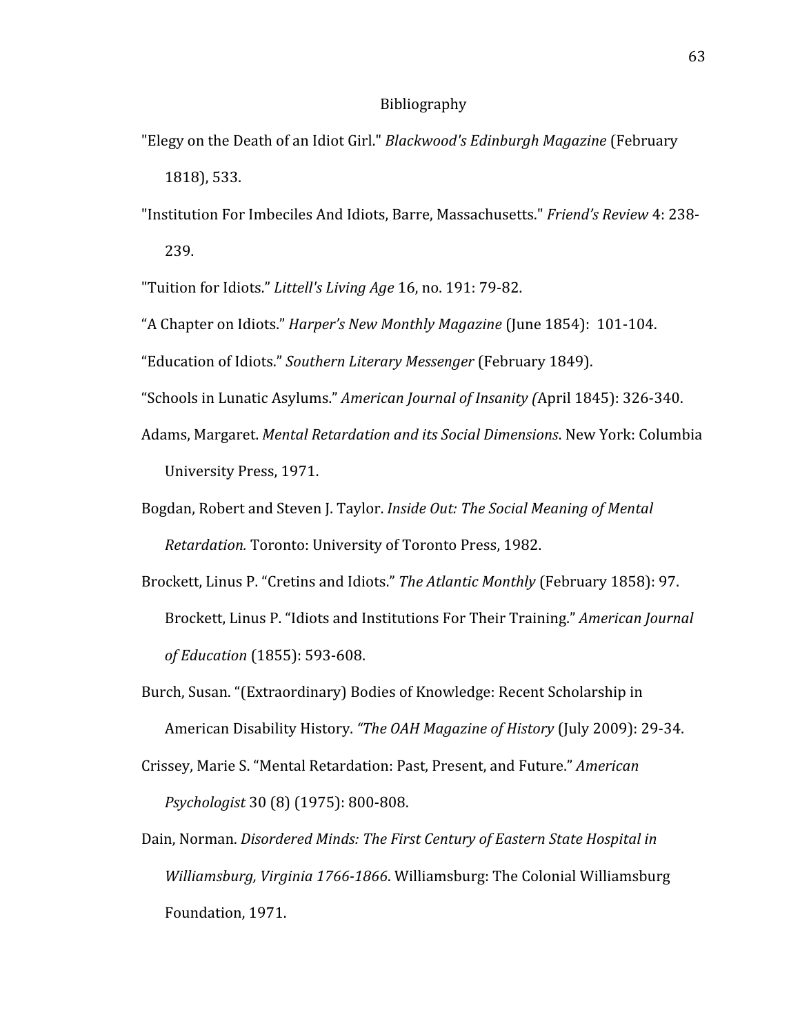# Bibliography

"Elegy on the Death of an Idiot Girl." *Blackwood's Edinburgh Magazine* (February 1818), 533.

"Institution For Imbeciles And Idiots, Barre, Massachusetts." *Friend's Review* 4: 238-239.

"Tuition for Idiots." *Littell's Living Age* 16, no. 191: 79-82.

"A Chapter on Idiots." *Harper's New Monthly Magazine* (June 1854): 101-104.

"Education of Idiots." *Southern Literary Messenger* (February 1849).

"Schools in Lunatic Asylums." *American Journal of Insanity (*April 1845): 326-340.

Adams, Margaret. *Mental Retardation and its Social Dimensions*. New York: Columbia University Press, 1971.

Bogdan, Robert and Steven J. Taylor. *Inside Out: The Social Meaning of Mental Retardation.* Toronto: University of Toronto Press, 1982.

Brockett, Linus P. "Cretins and Idiots." *The Atlantic Monthly* (February 1858): 97.

Brockett, Linus P. "Idiots and Institutions For Their Training." *American Journal of Education* (1855): 593-608.

Burch, Susan. "(Extraordinary) Bodies of Knowledge: Recent Scholarship in American Disability History. *"The OAH Magazine of History* (July 2009): 29-34.

Crissey, Marie S. "Mental Retardation: Past, Present, and Future." *American Psychologist* 30 (8) (1975): 800-808.

Dain, Norman. *Disordered Minds: The First Century of Eastern State Hospital in Williamsburg, Virginia 1766-1866*. Williamsburg: The Colonial Williamsburg Foundation, 1971.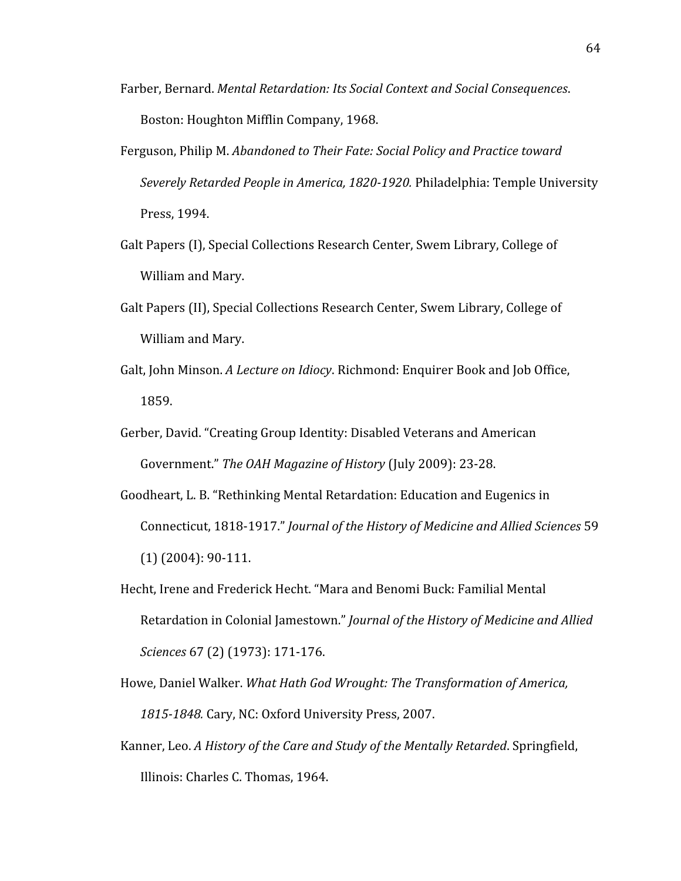Farber, Bernard. *Mental Retardation: Its Social Context and Social Consequences*. Boston: Houghton Mifflin Company, 1968.

Ferguson, Philip M. *Abandoned to Their Fate: Social Policy and Practice toward Severely Retarded People in America, 1820-1920.* Philadelphia: Temple University Press, 1994.

Galt Papers (I), Special Collections Research Center, Swem Library, College of William and Mary.

Galt Papers (II), Special Collections Research Center, Swem Library, College of William and Mary.

Galt, John Minson. *A Lecture on Idiocy*. Richmond: Enquirer Book and Job Office, 1859.

Gerber, David. "Creating Group Identity: Disabled Veterans and American Government." *The OAH Magazine of History* (July 2009): 23-28.

Goodheart, L. B. "Rethinking Mental Retardation: Education and Eugenics in Connecticut, 1818-1917." *Journal of the History of Medicine and Allied Sciences* 59 (1) (2004): 90-111.

Hecht, Irene and Frederick Hecht. "Mara and Benomi Buck: Familial Mental Retardation in Colonial Jamestown." *Journal of the History of Medicine and Allied Sciences* 67 (2) (1973): 171-176.

Howe, Daniel Walker. *What Hath God Wrought: The Transformation of America, 1815-1848.* Cary, NC: Oxford University Press, 2007.

Kanner, Leo. *A History of the Care and Study of the Mentally Retarded*. Springfield, Illinois: Charles C. Thomas, 1964.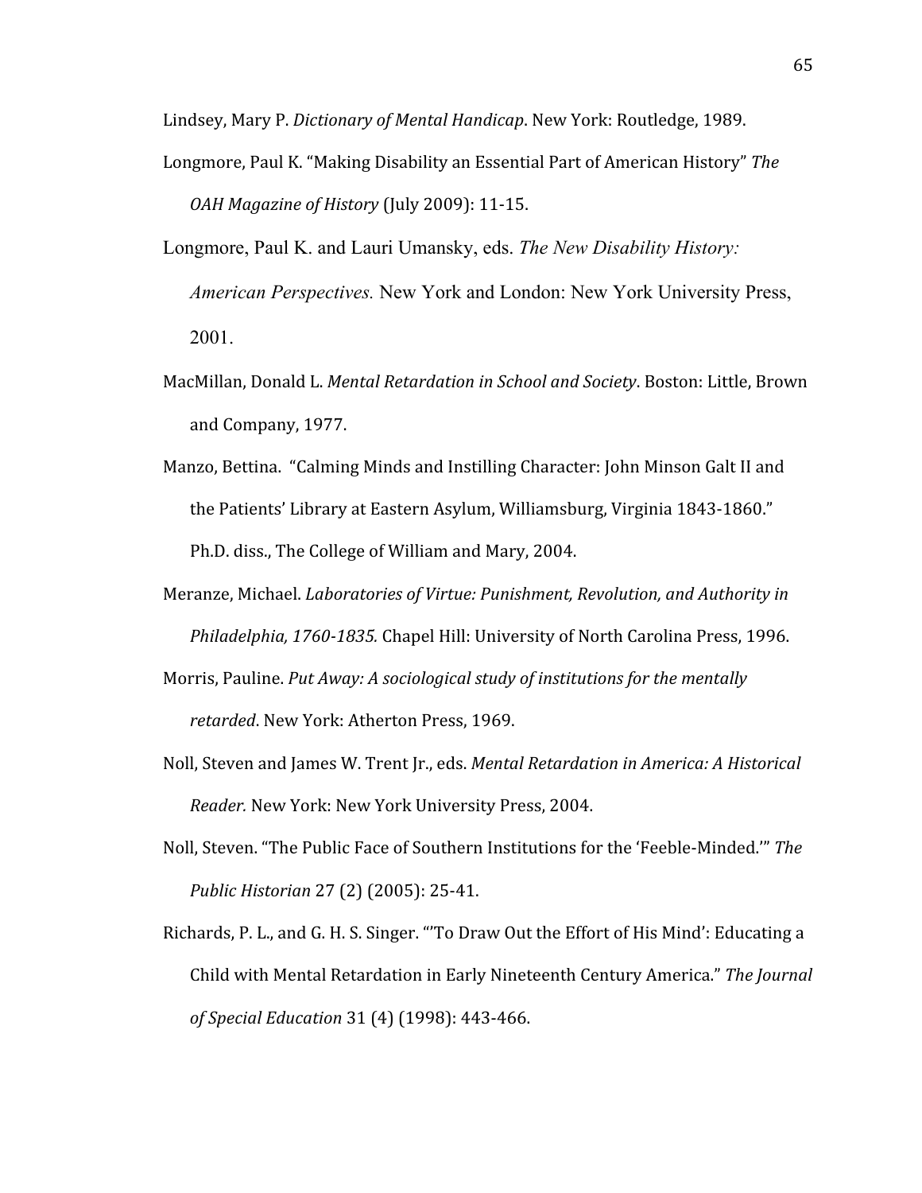Lindsey, Mary P. *Dictionary of Mental Handicap*. New York: Routledge, 1989.

Longmore, Paul K. "Making Disability an Essential Part of American History" *The OAH Magazine of History* (July 2009): 11-15.

Longmore, Paul K. and Lauri Umansky, eds. *The New Disability History: American Perspectives.* New York and London: New York University Press, 2001.

MacMillan, Donald L. *Mental Retardation in School and Society*. Boston: Little, Brown and Company, 1977.

Manzo, Bettina. "Calming Minds and Instilling Character: John Minson Galt II and the Patients' Library at Eastern Asylum, Williamsburg, Virginia 1843-1860." Ph.D. diss., The College of William and Mary, 2004.

Meranze, Michael. *Laboratories of Virtue: Punishment, Revolution, and Authority in Philadelphia, 1760-1835.* Chapel Hill: University of North Carolina Press, 1996.

Morris, Pauline. *Put Away: A sociological study of institutions for the mentally retarded*. New York: Atherton Press, 1969.

Noll, Steven and James W. Trent Jr., eds. *Mental Retardation in America: A Historical Reader.* New York: New York University Press, 2004.

Noll, Steven. "The Public Face of Southern Institutions for the 'Feeble-Minded.'" *The Public Historian* 27 (2) (2005): 25-41.

Richards, P. L., and G. H. S. Singer. "'To Draw Out the Effort of His Mind': Educating a Child with Mental Retardation in Early Nineteenth Century America." *The Journal of Special Education* 31 (4) (1998): 443-466.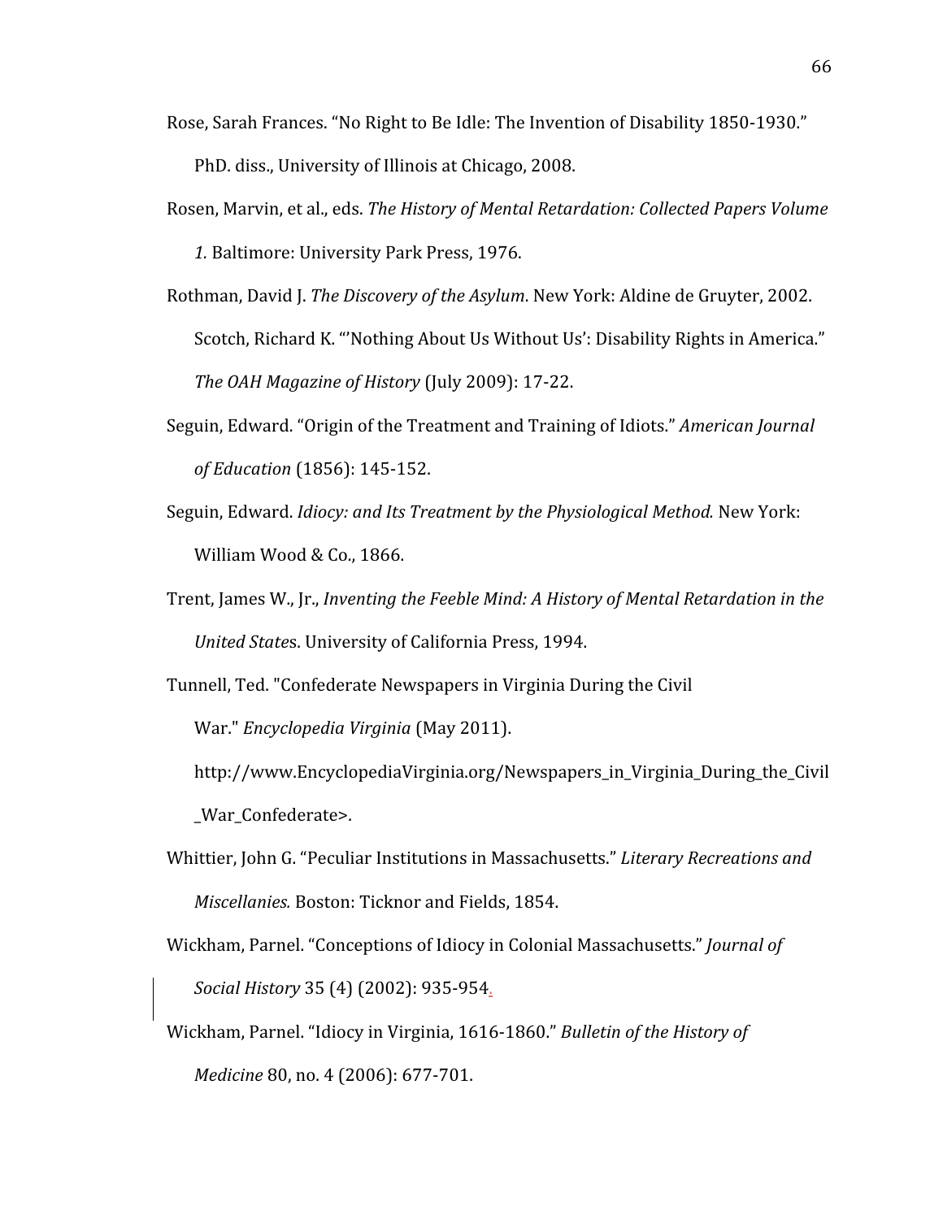Rose, Sarah Frances. "No Right to Be Idle: The Invention of Disability 1850-1930." PhD. diss., University of Illinois at Chicago, 2008.

Rosen, Marvin, et al., eds. *The History of Mental Retardation: Collected Papers Volume 1.* Baltimore: University Park Press, 1976.

Rothman, David J. *The Discovery of the Asylum*. New York: Aldine de Gruyter, 2002.

Scotch, Richard K. "'Nothing About Us Without Us': Disability Rights in America." *The OAH Magazine of History* (July 2009): 17-22.

Seguin, Edward. "Origin of the Treatment and Training of Idiots." *American Journal of Education* (1856): 145-152.

Seguin, Edward. *Idiocy: and Its Treatment by the Physiological Method.* New York: William Wood & Co., 1866.

Trent, James W., Jr., *Inventing the Feeble Mind: A History of Mental Retardation in the United States*. University of California Press, 1994.

Tunnell, Ted. "Confederate Newspapers in Virginia During the Civil War." *Encyclopedia Virginia* (May 2011). http://www.EncyclopediaVirginia.org/Newspapers_in_Virginia_During_the_Civil_War_Confederate>.

Whittier, John G. "Peculiar Institutions in Massachusetts." *Literary Recreations and Miscellanies.* Boston: Ticknor and Fields, 1854.

Wickham, Parnel. "Conceptions of Idiocy in Colonial Massachusetts." *Journal of Social History* 35 (4) (2002): 935-954.

Wickham, Parnel. "Idiocy in Virginia, 1616-1860." *Bulletin of the History of Medicine* 80, no. 4 (2006): 677-701.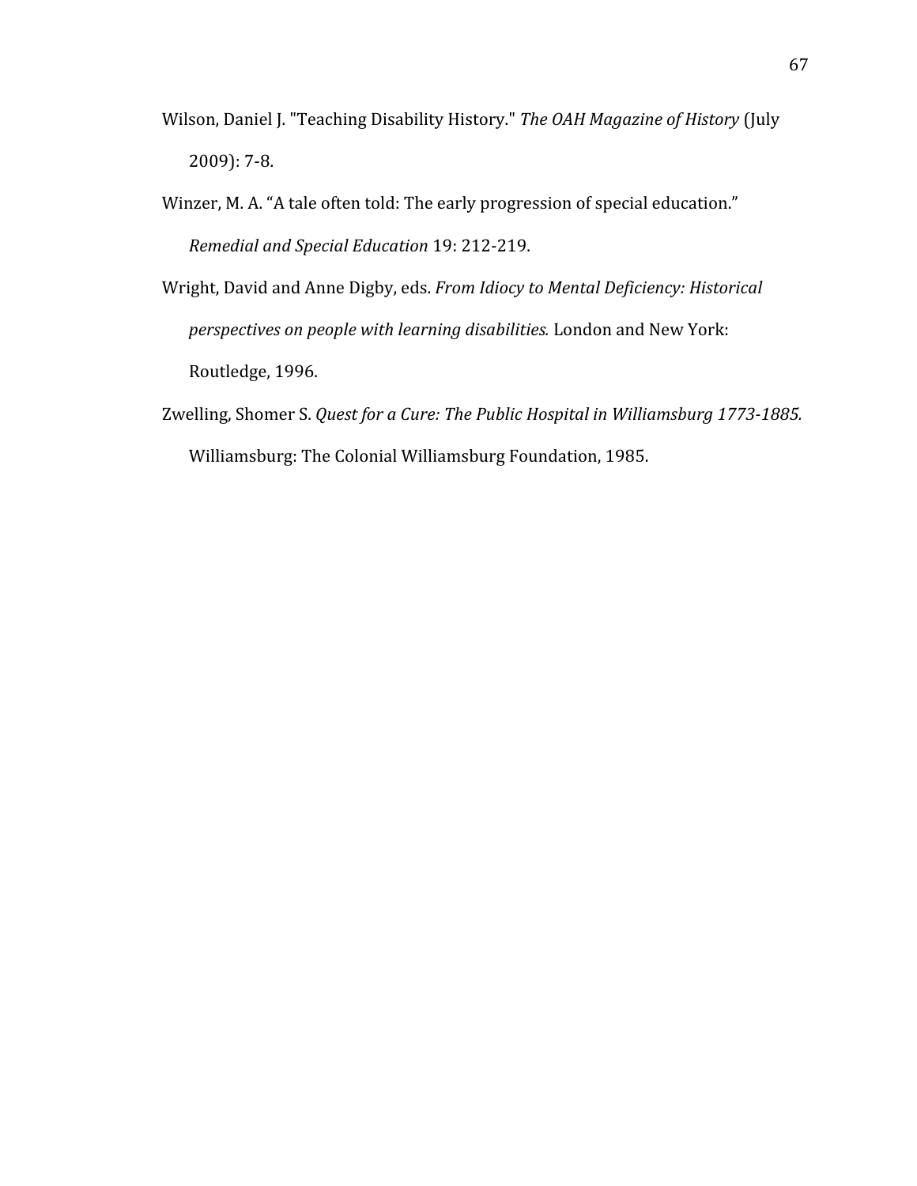Wilson, Daniel J. "Teaching Disability History." *The OAH Magazine of History* (July 2009): 7-8.

Winzer, M. A. “A tale often told: The early progression of special education.” *Remedial and Special Education* 19: 212-219.

Wright, David and Anne Digby, eds. *From Idiocy to Mental Deficiency: Historical perspectives on people with learning disabilities.* London and New York: Routledge, 1996.

Zwelling, Shomer S. *Quest for a Cure: The Public Hospital in Williamsburg 1773-1885.* Williamsburg: The Colonial Williamsburg Foundation, 1985.